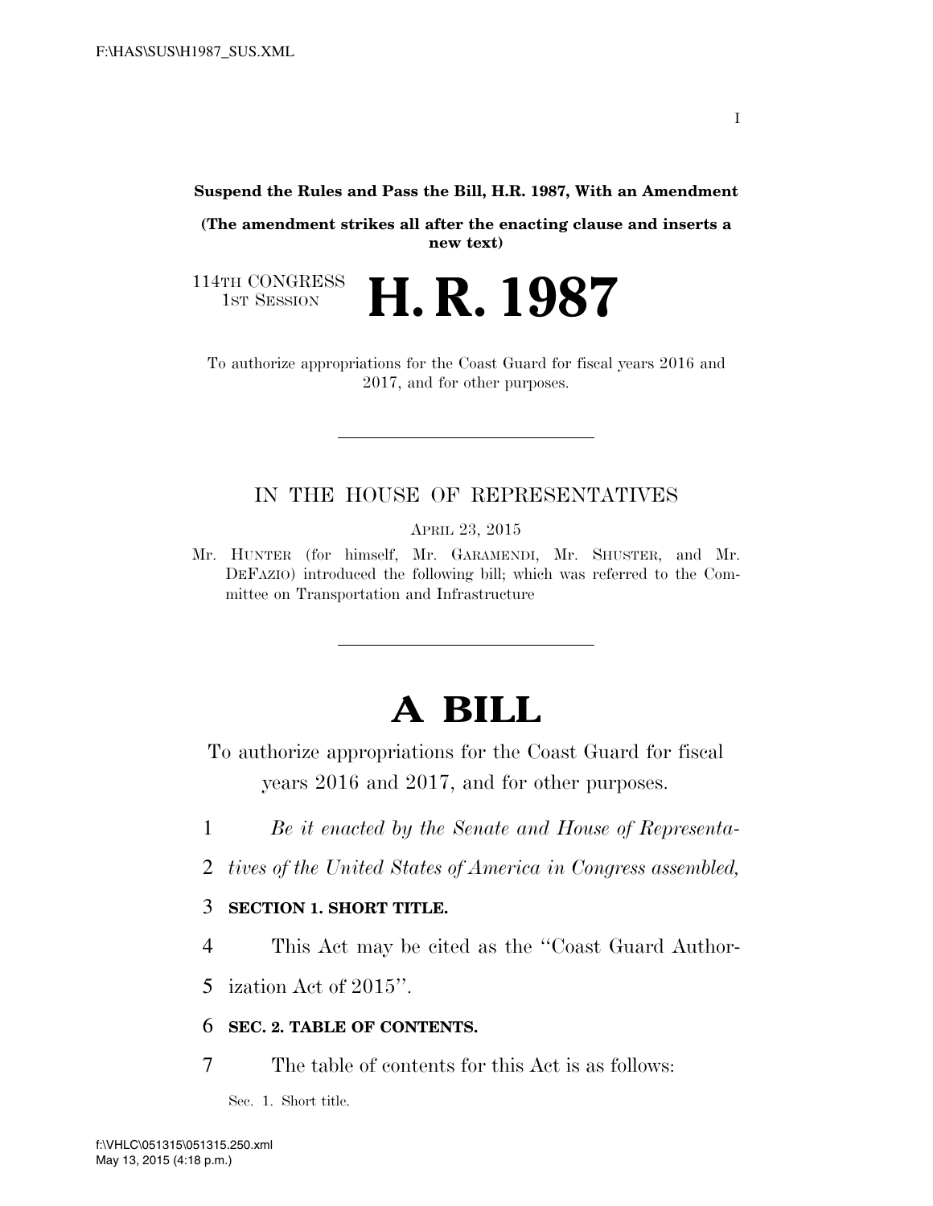**Suspend the Rules and Pass the Bill, H.R. 1987, With an Amendment**

**(The amendment strikes all after the enacting clause and inserts a new text)**

114TH CONGRESS
1ST SESSION

# H. R. 1987

To authorize appropriations for the Coast Guard for fiscal years 2016 and 2017, and for other purposes.

---

IN THE HOUSE OF REPRESENTATIVES

APRIL 23, 2015

Mr. HUNTER (for himself, Mr. GARAMENDI, Mr. SHUSTER, and Mr. DEFAZIO) introduced the following bill; which was referred to the Committee on Transportation and Infrastructure

---

# A BILL

To authorize appropriations for the Coast Guard for fiscal years 2016 and 2017, and for other purposes.

1 *Be it enacted by the Senate and House of Representa-*
2 *tives of the United States of America in Congress assembled,*

3 **SECTION 1. SHORT TITLE.**

4 This Act may be cited as the "Coast Guard Author-
5 ization Act of 2015".

6 **SEC. 2. TABLE OF CONTENTS.**

7 The table of contents for this Act is as follows:

Sec. 1. Short title.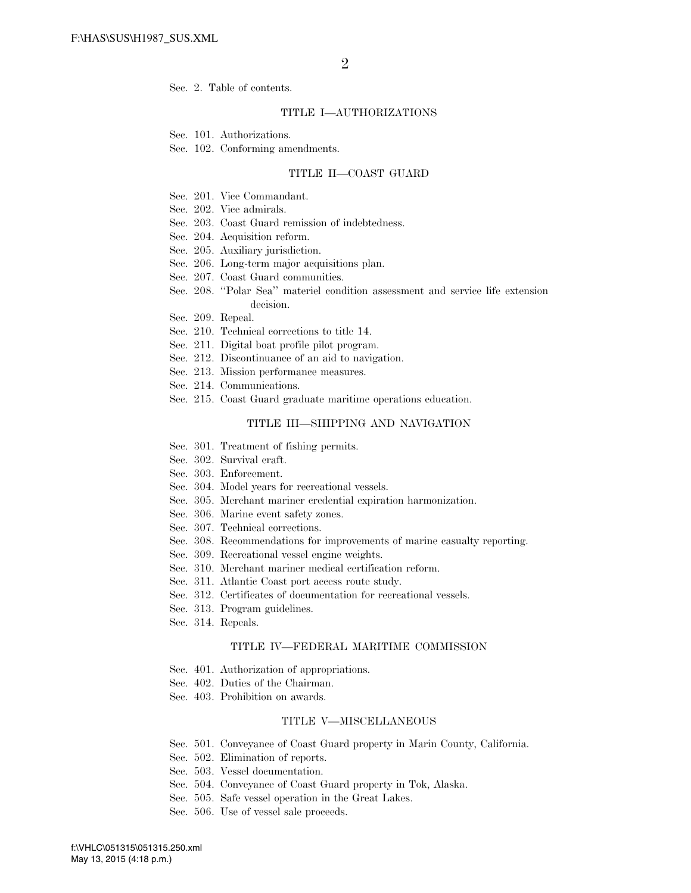Sec. 2. Table of contents.

TITLE I—AUTHORIZATIONS

Sec. 101. Authorizations.
Sec. 102. Conforming amendments.

TITLE II—COAST GUARD

Sec. 201. Vice Commandant.
Sec. 202. Vice admirals.
Sec. 203. Coast Guard remission of indebtedness.
Sec. 204. Acquisition reform.
Sec. 205. Auxiliary jurisdiction.
Sec. 206. Long-term major acquisitions plan.
Sec. 207. Coast Guard communities.
Sec. 208. ''Polar Sea'' materiel condition assessment and service life extension decision.
Sec. 209. Repeal.
Sec. 210. Technical corrections to title 14.
Sec. 211. Digital boat profile pilot program.
Sec. 212. Discontinuance of an aid to navigation.
Sec. 213. Mission performance measures.
Sec. 214. Communications.
Sec. 215. Coast Guard graduate maritime operations education.

TITLE III—SHIPPING AND NAVIGATION

Sec. 301. Treatment of fishing permits.
Sec. 302. Survival craft.
Sec. 303. Enforcement.
Sec. 304. Model years for recreational vessels.
Sec. 305. Merchant mariner credential expiration harmonization.
Sec. 306. Marine event safety zones.
Sec. 307. Technical corrections.
Sec. 308. Recommendations for improvements of marine casualty reporting.
Sec. 309. Recreational vessel engine weights.
Sec. 310. Merchant mariner medical certification reform.
Sec. 311. Atlantic Coast port access route study.
Sec. 312. Certificates of documentation for recreational vessels.
Sec. 313. Program guidelines.
Sec. 314. Repeals.

TITLE IV—FEDERAL MARITIME COMMISSION

Sec. 401. Authorization of appropriations.
Sec. 402. Duties of the Chairman.
Sec. 403. Prohibition on awards.

TITLE V—MISCELLANEOUS

Sec. 501. Conveyance of Coast Guard property in Marin County, California.
Sec. 502. Elimination of reports.
Sec. 503. Vessel documentation.
Sec. 504. Conveyance of Coast Guard property in Tok, Alaska.
Sec. 505. Safe vessel operation in the Great Lakes.
Sec. 506. Use of vessel sale proceeds.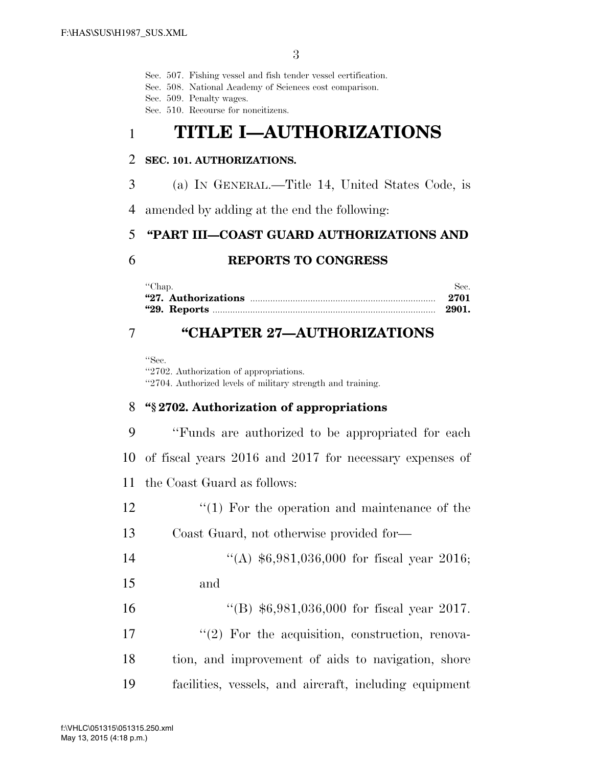Sec. 507. Fishing vessel and fish tender vessel certification.
Sec. 508. National Academy of Sciences cost comparison.
Sec. 509. Penalty wages.
Sec. 510. Recourse for noncitizens.

# TITLE I—AUTHORIZATIONS

**SEC. 101. AUTHORIZATIONS.**

(a) IN GENERAL.—Title 14, United States Code, is amended by adding at the end the following:

## "PART III—COAST GUARD AUTHORIZATIONS AND REPORTS TO CONGRESS

| "Chap. | Sec. |
|---|---|
| **"27. Authorizations** | **2701** |
| **"29. Reports** | **2901.** |

## "CHAPTER 27—AUTHORIZATIONS

"Sec.
"2702. Authorization of appropriations.
"2704. Authorized levels of military strength and training.

### "§ 2702. Authorization of appropriations

"Funds are authorized to be appropriated for each of fiscal years 2016 and 2017 for necessary expenses of the Coast Guard as follows:

"(1) For the operation and maintenance of the Coast Guard, not otherwise provided for—

"(A) $6,981,036,000 for fiscal year 2016; and

"(B) $6,981,036,000 for fiscal year 2017.

"(2) For the acquisition, construction, renovation, and improvement of aids to navigation, shore facilities, vessels, and aircraft, including equipment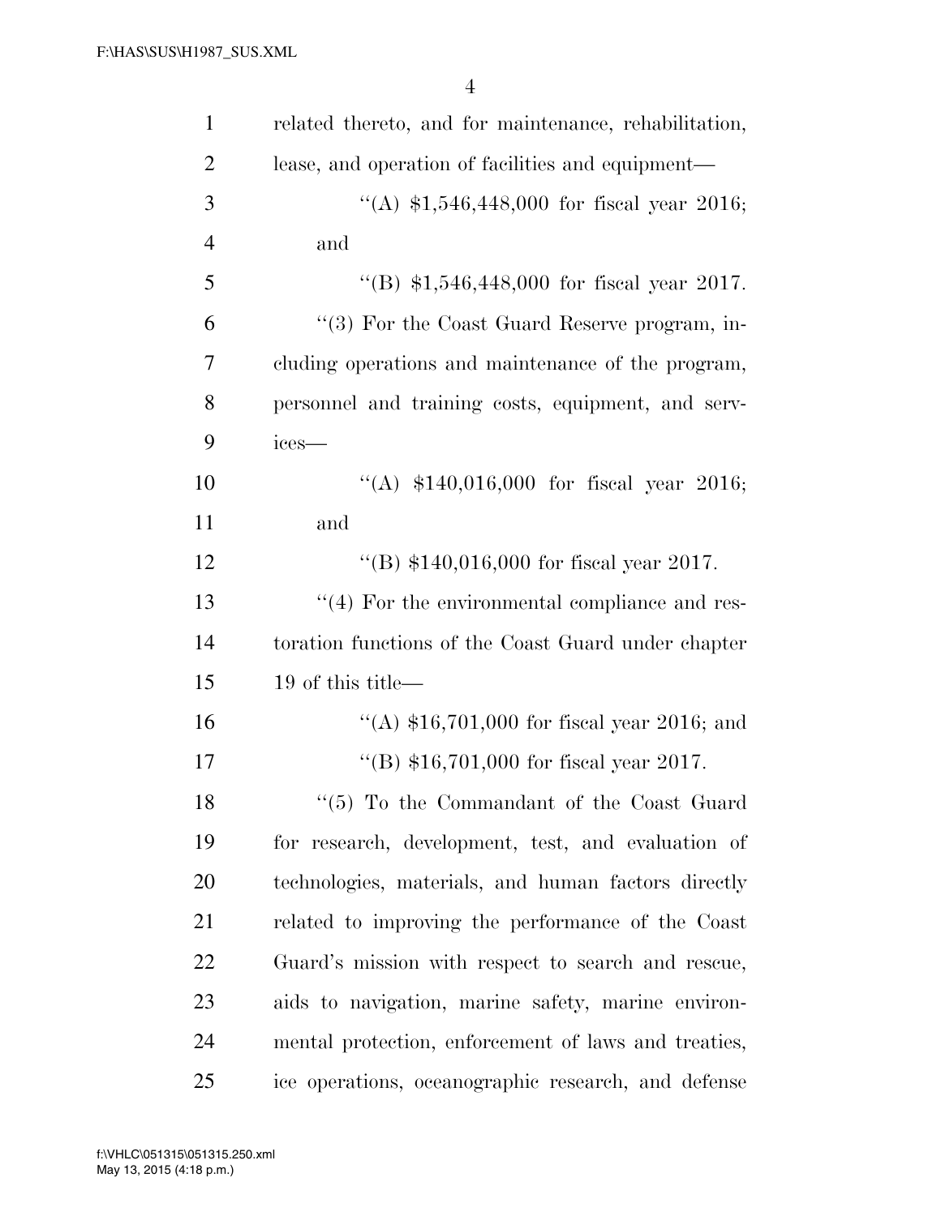related thereto, and for maintenance, rehabilitation, lease, and operation of facilities and equipment—

''(A) $1,546,448,000 for fiscal year 2016; and

''(B) $1,546,448,000 for fiscal year 2017.

''(3) For the Coast Guard Reserve program, including operations and maintenance of the program, personnel and training costs, equipment, and services—

''(A) $140,016,000 for fiscal year 2016; and

''(B) $140,016,000 for fiscal year 2017.

''(4) For the environmental compliance and restoration functions of the Coast Guard under chapter 19 of this title—

''(A) $16,701,000 for fiscal year 2016; and

''(B) $16,701,000 for fiscal year 2017.

''(5) To the Commandant of the Coast Guard for research, development, test, and evaluation of technologies, materials, and human factors directly related to improving the performance of the Coast Guard's mission with respect to search and rescue, aids to navigation, marine safety, marine environmental protection, enforcement of laws and treaties, ice operations, oceanographic research, and defense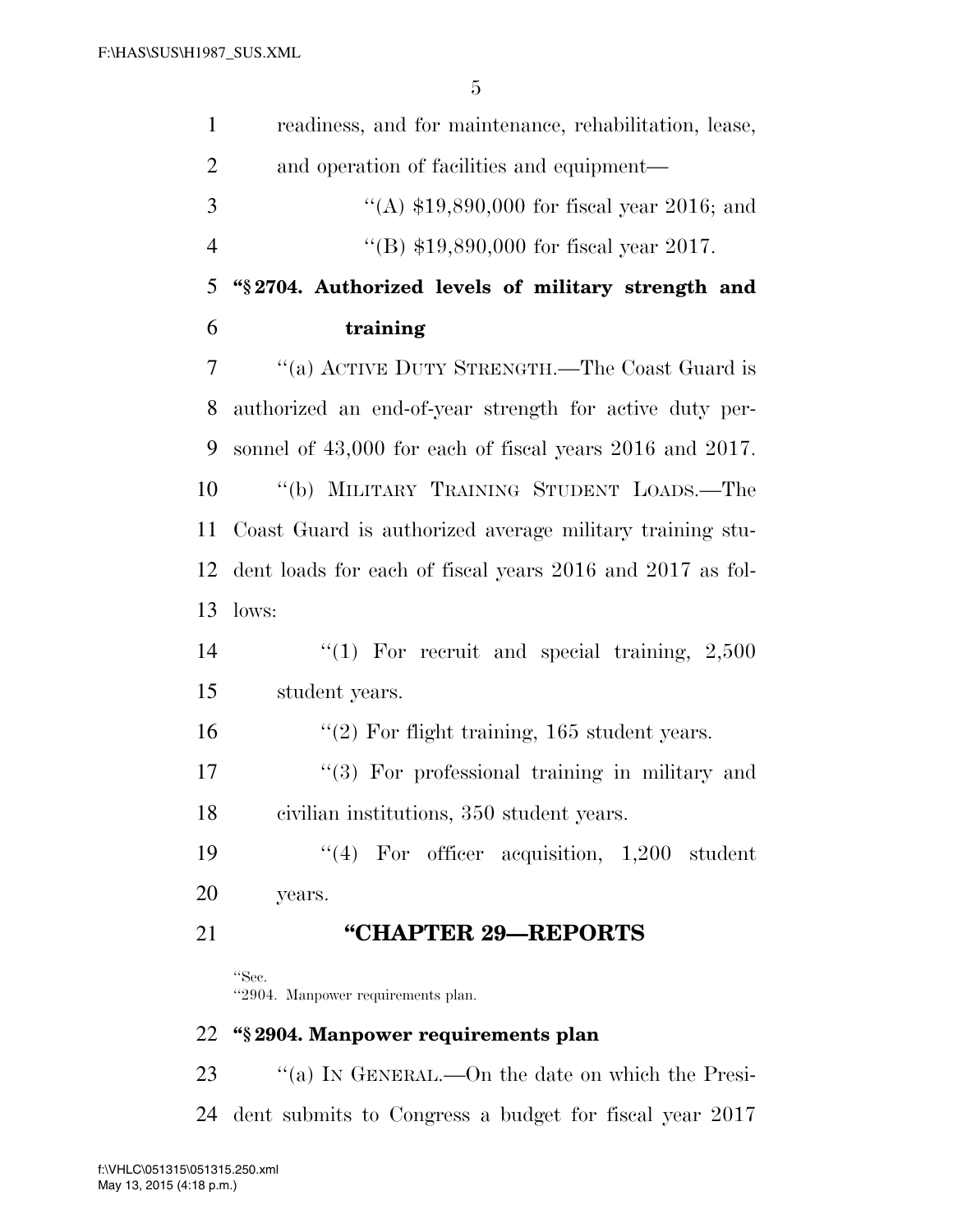readiness, and for maintenance, rehabilitation, lease, and operation of facilities and equipment—

"(A) $19,890,000 for fiscal year 2016; and

"(B) $19,890,000 for fiscal year 2017.

**"§ 2704. Authorized levels of military strength and training**

"(a) ACTIVE DUTY STRENGTH.—The Coast Guard is authorized an end-of-year strength for active duty personnel of 43,000 for each of fiscal years 2016 and 2017.

"(b) MILITARY TRAINING STUDENT LOADS.—The Coast Guard is authorized average military training student loads for each of fiscal years 2016 and 2017 as follows:

"(1) For recruit and special training, 2,500 student years.

"(2) For flight training, 165 student years.

"(3) For professional training in military and civilian institutions, 350 student years.

"(4) For officer acquisition, 1,200 student years.

## "CHAPTER 29—REPORTS

"Sec.
"2904. Manpower requirements plan.

**"§ 2904. Manpower requirements plan**

"(a) IN GENERAL.—On the date on which the President submits to Congress a budget for fiscal year 2017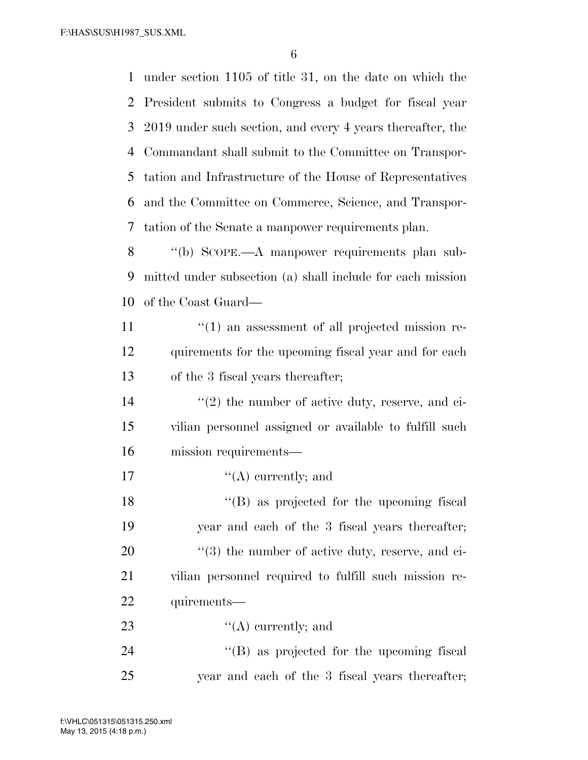under section 1105 of title 31, on the date on which the President submits to Congress a budget for fiscal year 2019 under such section, and every 4 years thereafter, the Commandant shall submit to the Committee on Transportation and Infrastructure of the House of Representatives and the Committee on Commerce, Science, and Transportation of the Senate a manpower requirements plan.

''(b) SCOPE.—A manpower requirements plan submitted under subsection (a) shall include for each mission of the Coast Guard—

''(1) an assessment of all projected mission requirements for the upcoming fiscal year and for each of the 3 fiscal years thereafter;

''(2) the number of active duty, reserve, and civilian personnel assigned or available to fulfill such mission requirements—

''(A) currently; and

''(B) as projected for the upcoming fiscal year and each of the 3 fiscal years thereafter;

''(3) the number of active duty, reserve, and civilian personnel required to fulfill such mission requirements—

''(A) currently; and

''(B) as projected for the upcoming fiscal year and each of the 3 fiscal years thereafter;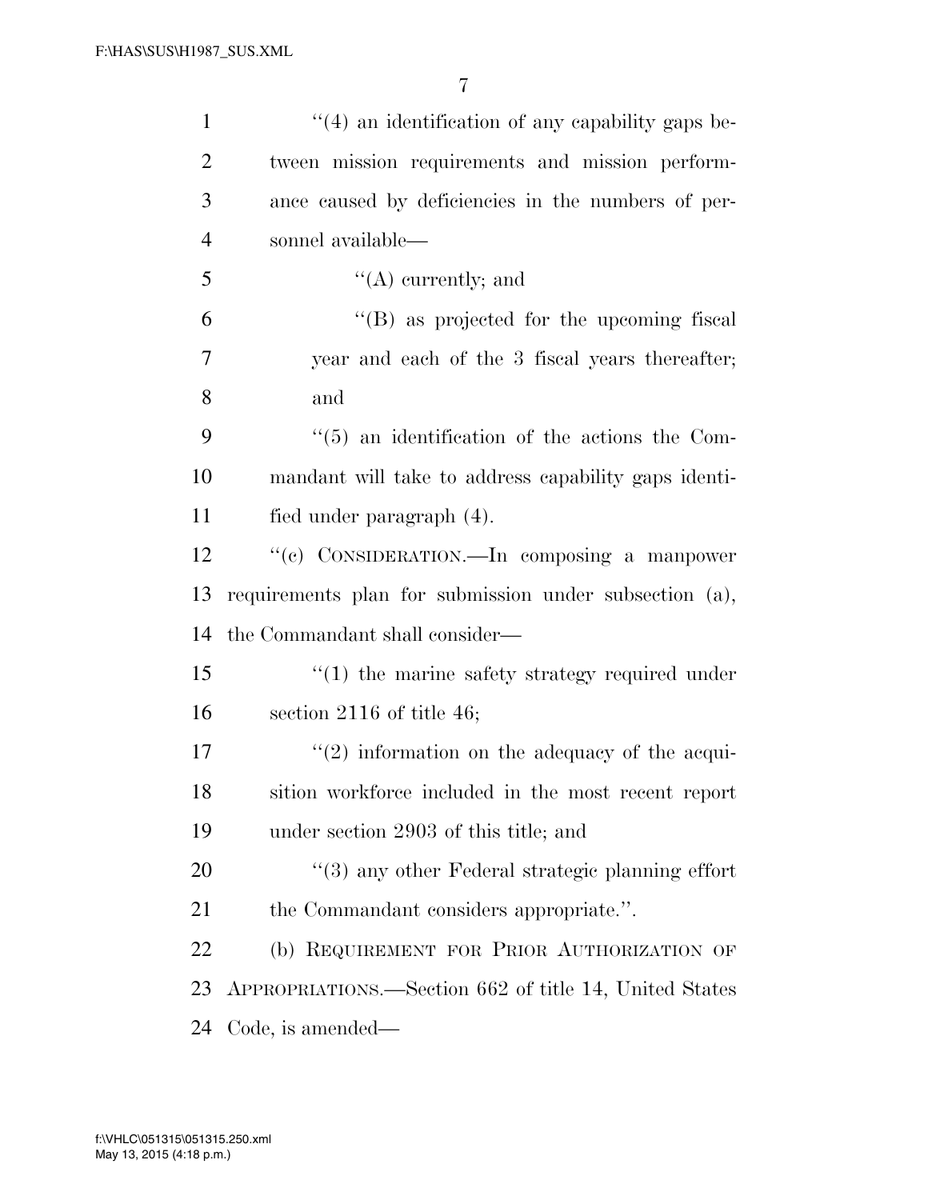"(4) an identification of any capability gaps between mission requirements and mission performance caused by deficiencies in the numbers of personnel available—

"(A) currently; and

"(B) as projected for the upcoming fiscal year and each of the 3 fiscal years thereafter; and

"(5) an identification of the actions the Commandant will take to address capability gaps identified under paragraph (4).

"(c) CONSIDERATION.—In composing a manpower requirements plan for submission under subsection (a), the Commandant shall consider—

"(1) the marine safety strategy required under section 2116 of title 46;

"(2) information on the adequacy of the acquisition workforce included in the most recent report under section 2903 of this title; and

"(3) any other Federal strategic planning effort the Commandant considers appropriate.".

(b) REQUIREMENT FOR PRIOR AUTHORIZATION OF APPROPRIATIONS.—Section 662 of title 14, United States Code, is amended—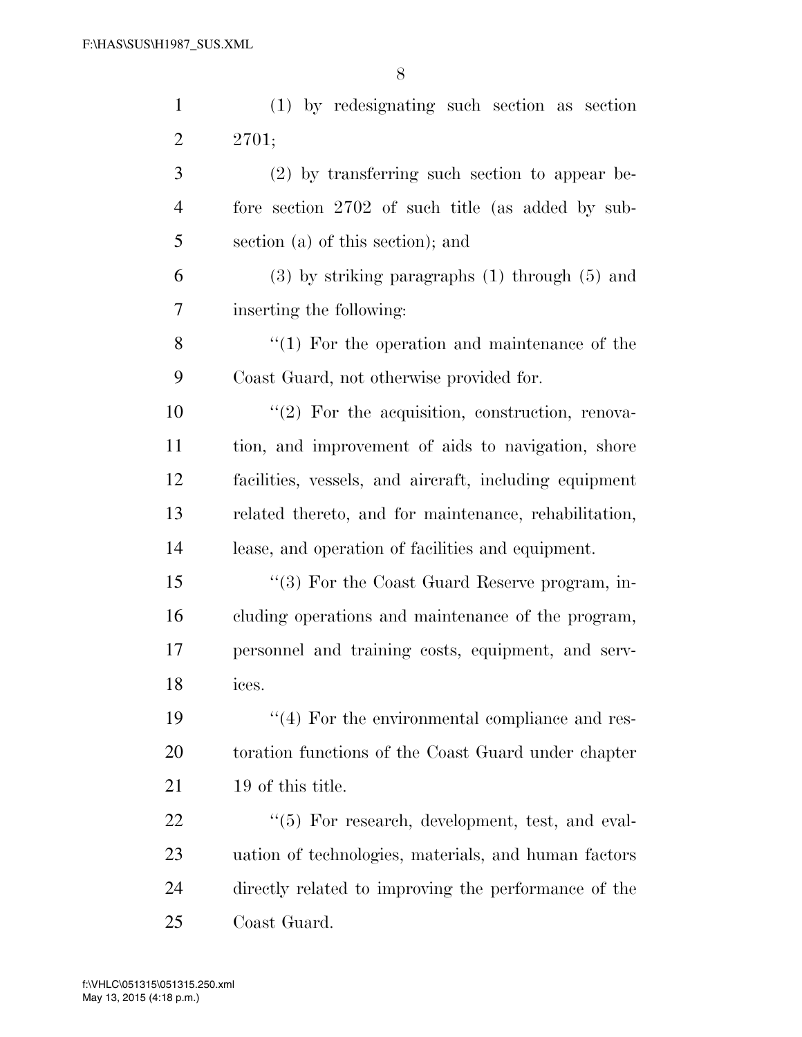(1) by redesignating such section as section 2701;

(2) by transferring such section to appear before section 2702 of such title (as added by subsection (a) of this section); and

(3) by striking paragraphs (1) through (5) and inserting the following:

"(1) For the operation and maintenance of the Coast Guard, not otherwise provided for.

"(2) For the acquisition, construction, renovation, and improvement of aids to navigation, shore facilities, vessels, and aircraft, including equipment related thereto, and for maintenance, rehabilitation, lease, and operation of facilities and equipment.

"(3) For the Coast Guard Reserve program, including operations and maintenance of the program, personnel and training costs, equipment, and services.

"(4) For the environmental compliance and restoration functions of the Coast Guard under chapter 19 of this title.

"(5) For research, development, test, and evaluation of technologies, materials, and human factors directly related to improving the performance of the Coast Guard.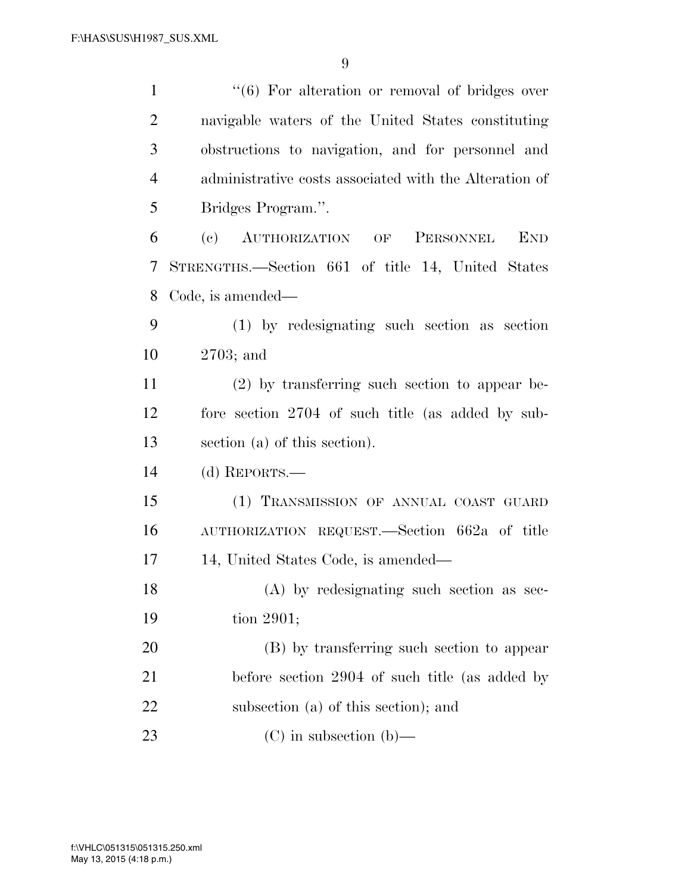"(6) For alteration or removal of bridges over navigable waters of the United States constituting obstructions to navigation, and for personnel and administrative costs associated with the Alteration of Bridges Program.".

(c) AUTHORIZATION OF PERSONNEL END STRENGTHS.—Section 661 of title 14, United States Code, is amended—

(1) by redesignating such section as section 2703; and

(2) by transferring such section to appear before section 2704 of such title (as added by subsection (a) of this section).

(d) REPORTS.—

(1) TRANSMISSION OF ANNUAL COAST GUARD AUTHORIZATION REQUEST.—Section 662a of title 14, United States Code, is amended—

(A) by redesignating such section as section 2901;

(B) by transferring such section to appear before section 2904 of such title (as added by subsection (a) of this section); and

(C) in subsection (b)—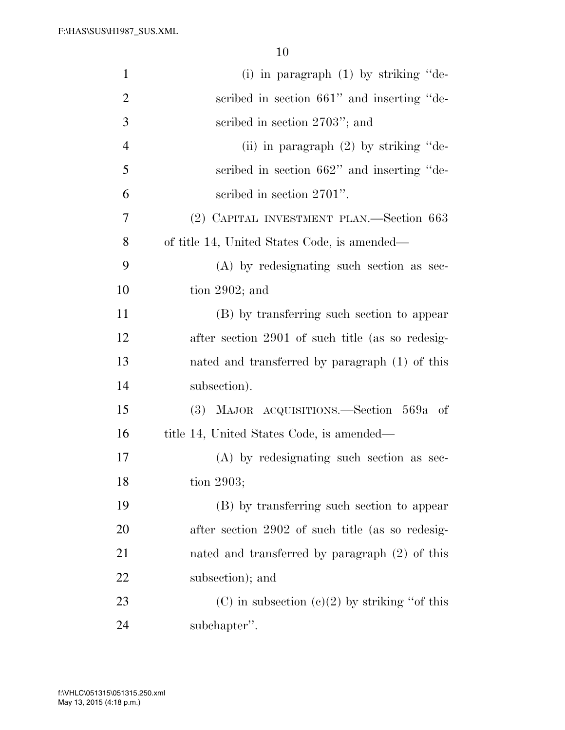(i) in paragraph (1) by striking ''described in section 661'' and inserting ''described in section 2703''; and

(ii) in paragraph (2) by striking ''described in section 662'' and inserting ''described in section 2701''.

(2) CAPITAL INVESTMENT PLAN.—Section 663 of title 14, United States Code, is amended—

(A) by redesignating such section as section 2902; and

(B) by transferring such section to appear after section 2901 of such title (as so redesignated and transferred by paragraph (1) of this subsection).

(3) MAJOR ACQUISITIONS.—Section 569a of title 14, United States Code, is amended—

(A) by redesignating such section as section 2903;

(B) by transferring such section to appear after section 2902 of such title (as so redesignated and transferred by paragraph (2) of this subsection); and

(C) in subsection (c)(2) by striking ''of this subchapter''.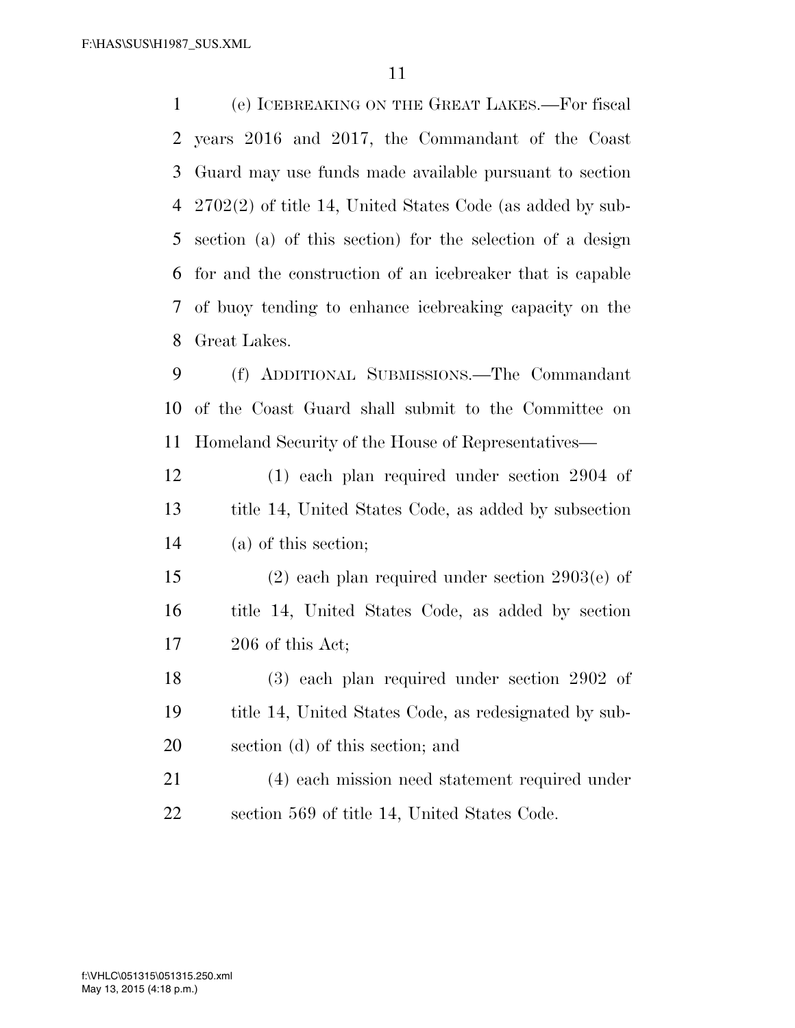(e) ICEBREAKING ON THE GREAT LAKES.—For fiscal years 2016 and 2017, the Commandant of the Coast Guard may use funds made available pursuant to section 2702(2) of title 14, United States Code (as added by subsection (a) of this section) for the selection of a design for and the construction of an icebreaker that is capable of buoy tending to enhance icebreaking capacity on the Great Lakes.

(f) ADDITIONAL SUBMISSIONS.—The Commandant of the Coast Guard shall submit to the Committee on Homeland Security of the House of Representatives—

(1) each plan required under section 2904 of title 14, United States Code, as added by subsection (a) of this section;

(2) each plan required under section 2903(e) of title 14, United States Code, as added by section 206 of this Act;

(3) each plan required under section 2902 of title 14, United States Code, as redesignated by subsection (d) of this section; and

(4) each mission need statement required under section 569 of title 14, United States Code.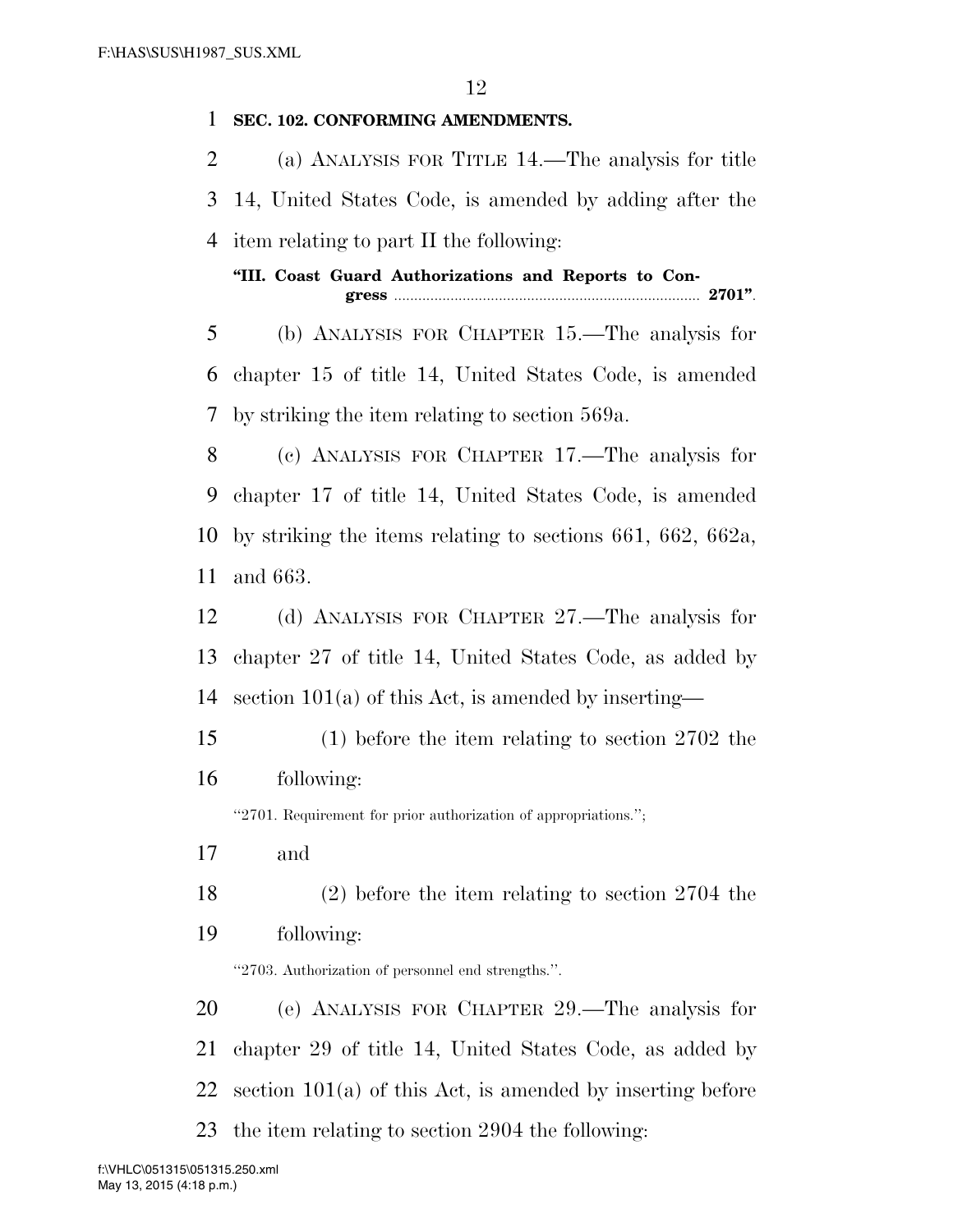**SEC. 102. CONFORMING AMENDMENTS.**

(a) ANALYSIS FOR TITLE 14.—The analysis for title 14, United States Code, is amended by adding after the item relating to part II the following:

**"III. Coast Guard Authorizations and Reports to Congress .......................................................................... 2701"**.

(b) ANALYSIS FOR CHAPTER 15.—The analysis for chapter 15 of title 14, United States Code, is amended by striking the item relating to section 569a.

(c) ANALYSIS FOR CHAPTER 17.—The analysis for chapter 17 of title 14, United States Code, is amended by striking the items relating to sections 661, 662, 662a, and 663.

(d) ANALYSIS FOR CHAPTER 27.—The analysis for chapter 27 of title 14, United States Code, as added by section 101(a) of this Act, is amended by inserting—

(1) before the item relating to section 2702 the following:

"2701. Requirement for prior authorization of appropriations.";

and

(2) before the item relating to section 2704 the following:

"2703. Authorization of personnel end strengths.".

(e) ANALYSIS FOR CHAPTER 29.—The analysis for chapter 29 of title 14, United States Code, as added by section 101(a) of this Act, is amended by inserting before the item relating to section 2904 the following: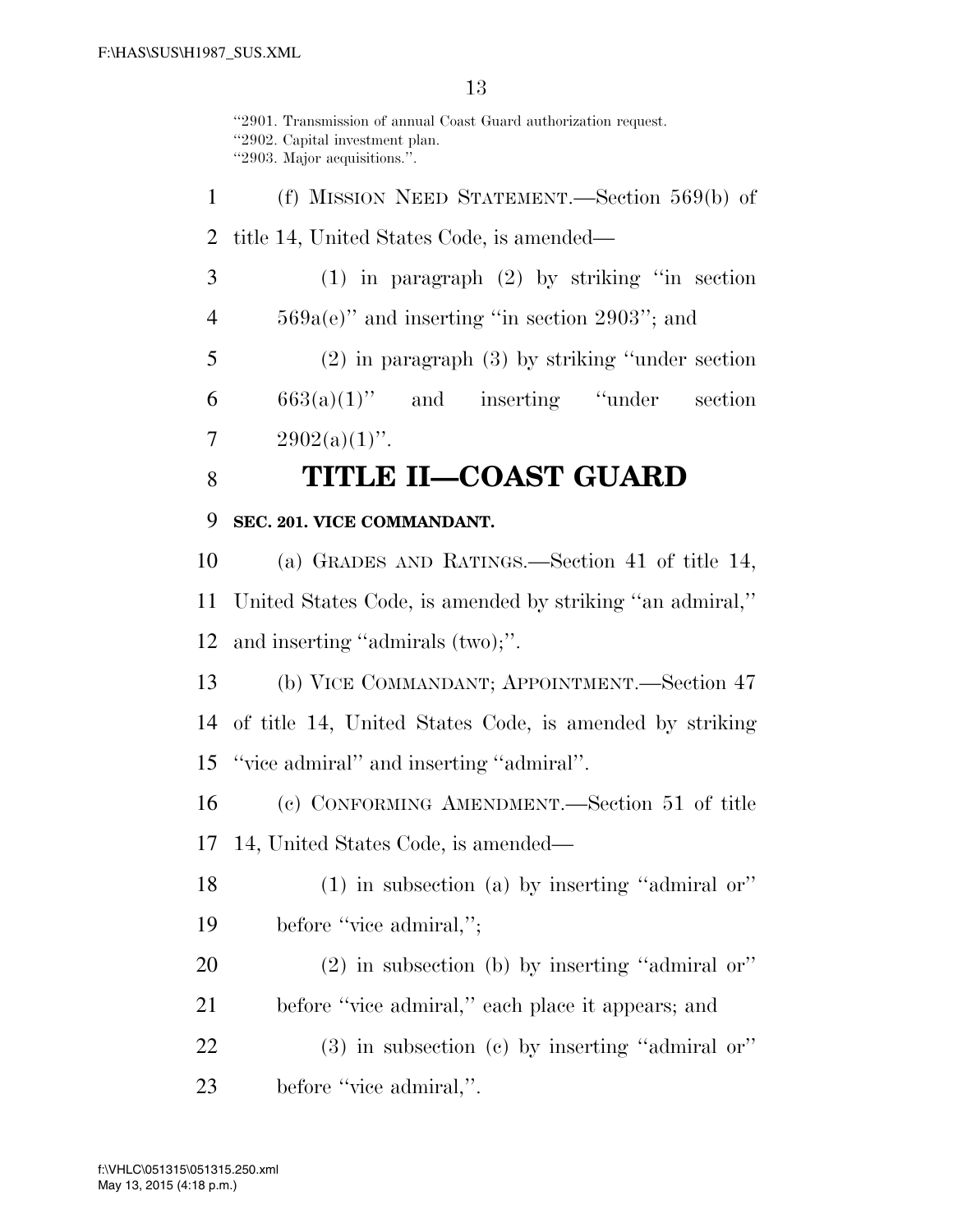"2901. Transmission of annual Coast Guard authorization request.
"2902. Capital investment plan.
"2903. Major acquisitions.".

(f) MISSION NEED STATEMENT.—Section 569(b) of title 14, United States Code, is amended—

(1) in paragraph (2) by striking "in section 569a(e)" and inserting "in section 2903"; and

(2) in paragraph (3) by striking "under section 663(a)(1)" and inserting "under section 2902(a)(1)".

# TITLE II—COAST GUARD

### SEC. 201. VICE COMMANDANT.

(a) GRADES AND RATINGS.—Section 41 of title 14, United States Code, is amended by striking "an admiral," and inserting "admirals (two);".

(b) VICE COMMANDANT; APPOINTMENT.—Section 47 of title 14, United States Code, is amended by striking "vice admiral" and inserting "admiral".

(c) CONFORMING AMENDMENT.—Section 51 of title 14, United States Code, is amended—

(1) in subsection (a) by inserting "admiral or" before "vice admiral,";

(2) in subsection (b) by inserting "admiral or" before "vice admiral," each place it appears; and

(3) in subsection (c) by inserting "admiral or" before "vice admiral,".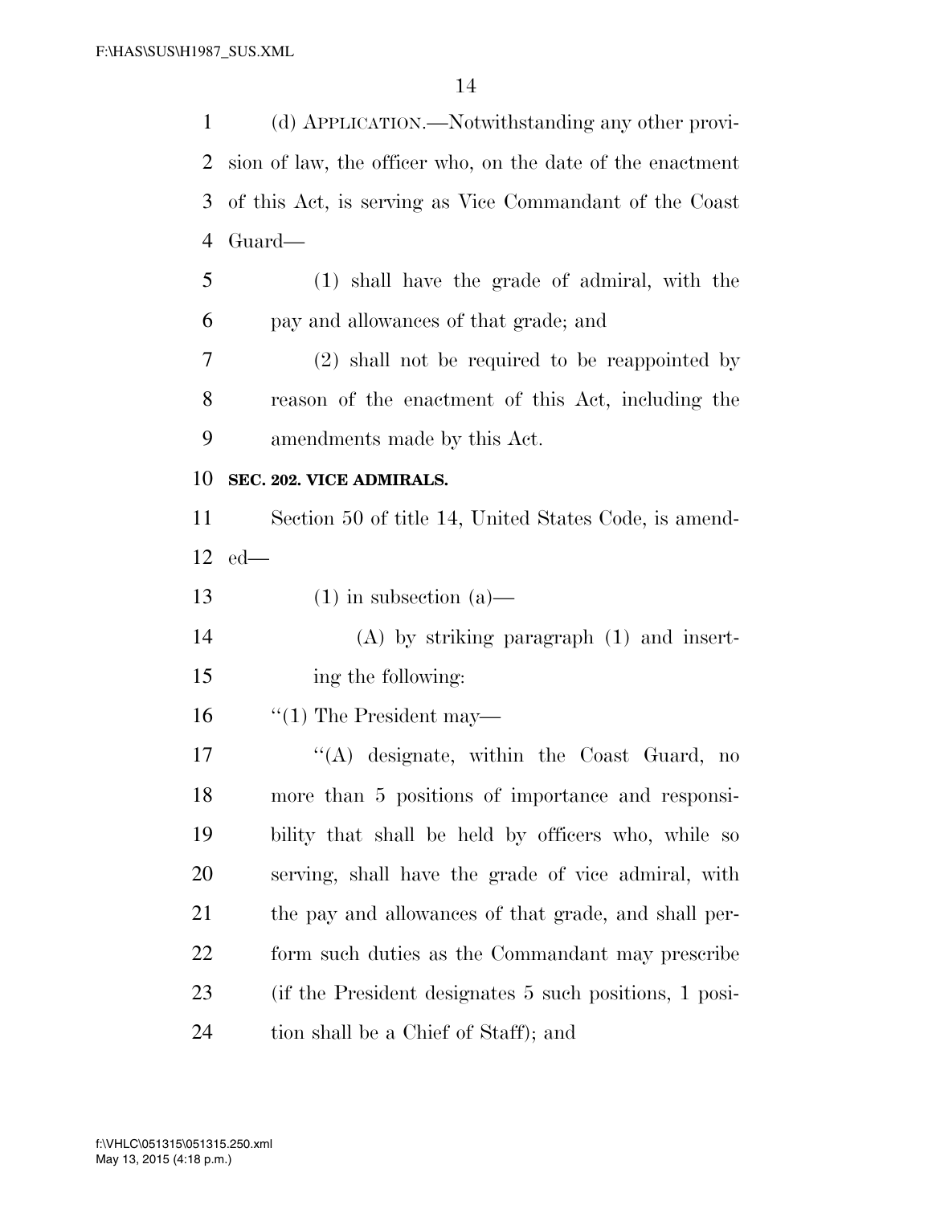(d) APPLICATION.—Notwithstanding any other provision of law, the officer who, on the date of the enactment of this Act, is serving as Vice Commandant of the Coast Guard—

(1) shall have the grade of admiral, with the pay and allowances of that grade; and

(2) shall not be required to be reappointed by reason of the enactment of this Act, including the amendments made by this Act.

**SEC. 202. VICE ADMIRALS.**

Section 50 of title 14, United States Code, is amended—

(1) in subsection (a)—

(A) by striking paragraph (1) and inserting the following:

"(1) The President may—

"(A) designate, within the Coast Guard, no more than 5 positions of importance and responsibility that shall be held by officers who, while so serving, shall have the grade of vice admiral, with the pay and allowances of that grade, and shall perform such duties as the Commandant may prescribe (if the President designates 5 such positions, 1 position shall be a Chief of Staff); and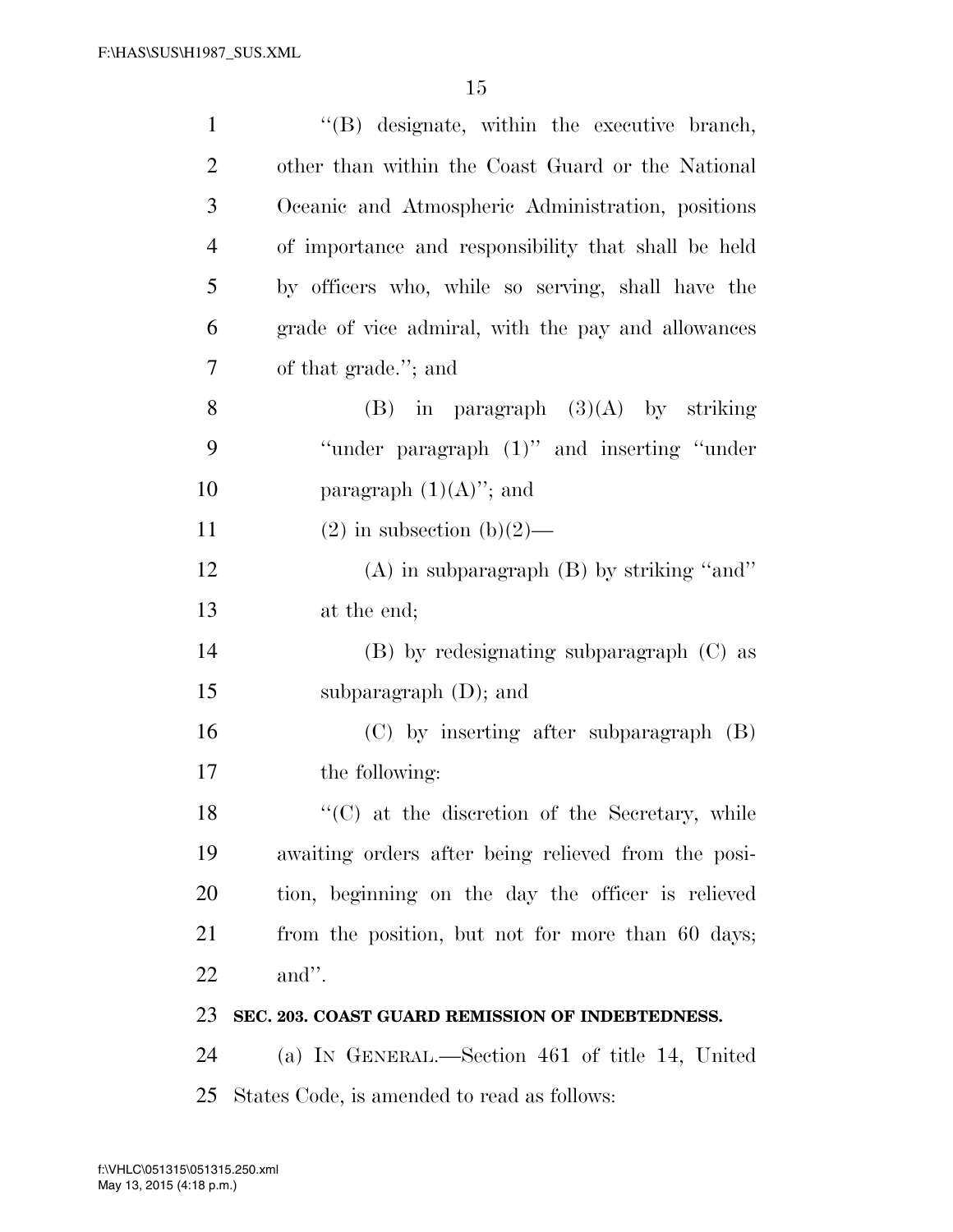''(B) designate, within the executive branch, other than within the Coast Guard or the National Oceanic and Atmospheric Administration, positions of importance and responsibility that shall be held by officers who, while so serving, shall have the grade of vice admiral, with the pay and allowances of that grade.''; and

(B) in paragraph (3)(A) by striking ''under paragraph (1)'' and inserting ''under paragraph (1)(A)''; and

(2) in subsection (b)(2)—

(A) in subparagraph (B) by striking ''and'' at the end;

(B) by redesignating subparagraph (C) as subparagraph (D); and

(C) by inserting after subparagraph (B) the following:

''(C) at the discretion of the Secretary, while awaiting orders after being relieved from the position, beginning on the day the officer is relieved from the position, but not for more than 60 days; and''.

**SEC. 203. COAST GUARD REMISSION OF INDEBTEDNESS.**

(a) IN GENERAL.—Section 461 of title 14, United States Code, is amended to read as follows: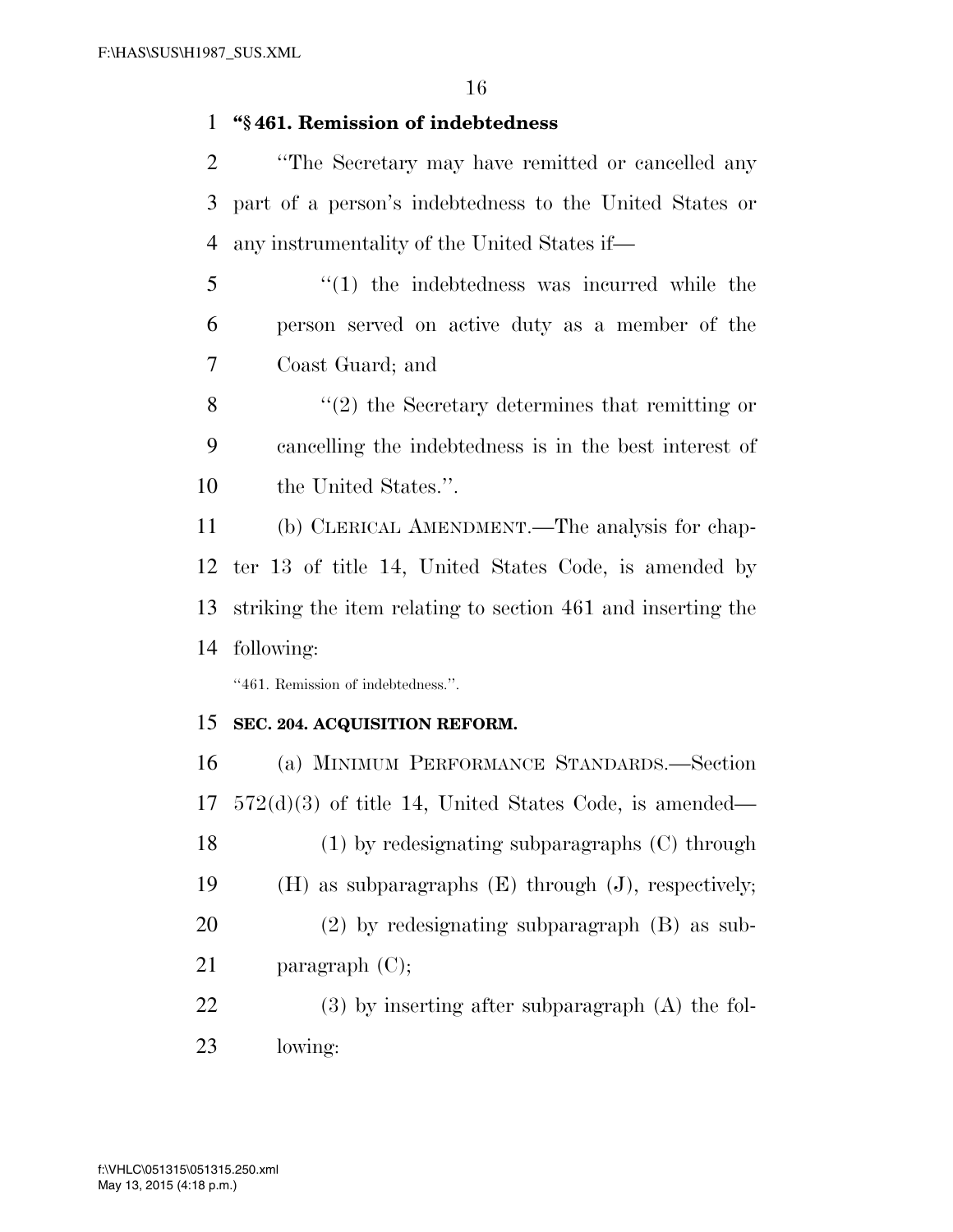**"§ 461. Remission of indebtedness**

"The Secretary may have remitted or cancelled any part of a person's indebtedness to the United States or any instrumentality of the United States if—

"(1) the indebtedness was incurred while the person served on active duty as a member of the Coast Guard; and

"(2) the Secretary determines that remitting or cancelling the indebtedness is in the best interest of the United States.".

(b) CLERICAL AMENDMENT.—The analysis for chapter 13 of title 14, United States Code, is amended by striking the item relating to section 461 and inserting the following:

"461. Remission of indebtedness.".

**SEC. 204. ACQUISITION REFORM.**

(a) MINIMUM PERFORMANCE STANDARDS.—Section 572(d)(3) of title 14, United States Code, is amended—

(1) by redesignating subparagraphs (C) through (H) as subparagraphs (E) through (J), respectively;

(2) by redesignating subparagraph (B) as subparagraph (C);

(3) by inserting after subparagraph (A) the following: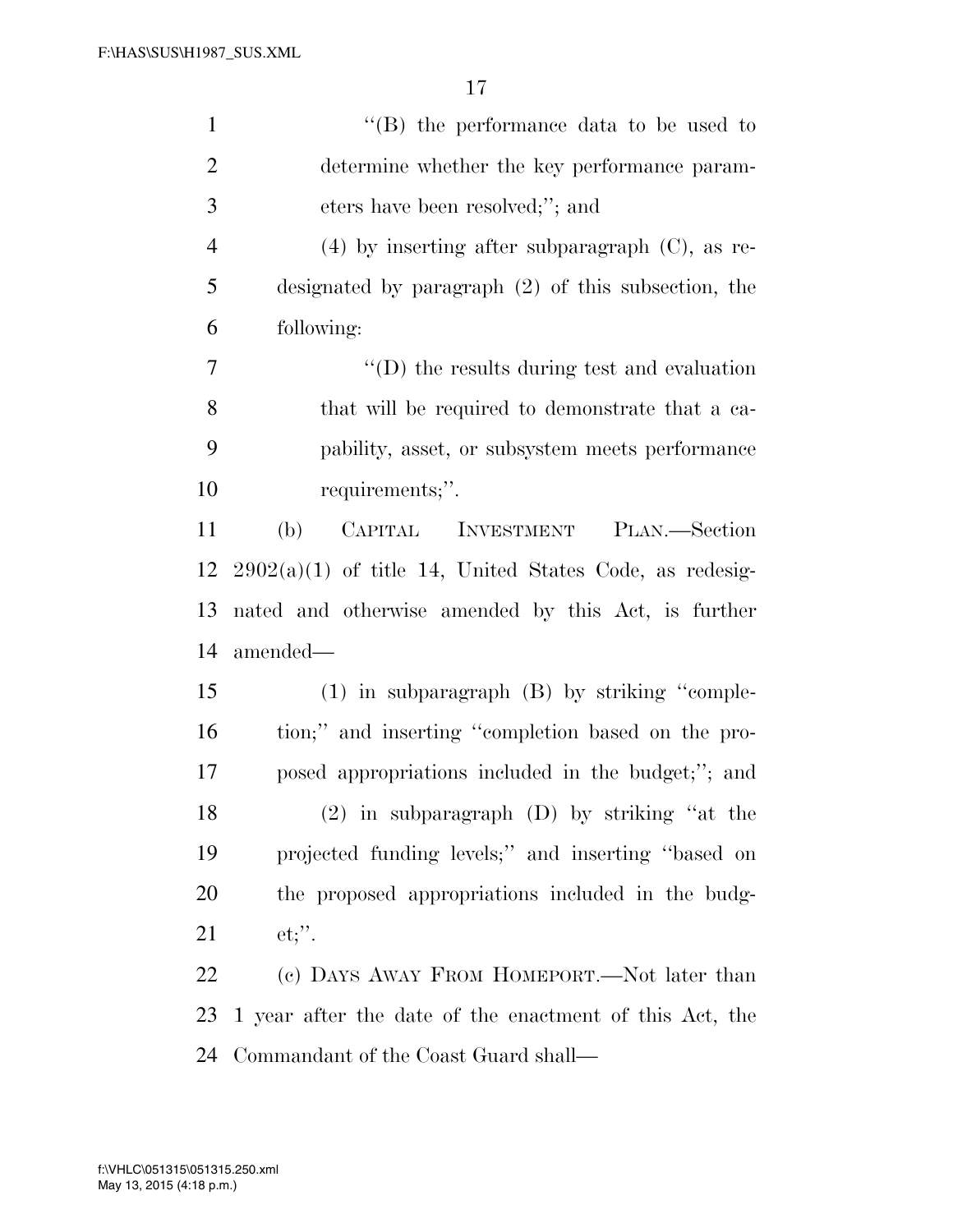"(B) the performance data to be used to determine whether the key performance parameters have been resolved;"; and

(4) by inserting after subparagraph (C), as redesignated by paragraph (2) of this subsection, the following:

"(D) the results during test and evaluation that will be required to demonstrate that a capability, asset, or subsystem meets performance requirements;".

(b) CAPITAL INVESTMENT PLAN.—Section 2902(a)(1) of title 14, United States Code, as redesignated and otherwise amended by this Act, is further amended—

(1) in subparagraph (B) by striking "completion;" and inserting "completion based on the proposed appropriations included in the budget;"; and

(2) in subparagraph (D) by striking "at the projected funding levels;" and inserting "based on the proposed appropriations included in the budget;".

(c) DAYS AWAY FROM HOMEPORT.—Not later than 1 year after the date of the enactment of this Act, the Commandant of the Coast Guard shall—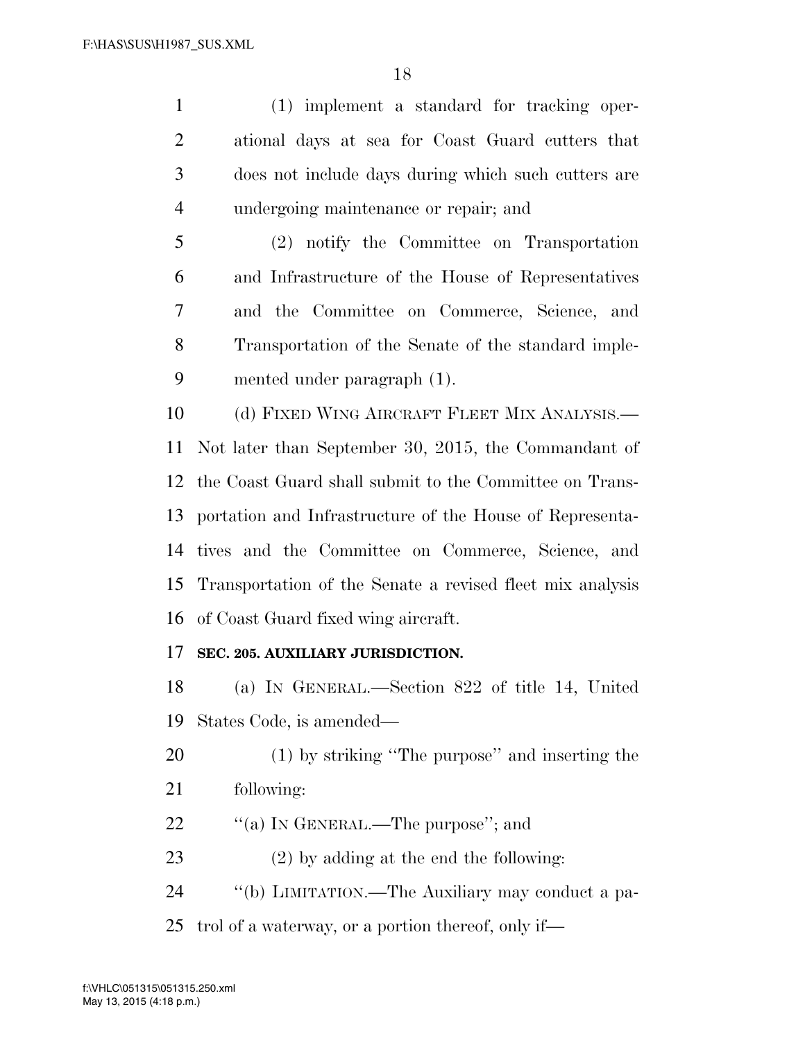(1) implement a standard for tracking operational days at sea for Coast Guard cutters that does not include days during which such cutters are undergoing maintenance or repair; and

(2) notify the Committee on Transportation and Infrastructure of the House of Representatives and the Committee on Commerce, Science, and Transportation of the Senate of the standard implemented under paragraph (1).

(d) FIXED WING AIRCRAFT FLEET MIX ANALYSIS.—Not later than September 30, 2015, the Commandant of the Coast Guard shall submit to the Committee on Transportation and Infrastructure of the House of Representatives and the Committee on Commerce, Science, and Transportation of the Senate a revised fleet mix analysis of Coast Guard fixed wing aircraft.

**SEC. 205. AUXILIARY JURISDICTION.**

(a) IN GENERAL.—Section 822 of title 14, United States Code, is amended—

(1) by striking ''The purpose'' and inserting the following:

''(a) IN GENERAL.—The purpose''; and

(2) by adding at the end the following:

''(b) LIMITATION.—The Auxiliary may conduct a patrol of a waterway, or a portion thereof, only if—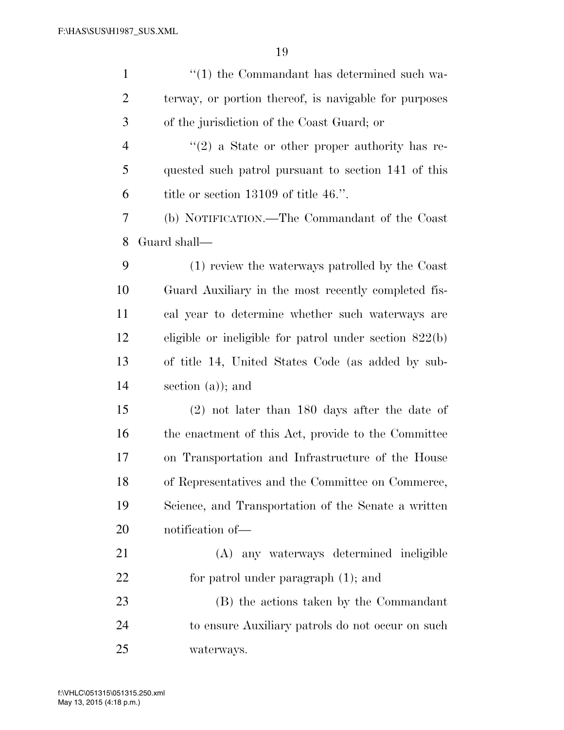''(1) the Commandant has determined such waterway, or portion thereof, is navigable for purposes of the jurisdiction of the Coast Guard; or

''(2) a State or other proper authority has requested such patrol pursuant to section 141 of this title or section 13109 of title 46.''.

(b) NOTIFICATION.—The Commandant of the Coast Guard shall—

(1) review the waterways patrolled by the Coast Guard Auxiliary in the most recently completed fiscal year to determine whether such waterways are eligible or ineligible for patrol under section 822(b) of title 14, United States Code (as added by subsection (a)); and

(2) not later than 180 days after the date of the enactment of this Act, provide to the Committee on Transportation and Infrastructure of the House of Representatives and the Committee on Commerce, Science, and Transportation of the Senate a written notification of—

(A) any waterways determined ineligible for patrol under paragraph (1); and

(B) the actions taken by the Commandant to ensure Auxiliary patrols do not occur on such waterways.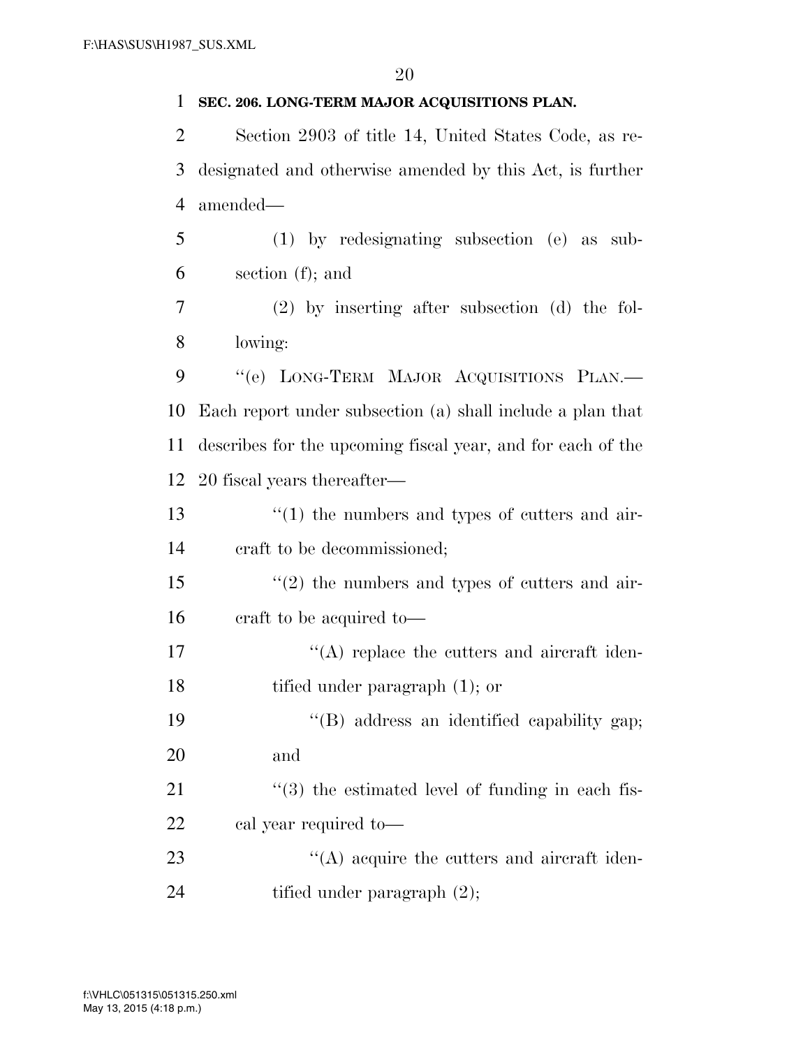**SEC. 206. LONG-TERM MAJOR ACQUISITIONS PLAN.**

Section 2903 of title 14, United States Code, as redesignated and otherwise amended by this Act, is further amended—

(1) by redesignating subsection (e) as subsection (f); and

(2) by inserting after subsection (d) the following:

"(e) LONG-TERM MAJOR ACQUISITIONS PLAN.—Each report under subsection (a) shall include a plan that describes for the upcoming fiscal year, and for each of the 20 fiscal years thereafter—

"(1) the numbers and types of cutters and aircraft to be decommissioned;

"(2) the numbers and types of cutters and aircraft to be acquired to—

"(A) replace the cutters and aircraft identified under paragraph (1); or

"(B) address an identified capability gap; and

"(3) the estimated level of funding in each fiscal year required to—

"(A) acquire the cutters and aircraft identified under paragraph (2);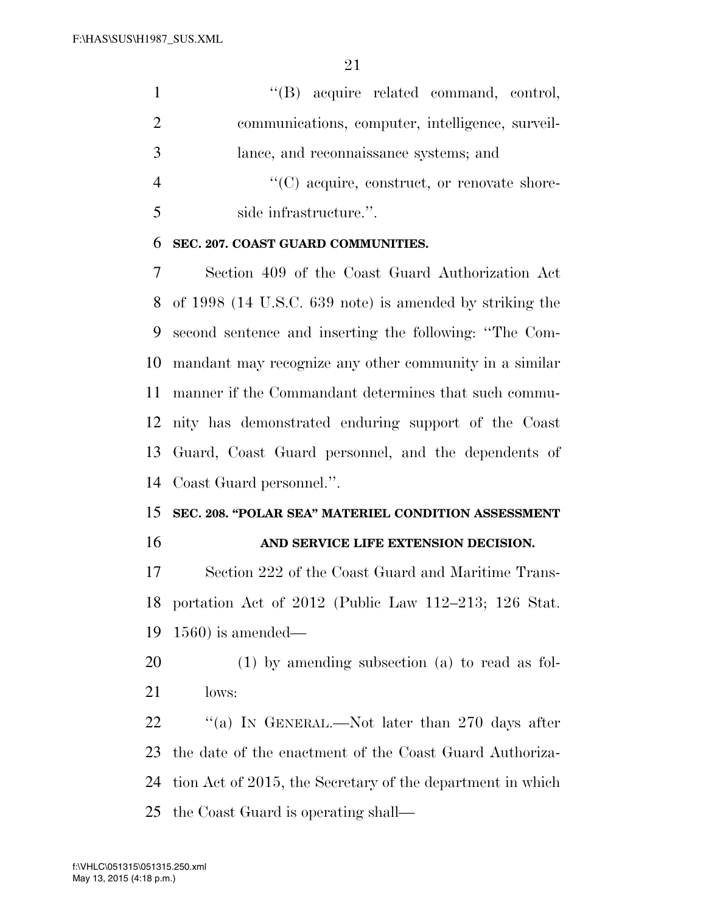"(B) acquire related command, control, communications, computer, intelligence, surveillance, and reconnaissance systems; and

"(C) acquire, construct, or renovate shoreside infrastructure.".

**SEC. 207. COAST GUARD COMMUNITIES.**

Section 409 of the Coast Guard Authorization Act of 1998 (14 U.S.C. 639 note) is amended by striking the second sentence and inserting the following: "The Commandant may recognize any other community in a similar manner if the Commandant determines that such community has demonstrated enduring support of the Coast Guard, Coast Guard personnel, and the dependents of Coast Guard personnel.".

**SEC. 208. "POLAR SEA" MATERIEL CONDITION ASSESSMENT AND SERVICE LIFE EXTENSION DECISION.**

Section 222 of the Coast Guard and Maritime Transportation Act of 2012 (Public Law 112–213; 126 Stat. 1560) is amended—

(1) by amending subsection (a) to read as follows:

"(a) IN GENERAL.—Not later than 270 days after the date of the enactment of the Coast Guard Authorization Act of 2015, the Secretary of the department in which the Coast Guard is operating shall—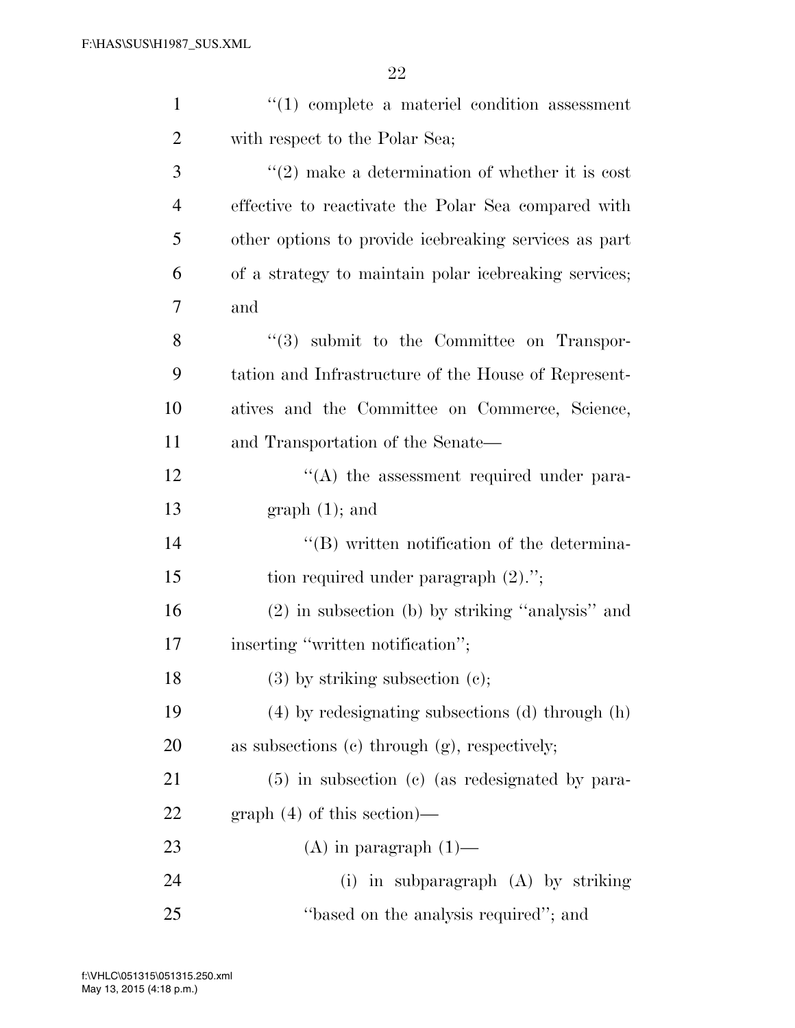''(1) complete a materiel condition assessment with respect to the Polar Sea;

''(2) make a determination of whether it is cost effective to reactivate the Polar Sea compared with other options to provide icebreaking services as part of a strategy to maintain polar icebreaking services; and

''(3) submit to the Committee on Transportation and Infrastructure of the House of Representatives and the Committee on Commerce, Science, and Transportation of the Senate—

''(A) the assessment required under paragraph (1); and

''(B) written notification of the determination required under paragraph (2).'';

(2) in subsection (b) by striking ''analysis'' and inserting ''written notification'';

(3) by striking subsection (c);

(4) by redesignating subsections (d) through (h) as subsections (c) through (g), respectively;

(5) in subsection (c) (as redesignated by paragraph (4) of this section)—

(A) in paragraph (1)—

(i) in subparagraph (A) by striking ''based on the analysis required''; and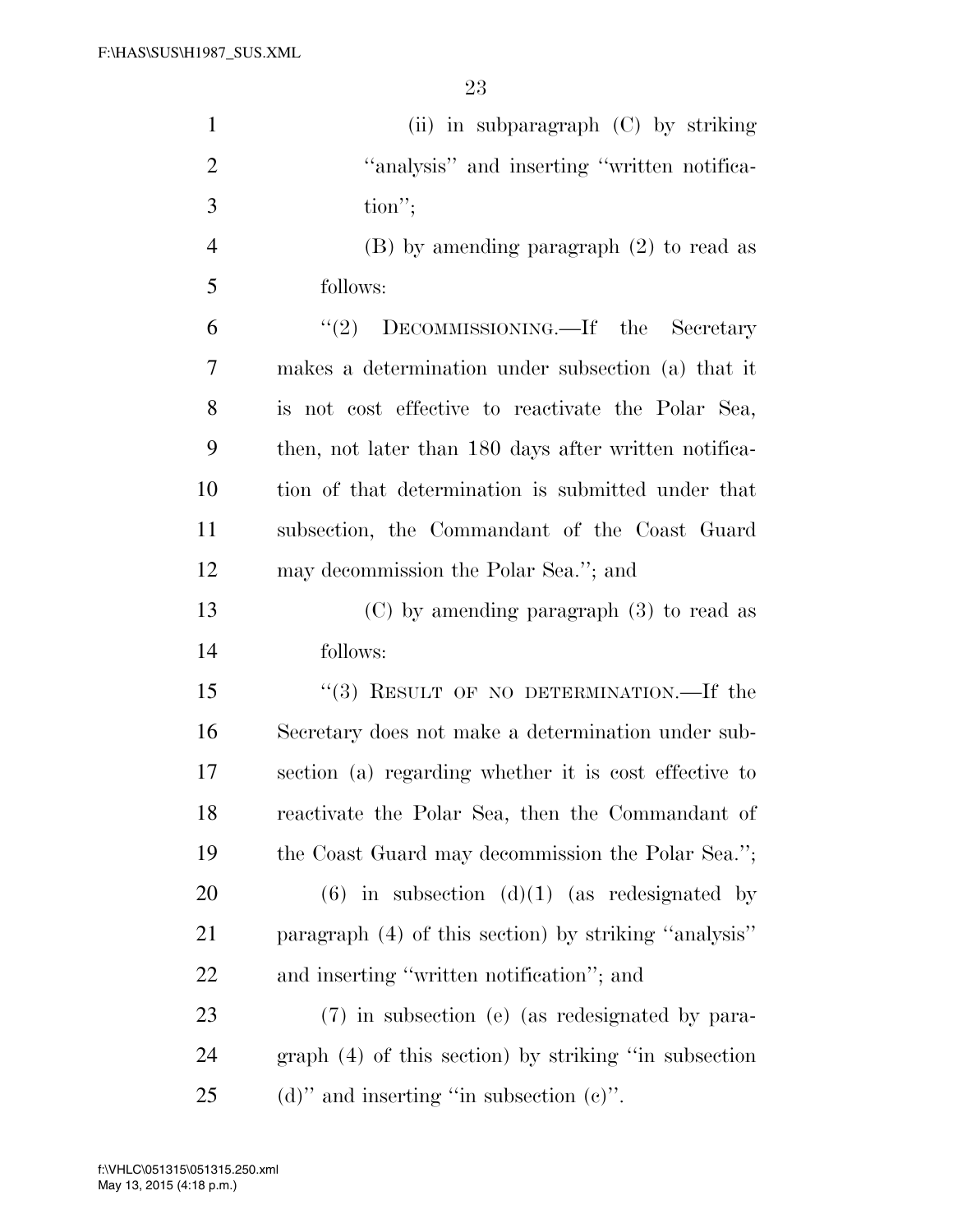(ii) in subparagraph (C) by striking ''analysis'' and inserting ''written notification'';

(B) by amending paragraph (2) to read as follows:

''(2) DECOMMISSIONING.—If the Secretary makes a determination under subsection (a) that it is not cost effective to reactivate the Polar Sea, then, not later than 180 days after written notification of that determination is submitted under that subsection, the Commandant of the Coast Guard may decommission the Polar Sea.''; and

(C) by amending paragraph (3) to read as follows:

''(3) RESULT OF NO DETERMINATION.—If the Secretary does not make a determination under subsection (a) regarding whether it is cost effective to reactivate the Polar Sea, then the Commandant of the Coast Guard may decommission the Polar Sea.'';

(6) in subsection (d)(1) (as redesignated by paragraph (4) of this section) by striking ''analysis'' and inserting ''written notification''; and

(7) in subsection (e) (as redesignated by paragraph (4) of this section) by striking ''in subsection (d)'' and inserting ''in subsection (c)''.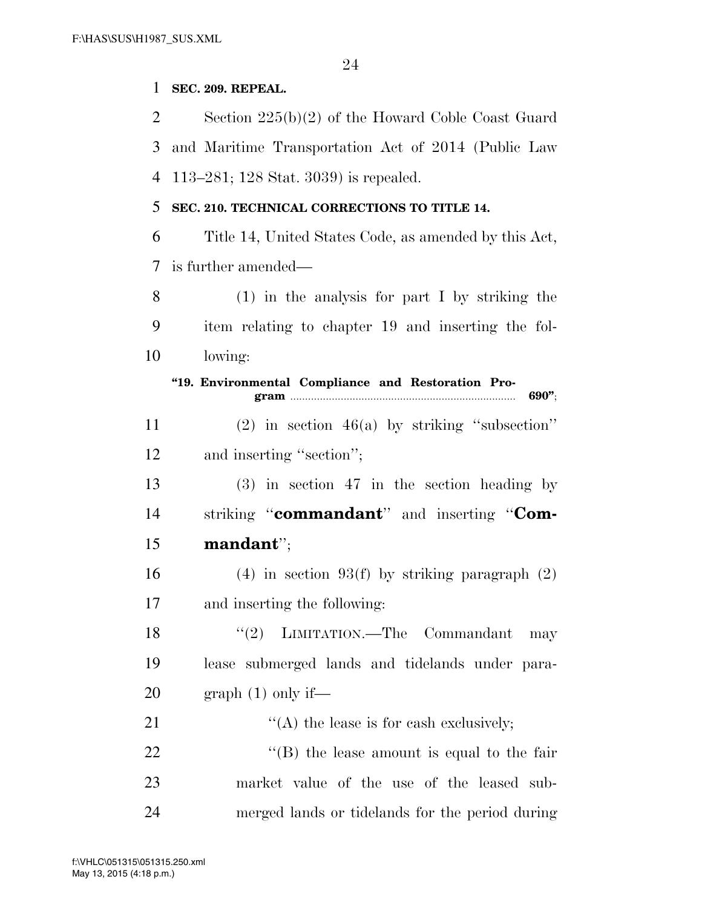**SEC. 209. REPEAL.**

Section 225(b)(2) of the Howard Coble Coast Guard and Maritime Transportation Act of 2014 (Public Law 113–281; 128 Stat. 3039) is repealed.

**SEC. 210. TECHNICAL CORRECTIONS TO TITLE 14.**

Title 14, United States Code, as amended by this Act, is further amended—

(1) in the analysis for part I by striking the item relating to chapter 19 and inserting the following:

**"19. Environmental Compliance and Restoration Program ........ 690"**;

(2) in section 46(a) by striking "subsection" and inserting "section";

(3) in section 47 in the section heading by striking "**commandant**" and inserting "**Commandant**";

(4) in section 93(f) by striking paragraph (2) and inserting the following:

"(2) LIMITATION.—The Commandant may lease submerged lands and tidelands under paragraph (1) only if—

"(A) the lease is for cash exclusively;

"(B) the lease amount is equal to the fair market value of the use of the leased submerged lands or tidelands for the period during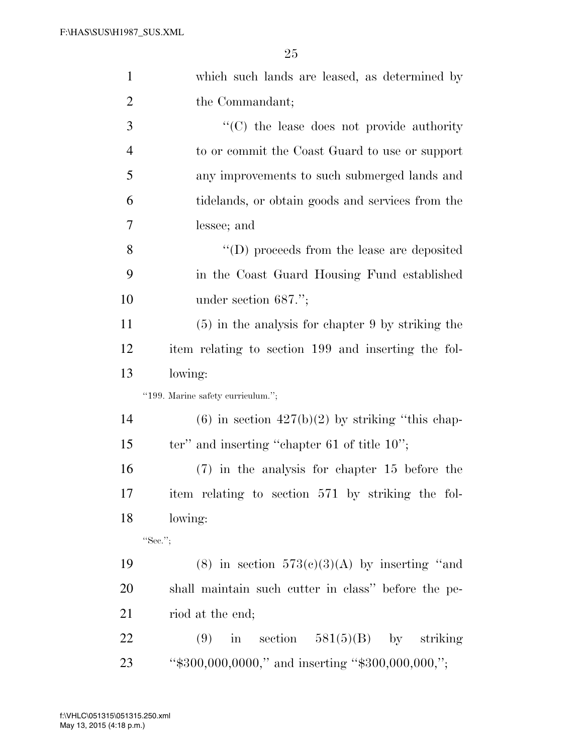which such lands are leased, as determined by the Commandant;

"(C) the lease does not provide authority to or commit the Coast Guard to use or support any improvements to such submerged lands and tidelands, or obtain goods and services from the lessee; and

"(D) proceeds from the lease are deposited in the Coast Guard Housing Fund established under section 687.";

(5) in the analysis for chapter 9 by striking the item relating to section 199 and inserting the following:

"199. Marine safety curriculum.";

(6) in section 427(b)(2) by striking "this chapter" and inserting "chapter 61 of title 10";

(7) in the analysis for chapter 15 before the item relating to section 571 by striking the following:

"Sec.";

(8) in section 573(c)(3)(A) by inserting "and shall maintain such cutter in class" before the period at the end;

(9) in section 581(5)(B) by striking "$300,000,0000," and inserting "$300,000,000,";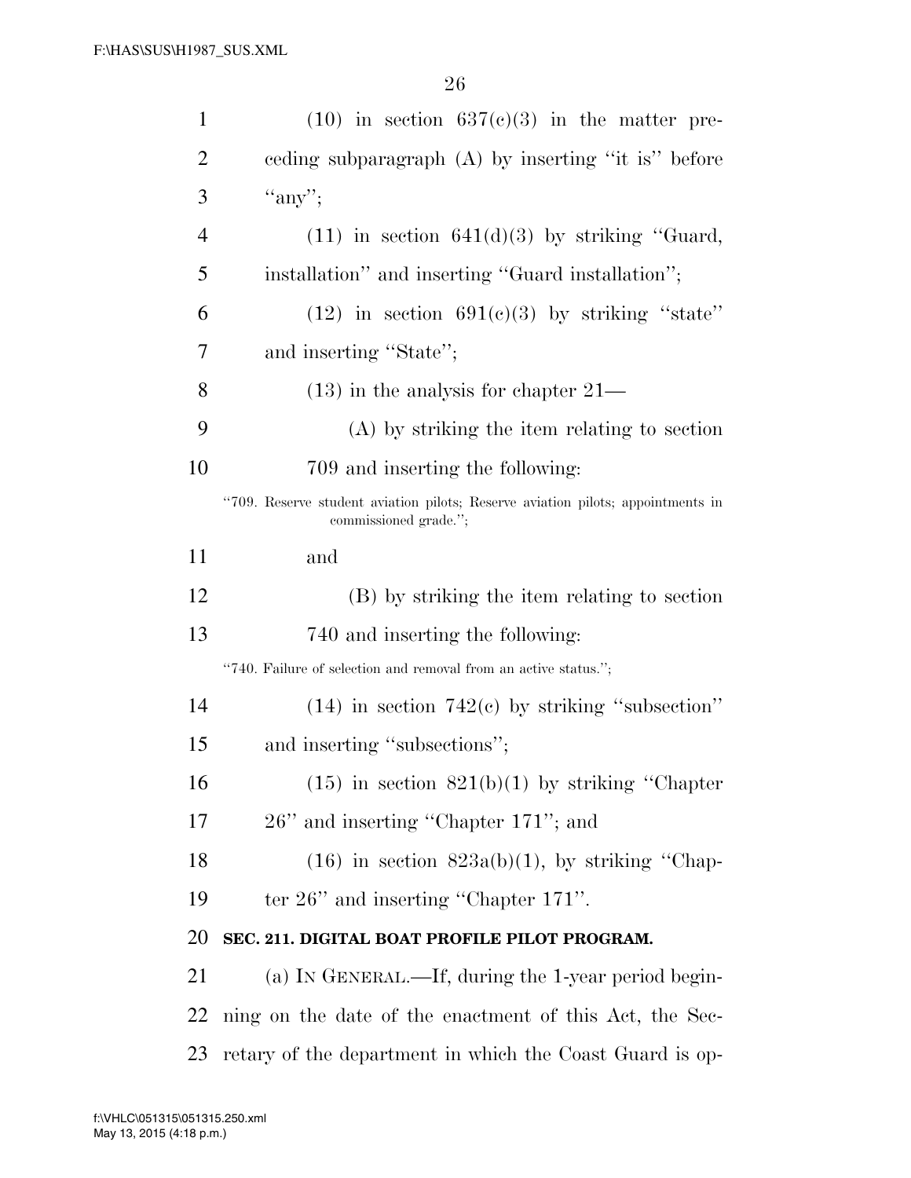(10) in section 637(c)(3) in the matter preceding subparagraph (A) by inserting ''it is'' before ''any'';

(11) in section 641(d)(3) by striking ''Guard, installation'' and inserting ''Guard installation'';

(12) in section 691(c)(3) by striking ''state'' and inserting ''State'';

(13) in the analysis for chapter 21—

(A) by striking the item relating to section 709 and inserting the following:

''709. Reserve student aviation pilots; Reserve aviation pilots; appointments in commissioned grade.'';

and

(B) by striking the item relating to section 740 and inserting the following:

''740. Failure of selection and removal from an active status.'';

(14) in section 742(c) by striking ''subsection'' and inserting ''subsections'';

(15) in section 821(b)(1) by striking ''Chapter 26'' and inserting ''Chapter 171''; and

(16) in section 823a(b)(1), by striking ''Chapter 26'' and inserting ''Chapter 171''.

**SEC. 211. DIGITAL BOAT PROFILE PILOT PROGRAM.**

(a) IN GENERAL.—If, during the 1-year period beginning on the date of the enactment of this Act, the Secretary of the department in which the Coast Guard is op-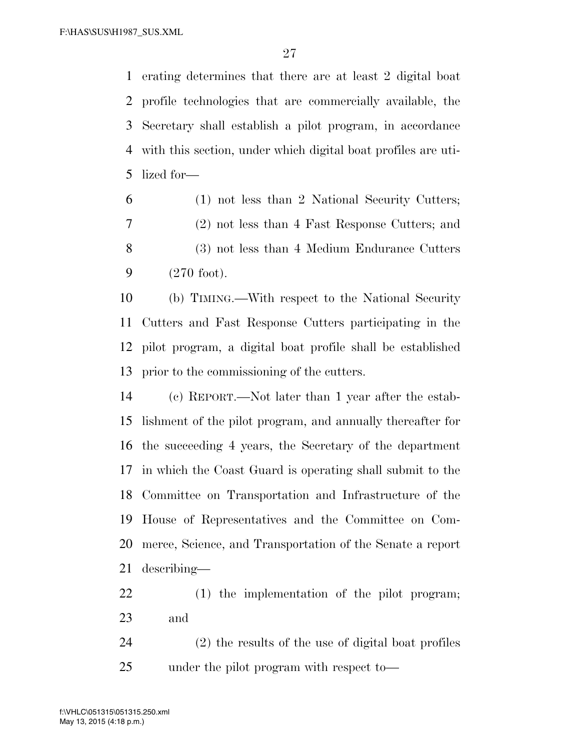erating determines that there are at least 2 digital boat profile technologies that are commercially available, the Secretary shall establish a pilot program, in accordance with this section, under which digital boat profiles are utilized for—

(1) not less than 2 National Security Cutters;

(2) not less than 4 Fast Response Cutters; and

(3) not less than 4 Medium Endurance Cutters (270 foot).

(b) TIMING.—With respect to the National Security Cutters and Fast Response Cutters participating in the pilot program, a digital boat profile shall be established prior to the commissioning of the cutters.

(c) REPORT.—Not later than 1 year after the establishment of the pilot program, and annually thereafter for the succeeding 4 years, the Secretary of the department in which the Coast Guard is operating shall submit to the Committee on Transportation and Infrastructure of the House of Representatives and the Committee on Commerce, Science, and Transportation of the Senate a report describing—

(1) the implementation of the pilot program; and

(2) the results of the use of digital boat profiles under the pilot program with respect to—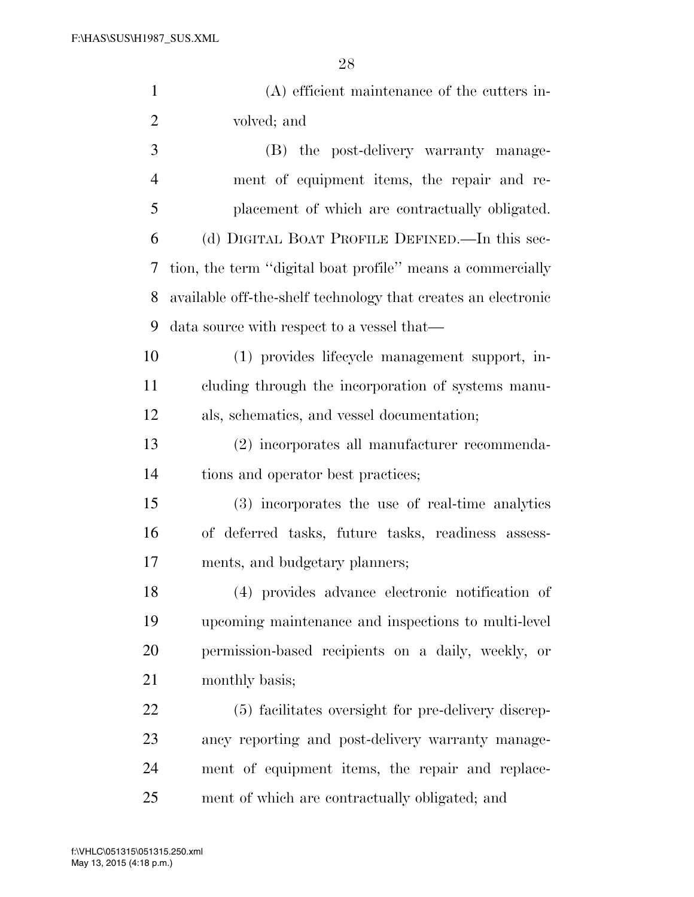(A) efficient maintenance of the cutters involved; and

(B) the post-delivery warranty management of equipment items, the repair and replacement of which are contractually obligated.

(d) DIGITAL BOAT PROFILE DEFINED.—In this section, the term "digital boat profile" means a commercially available off-the-shelf technology that creates an electronic data source with respect to a vessel that—

(1) provides lifecycle management support, including through the incorporation of systems manuals, schematics, and vessel documentation;

(2) incorporates all manufacturer recommendations and operator best practices;

(3) incorporates the use of real-time analytics of deferred tasks, future tasks, readiness assessments, and budgetary planners;

(4) provides advance electronic notification of upcoming maintenance and inspections to multi-level permission-based recipients on a daily, weekly, or monthly basis;

(5) facilitates oversight for pre-delivery discrepancy reporting and post-delivery warranty management of equipment items, the repair and replacement of which are contractually obligated; and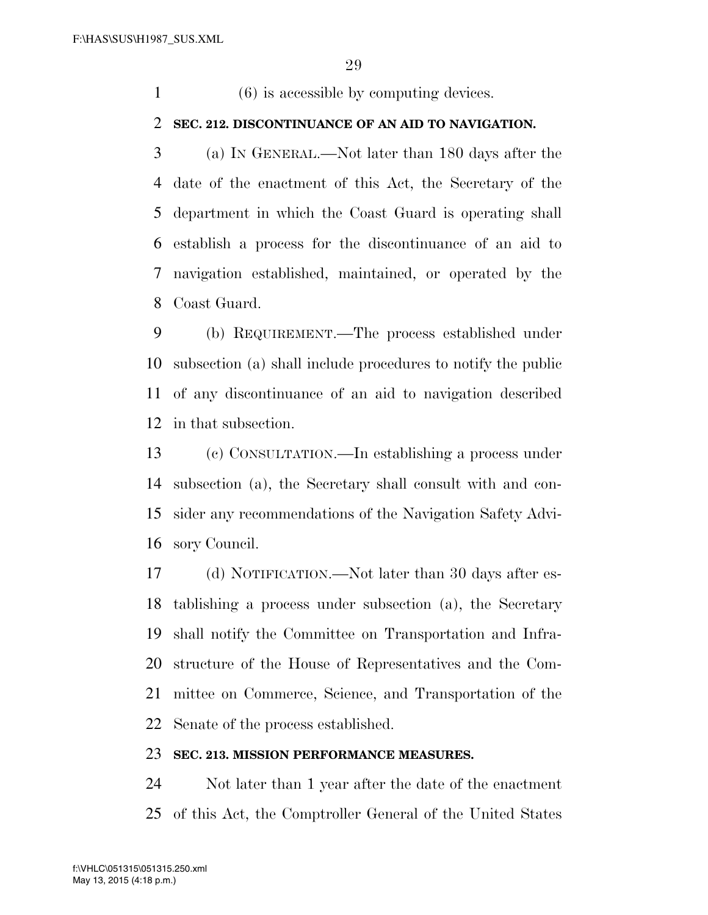(6) is accessible by computing devices.

**SEC. 212. DISCONTINUANCE OF AN AID TO NAVIGATION.**

(a) IN GENERAL.—Not later than 180 days after the date of the enactment of this Act, the Secretary of the department in which the Coast Guard is operating shall establish a process for the discontinuance of an aid to navigation established, maintained, or operated by the Coast Guard.

(b) REQUIREMENT.—The process established under subsection (a) shall include procedures to notify the public of any discontinuance of an aid to navigation described in that subsection.

(c) CONSULTATION.—In establishing a process under subsection (a), the Secretary shall consult with and consider any recommendations of the Navigation Safety Advisory Council.

(d) NOTIFICATION.—Not later than 30 days after establishing a process under subsection (a), the Secretary shall notify the Committee on Transportation and Infrastructure of the House of Representatives and the Committee on Commerce, Science, and Transportation of the Senate of the process established.

**SEC. 213. MISSION PERFORMANCE MEASURES.**

Not later than 1 year after the date of the enactment of this Act, the Comptroller General of the United States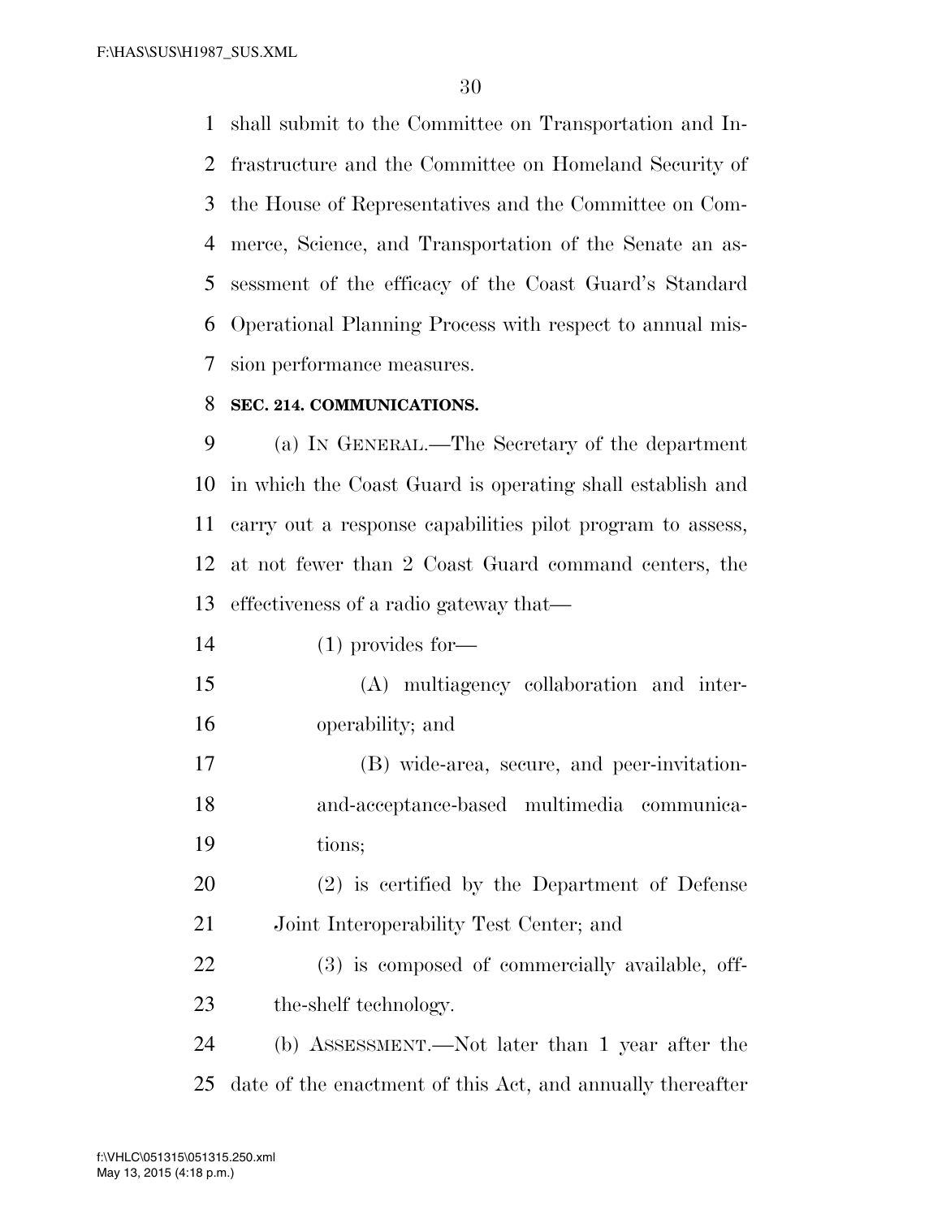shall submit to the Committee on Transportation and Infrastructure and the Committee on Homeland Security of the House of Representatives and the Committee on Commerce, Science, and Transportation of the Senate an assessment of the efficacy of the Coast Guard's Standard Operational Planning Process with respect to annual mission performance measures.

**SEC. 214. COMMUNICATIONS.**

(a) IN GENERAL.—The Secretary of the department in which the Coast Guard is operating shall establish and carry out a response capabilities pilot program to assess, at not fewer than 2 Coast Guard command centers, the effectiveness of a radio gateway that—

(1) provides for—

(A) multiagency collaboration and interoperability; and

(B) wide-area, secure, and peer-invitation-and-acceptance-based multimedia communications;

(2) is certified by the Department of Defense Joint Interoperability Test Center; and

(3) is composed of commercially available, off-the-shelf technology.

(b) ASSESSMENT.—Not later than 1 year after the date of the enactment of this Act, and annually thereafter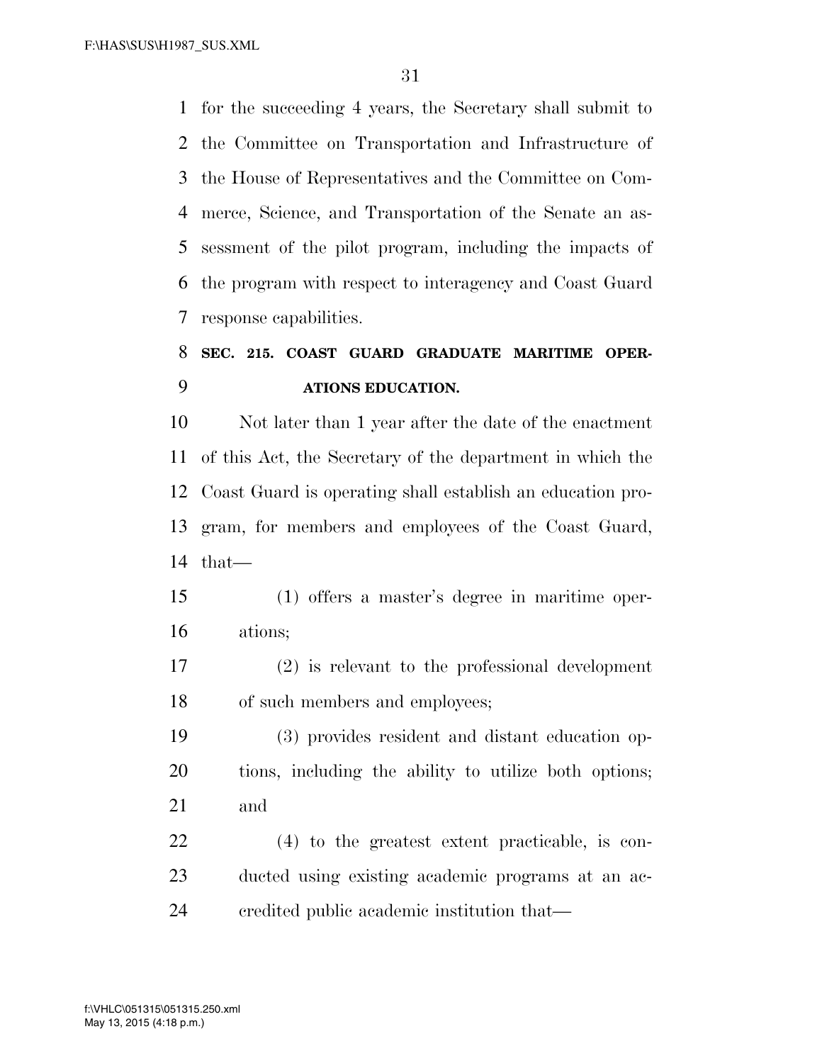for the succeeding 4 years, the Secretary shall submit to the Committee on Transportation and Infrastructure of the House of Representatives and the Committee on Commerce, Science, and Transportation of the Senate an assessment of the pilot program, including the impacts of the program with respect to interagency and Coast Guard response capabilities.

### SEC. 215. COAST GUARD GRADUATE MARITIME OPERATIONS EDUCATION.

Not later than 1 year after the date of the enactment of this Act, the Secretary of the department in which the Coast Guard is operating shall establish an education program, for members and employees of the Coast Guard, that—

(1) offers a master's degree in maritime operations;

(2) is relevant to the professional development of such members and employees;

(3) provides resident and distant education options, including the ability to utilize both options; and

(4) to the greatest extent practicable, is conducted using existing academic programs at an accredited public academic institution that—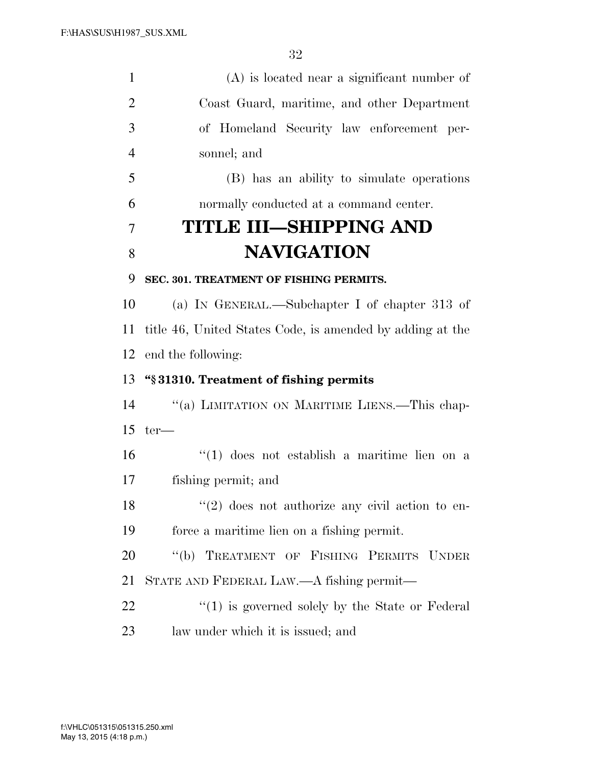(A) is located near a significant number of Coast Guard, maritime, and other Department of Homeland Security law enforcement personnel; and

(B) has an ability to simulate operations normally conducted at a command center.

# TITLE III—SHIPPING AND NAVIGATION

### SEC. 301. TREATMENT OF FISHING PERMITS.

(a) IN GENERAL.—Subchapter I of chapter 313 of title 46, United States Code, is amended by adding at the end the following:

**"§ 31310. Treatment of fishing permits**

"(a) LIMITATION ON MARITIME LIENS.—This chapter—

"(1) does not establish a maritime lien on a fishing permit; and

"(2) does not authorize any civil action to enforce a maritime lien on a fishing permit.

"(b) TREATMENT OF FISHING PERMITS UNDER STATE AND FEDERAL LAW.—A fishing permit—

"(1) is governed solely by the State or Federal law under which it is issued; and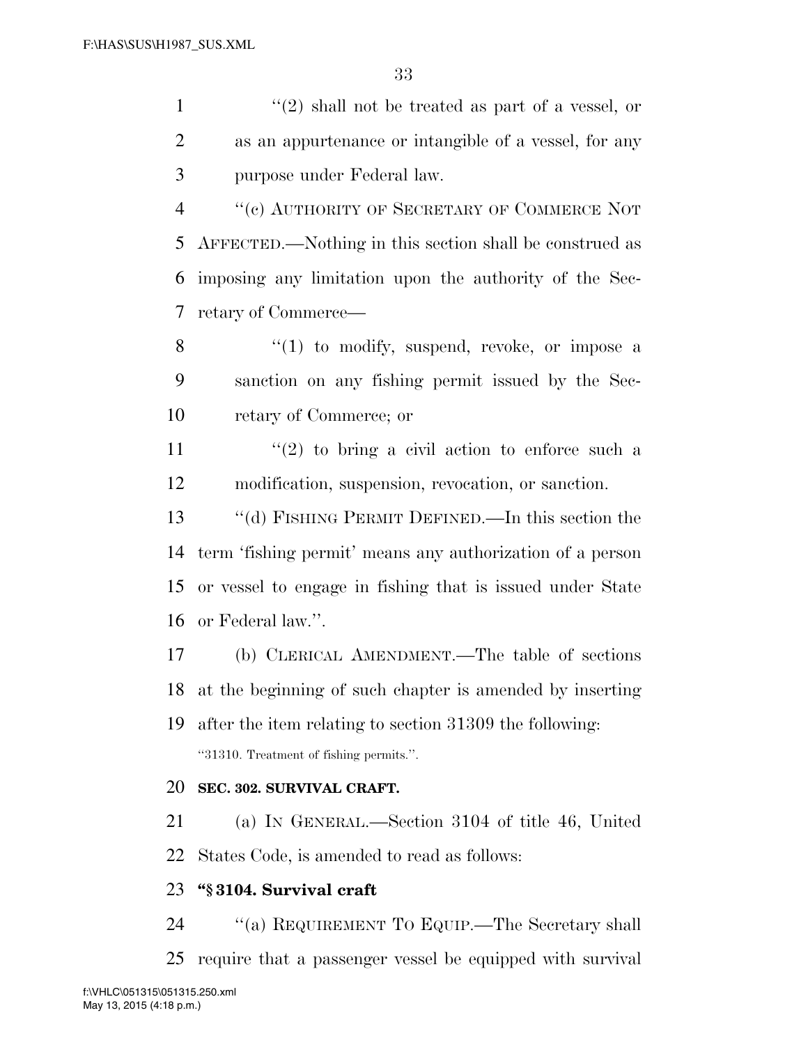"(2) shall not be treated as part of a vessel, or as an appurtenance or intangible of a vessel, for any purpose under Federal law.

"(c) AUTHORITY OF SECRETARY OF COMMERCE NOT AFFECTED.—Nothing in this section shall be construed as imposing any limitation upon the authority of the Secretary of Commerce—

"(1) to modify, suspend, revoke, or impose a sanction on any fishing permit issued by the Secretary of Commerce; or

"(2) to bring a civil action to enforce such a modification, suspension, revocation, or sanction.

"(d) FISHING PERMIT DEFINED.—In this section the term 'fishing permit' means any authorization of a person or vessel to engage in fishing that is issued under State or Federal law.".

(b) CLERICAL AMENDMENT.—The table of sections at the beginning of such chapter is amended by inserting after the item relating to section 31309 the following:

"31310. Treatment of fishing permits.".

**SEC. 302. SURVIVAL CRAFT.**

(a) IN GENERAL.—Section 3104 of title 46, United States Code, is amended to read as follows:

**"§ 3104. Survival craft**

"(a) REQUIREMENT TO EQUIP.—The Secretary shall require that a passenger vessel be equipped with survival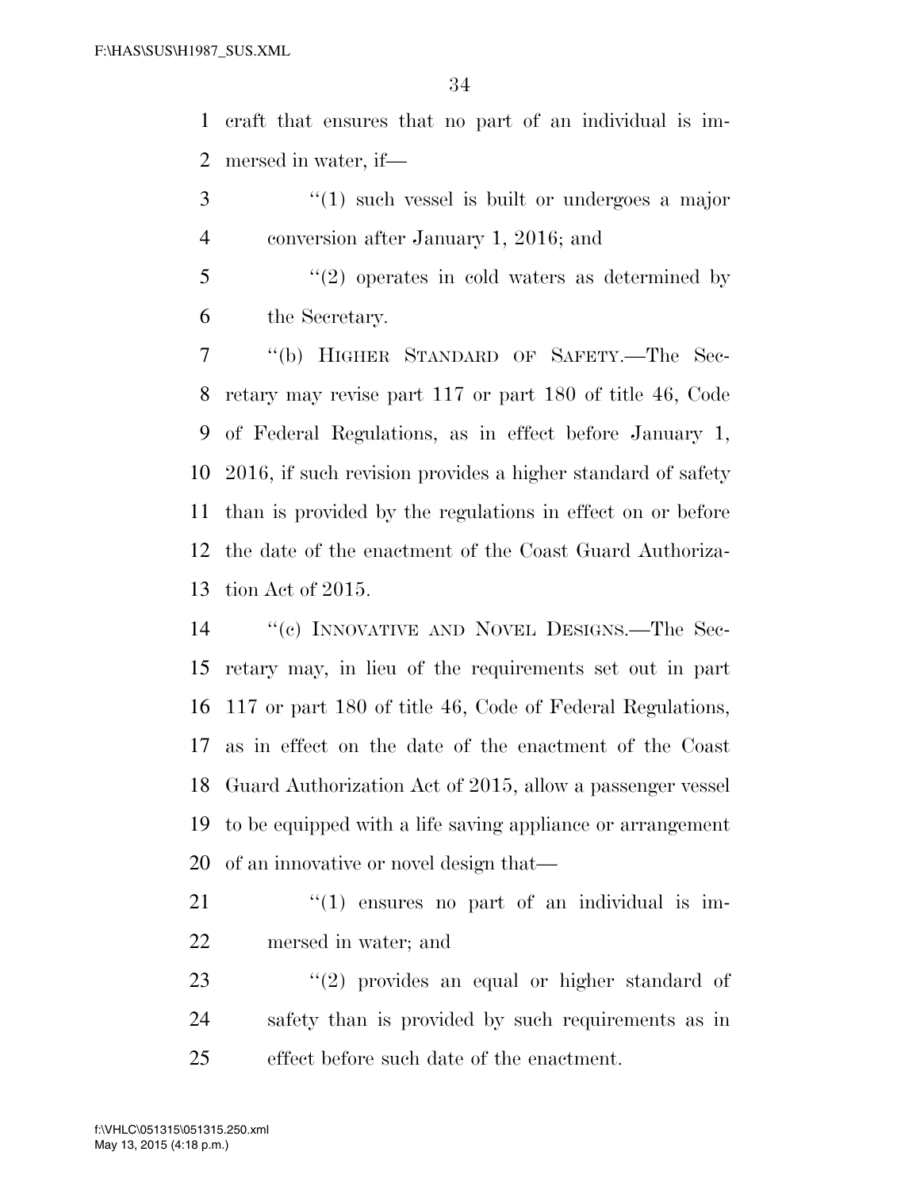craft that ensures that no part of an individual is immersed in water, if—

"(1) such vessel is built or undergoes a major conversion after January 1, 2016; and

"(2) operates in cold waters as determined by the Secretary.

"(b) HIGHER STANDARD OF SAFETY.—The Secretary may revise part 117 or part 180 of title 46, Code of Federal Regulations, as in effect before January 1, 2016, if such revision provides a higher standard of safety than is provided by the regulations in effect on or before the date of the enactment of the Coast Guard Authorization Act of 2015.

"(c) INNOVATIVE AND NOVEL DESIGNS.—The Secretary may, in lieu of the requirements set out in part 117 or part 180 of title 46, Code of Federal Regulations, as in effect on the date of the enactment of the Coast Guard Authorization Act of 2015, allow a passenger vessel to be equipped with a life saving appliance or arrangement of an innovative or novel design that—

"(1) ensures no part of an individual is immersed in water; and

"(2) provides an equal or higher standard of safety than is provided by such requirements as in effect before such date of the enactment.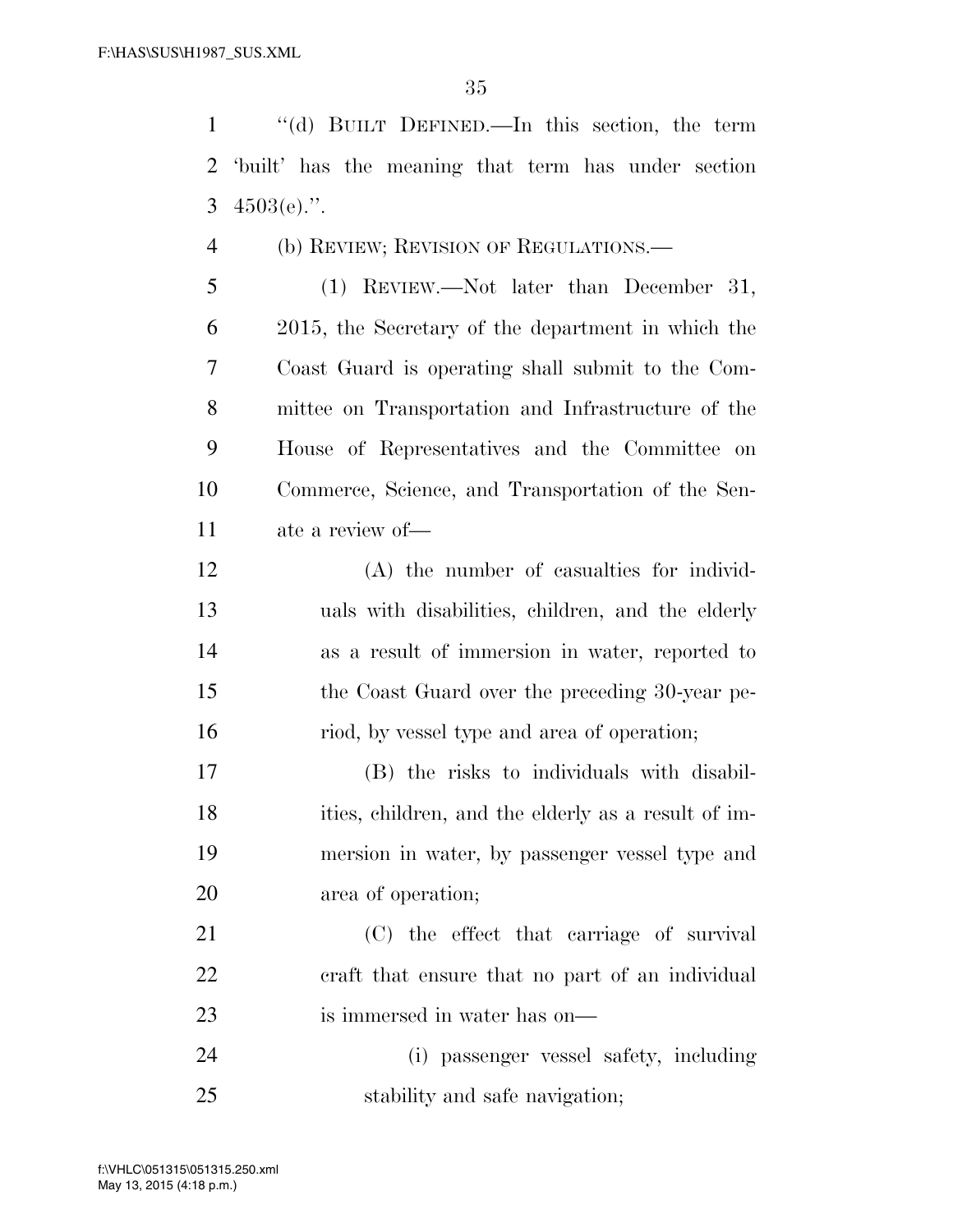"(d) BUILT DEFINED.—In this section, the term 'built' has the meaning that term has under section 4503(e).".

(b) REVIEW; REVISION OF REGULATIONS.—

(1) REVIEW.—Not later than December 31, 2015, the Secretary of the department in which the Coast Guard is operating shall submit to the Committee on Transportation and Infrastructure of the House of Representatives and the Committee on Commerce, Science, and Transportation of the Senate a review of—

(A) the number of casualties for individuals with disabilities, children, and the elderly as a result of immersion in water, reported to the Coast Guard over the preceding 30-year period, by vessel type and area of operation;

(B) the risks to individuals with disabilities, children, and the elderly as a result of immersion in water, by passenger vessel type and area of operation;

(C) the effect that carriage of survival craft that ensure that no part of an individual is immersed in water has on—

(i) passenger vessel safety, including stability and safe navigation;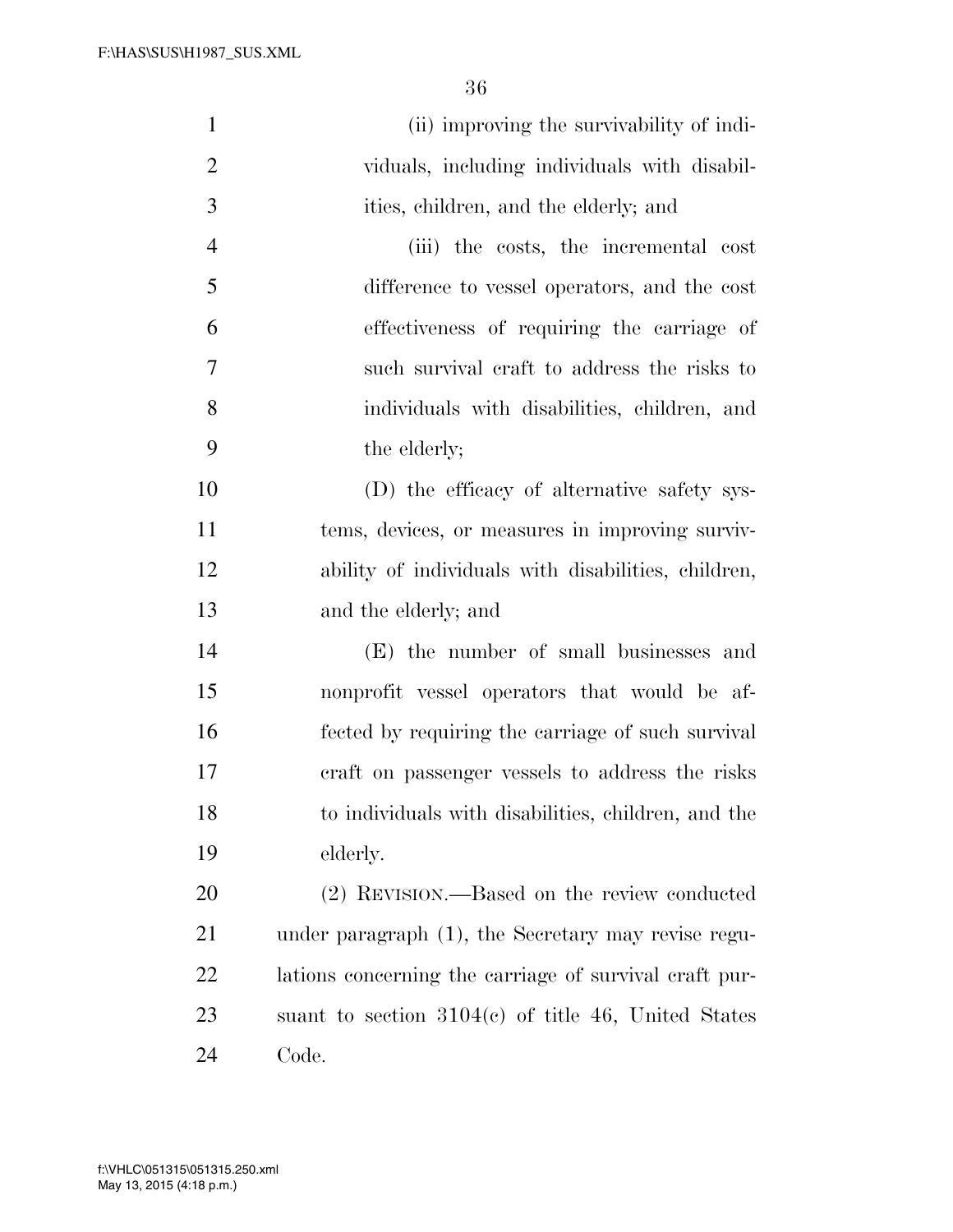(ii) improving the survivability of individuals, including individuals with disabilities, children, and the elderly; and

(iii) the costs, the incremental cost difference to vessel operators, and the cost effectiveness of requiring the carriage of such survival craft to address the risks to individuals with disabilities, children, and the elderly;

(D) the efficacy of alternative safety systems, devices, or measures in improving survivability of individuals with disabilities, children, and the elderly; and

(E) the number of small businesses and nonprofit vessel operators that would be affected by requiring the carriage of such survival craft on passenger vessels to address the risks to individuals with disabilities, children, and the elderly.

(2) REVISION.—Based on the review conducted under paragraph (1), the Secretary may revise regulations concerning the carriage of survival craft pursuant to section 3104(c) of title 46, United States Code.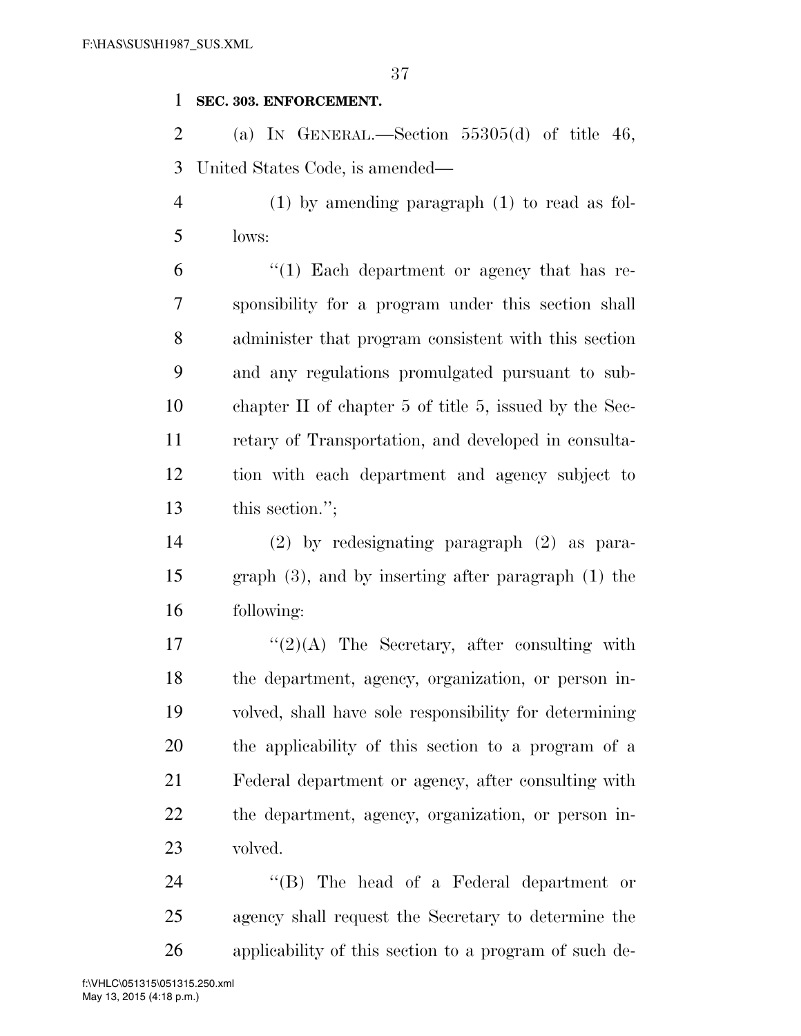**SEC. 303. ENFORCEMENT.**

(a) IN GENERAL.—Section 55305(d) of title 46, United States Code, is amended—

(1) by amending paragraph (1) to read as follows:

"(1) Each department or agency that has responsibility for a program under this section shall administer that program consistent with this section and any regulations promulgated pursuant to subchapter II of chapter 5 of title 5, issued by the Secretary of Transportation, and developed in consultation with each department and agency subject to this section.";

(2) by redesignating paragraph (2) as paragraph (3), and by inserting after paragraph (1) the following:

"(2)(A) The Secretary, after consulting with the department, agency, organization, or person involved, shall have sole responsibility for determining the applicability of this section to a program of a Federal department or agency, after consulting with the department, agency, organization, or person involved.

"(B) The head of a Federal department or agency shall request the Secretary to determine the applicability of this section to a program of such de-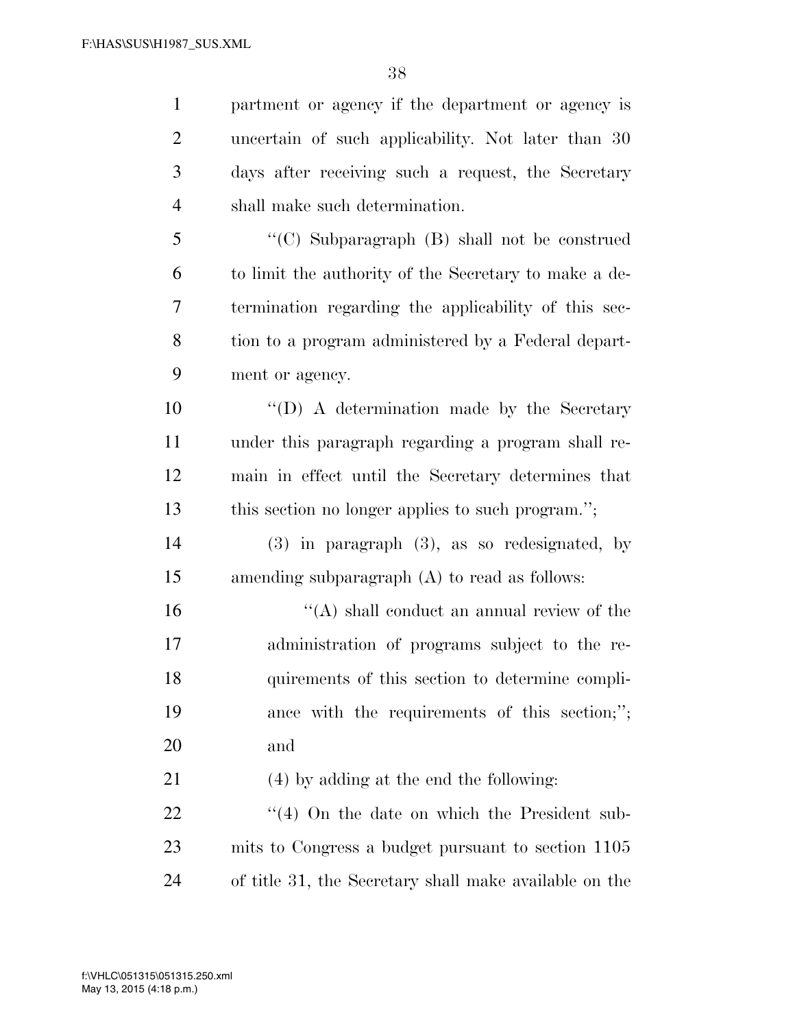partment or agency if the department or agency is uncertain of such applicability. Not later than 30 days after receiving such a request, the Secretary shall make such determination.

''(C) Subparagraph (B) shall not be construed to limit the authority of the Secretary to make a determination regarding the applicability of this section to a program administered by a Federal department or agency.

''(D) A determination made by the Secretary under this paragraph regarding a program shall remain in effect until the Secretary determines that this section no longer applies to such program.'';

(3) in paragraph (3), as so redesignated, by amending subparagraph (A) to read as follows:

''(A) shall conduct an annual review of the administration of programs subject to the requirements of this section to determine compliance with the requirements of this section;''; and

(4) by adding at the end the following:

''(4) On the date on which the President submits to Congress a budget pursuant to section 1105 of title 31, the Secretary shall make available on the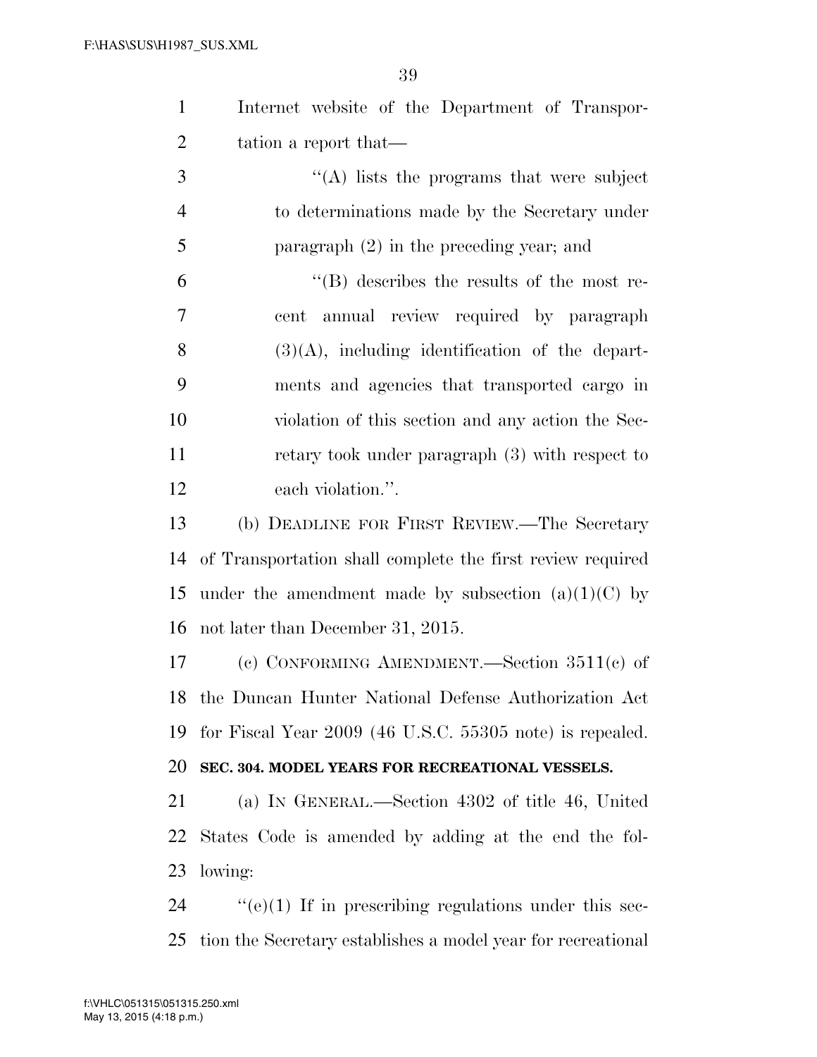Internet website of the Department of Transportation a report that—

"(A) lists the programs that were subject to determinations made by the Secretary under paragraph (2) in the preceding year; and

"(B) describes the results of the most recent annual review required by paragraph (3)(A), including identification of the departments and agencies that transported cargo in violation of this section and any action the Secretary took under paragraph (3) with respect to each violation.".

(b) DEADLINE FOR FIRST REVIEW.—The Secretary of Transportation shall complete the first review required under the amendment made by subsection (a)(1)(C) by not later than December 31, 2015.

(c) CONFORMING AMENDMENT.—Section 3511(c) of the Duncan Hunter National Defense Authorization Act for Fiscal Year 2009 (46 U.S.C. 55305 note) is repealed.

**SEC. 304. MODEL YEARS FOR RECREATIONAL VESSELS.**

(a) IN GENERAL.—Section 4302 of title 46, United States Code is amended by adding at the end the following:

"(e)(1) If in prescribing regulations under this section the Secretary establishes a model year for recreational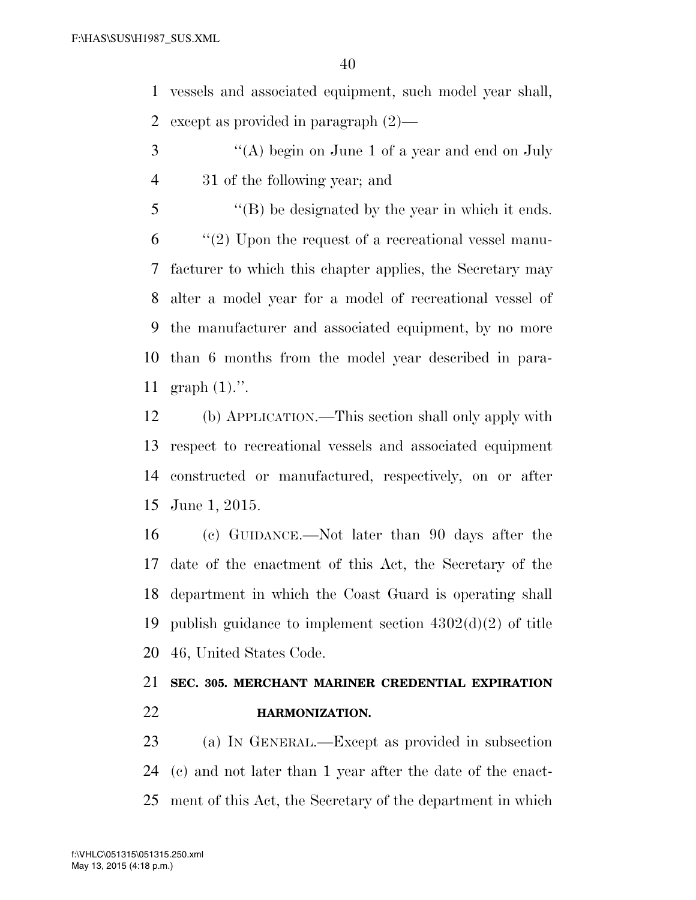vessels and associated equipment, such model year shall, except as provided in paragraph (2)—

"(A) begin on June 1 of a year and end on July 31 of the following year; and

"(B) be designated by the year in which it ends.

"(2) Upon the request of a recreational vessel manufacturer to which this chapter applies, the Secretary may alter a model year for a model of recreational vessel of the manufacturer and associated equipment, by no more than 6 months from the model year described in paragraph (1).".

(b) APPLICATION.—This section shall only apply with respect to recreational vessels and associated equipment constructed or manufactured, respectively, on or after June 1, 2015.

(c) GUIDANCE.—Not later than 90 days after the date of the enactment of this Act, the Secretary of the department in which the Coast Guard is operating shall publish guidance to implement section 4302(d)(2) of title 46, United States Code.

**SEC. 305. MERCHANT MARINER CREDENTIAL EXPIRATION HARMONIZATION.**

(a) IN GENERAL.—Except as provided in subsection (c) and not later than 1 year after the date of the enactment of this Act, the Secretary of the department in which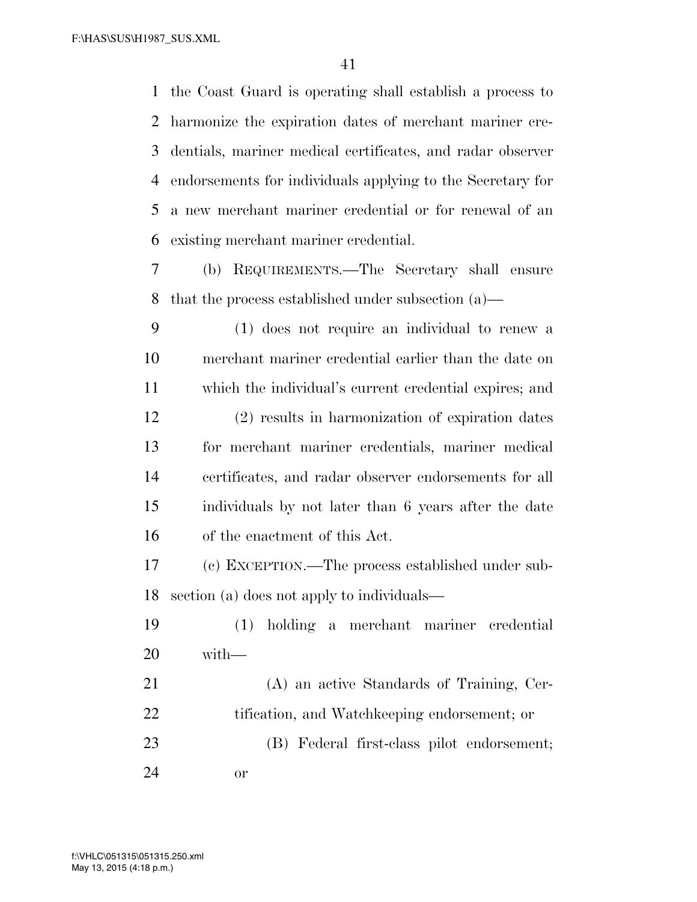the Coast Guard is operating shall establish a process to harmonize the expiration dates of merchant mariner credentials, mariner medical certificates, and radar observer endorsements for individuals applying to the Secretary for a new merchant mariner credential or for renewal of an existing merchant mariner credential.

(b) REQUIREMENTS.—The Secretary shall ensure that the process established under subsection (a)—

(1) does not require an individual to renew a merchant mariner credential earlier than the date on which the individual's current credential expires; and

(2) results in harmonization of expiration dates for merchant mariner credentials, mariner medical certificates, and radar observer endorsements for all individuals by not later than 6 years after the date of the enactment of this Act.

(c) EXCEPTION.—The process established under subsection (a) does not apply to individuals—

(1) holding a merchant mariner credential with—

(A) an active Standards of Training, Certification, and Watchkeeping endorsement; or

(B) Federal first-class pilot endorsement; or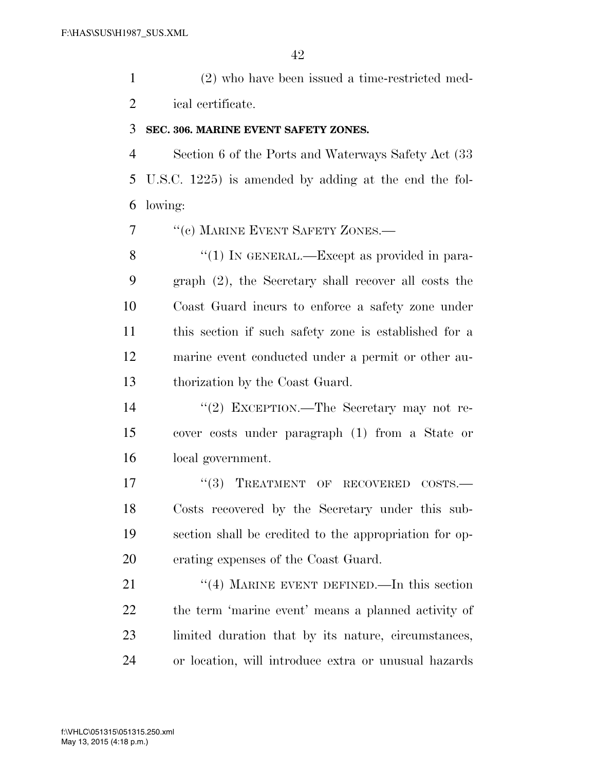(2) who have been issued a time-restricted medical certificate.

**SEC. 306. MARINE EVENT SAFETY ZONES.**

Section 6 of the Ports and Waterways Safety Act (33 U.S.C. 1225) is amended by adding at the end the following:

"(c) MARINE EVENT SAFETY ZONES.—

"(1) IN GENERAL.—Except as provided in paragraph (2), the Secretary shall recover all costs the Coast Guard incurs to enforce a safety zone under this section if such safety zone is established for a marine event conducted under a permit or other authorization by the Coast Guard.

"(2) EXCEPTION.—The Secretary may not recover costs under paragraph (1) from a State or local government.

"(3) TREATMENT OF RECOVERED COSTS.—Costs recovered by the Secretary under this subsection shall be credited to the appropriation for operating expenses of the Coast Guard.

"(4) MARINE EVENT DEFINED.—In this section the term 'marine event' means a planned activity of limited duration that by its nature, circumstances, or location, will introduce extra or unusual hazards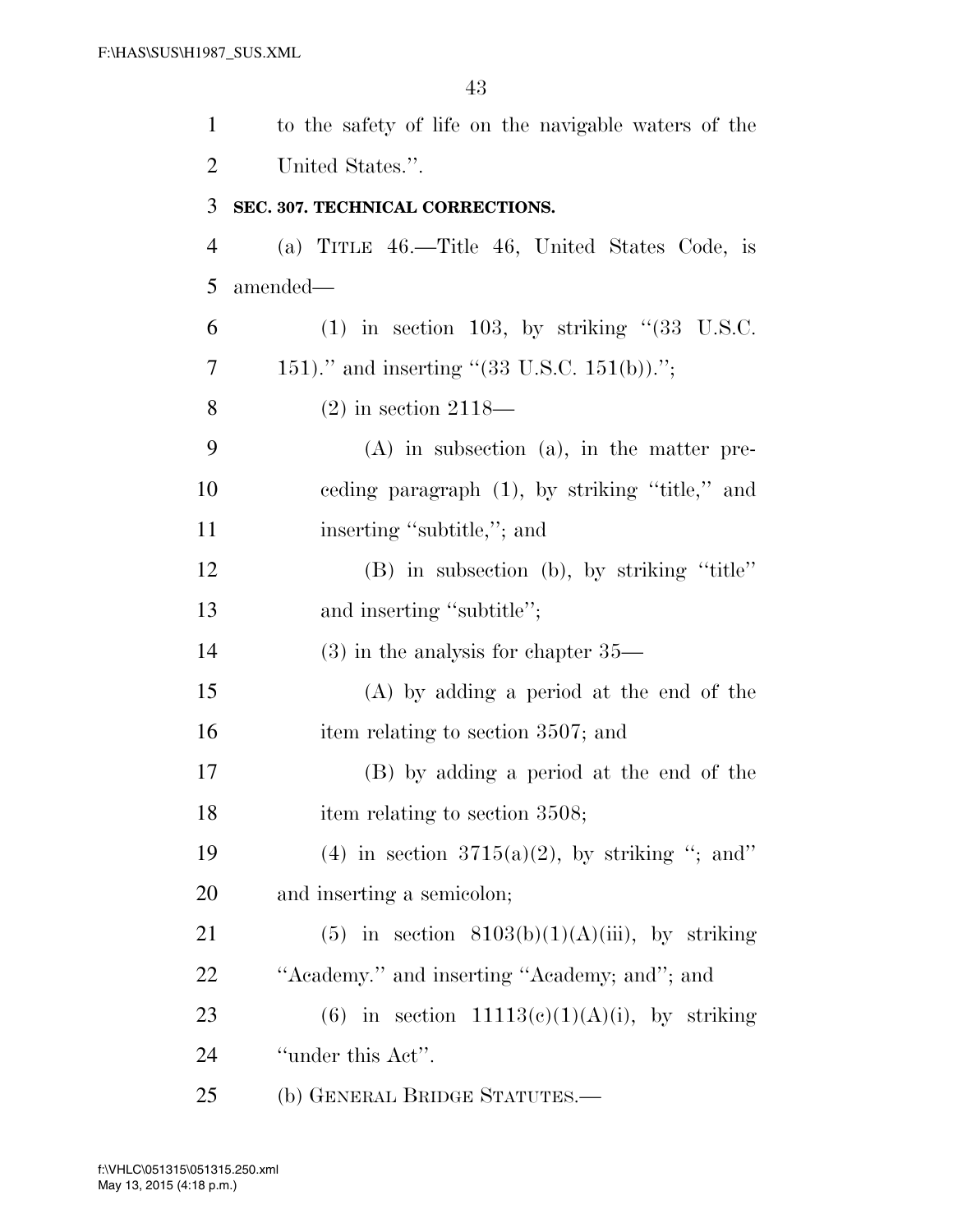to the safety of life on the navigable waters of the United States.''.

**SEC. 307. TECHNICAL CORRECTIONS.**

(a) TITLE 46.—Title 46, United States Code, is amended—

(1) in section 103, by striking ''(33 U.S.C. 151).'' and inserting ''(33 U.S.C. 151(b)).'';

(2) in section 2118—

(A) in subsection (a), in the matter preceding paragraph (1), by striking ''title,'' and inserting ''subtitle,''; and

(B) in subsection (b), by striking ''title'' and inserting ''subtitle'';

(3) in the analysis for chapter 35—

(A) by adding a period at the end of the item relating to section 3507; and

(B) by adding a period at the end of the item relating to section 3508;

(4) in section 3715(a)(2), by striking ''; and'' and inserting a semicolon;

(5) in section 8103(b)(1)(A)(iii), by striking ''Academy.'' and inserting ''Academy; and''; and

(6) in section 11113(c)(1)(A)(i), by striking ''under this Act''.

(b) GENERAL BRIDGE STATUTES.—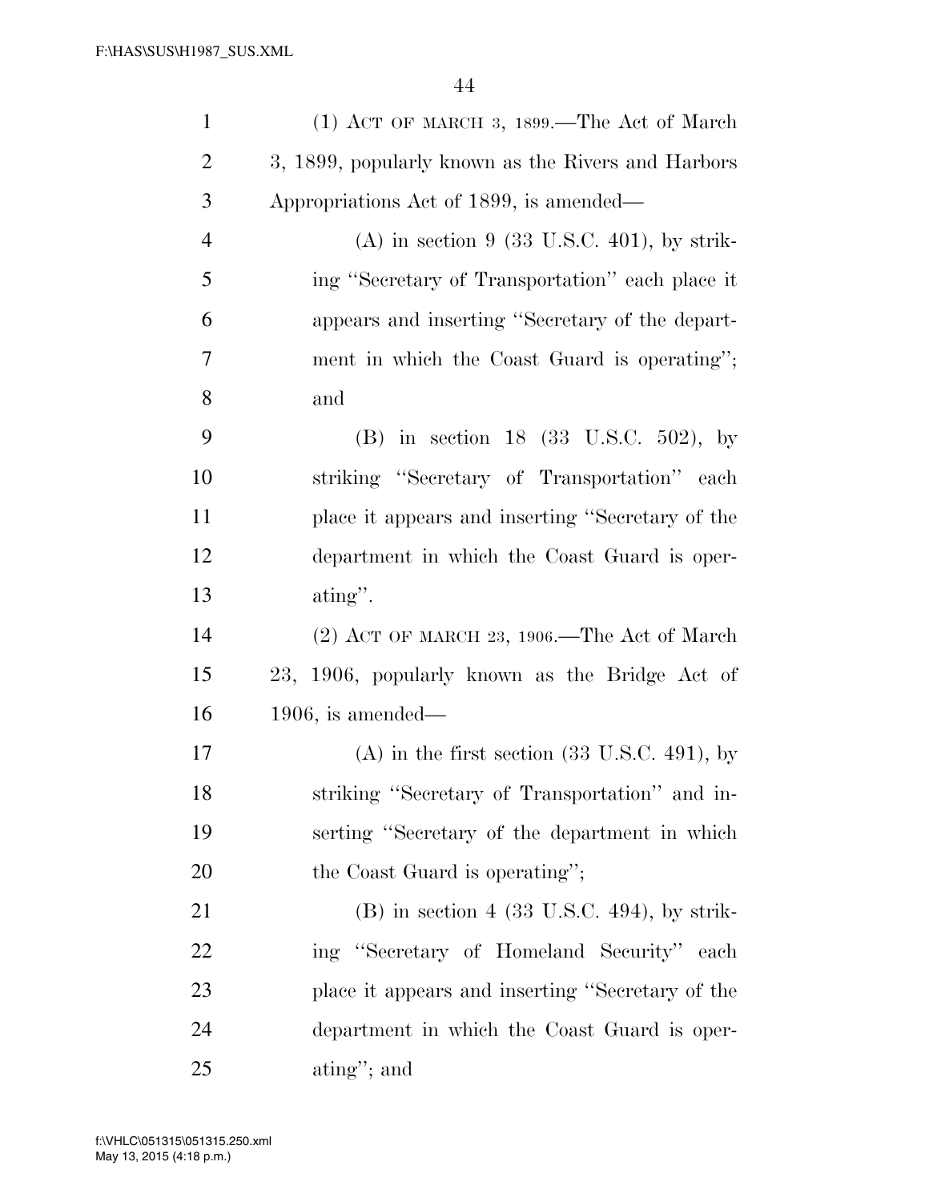(1) ACT OF MARCH 3, 1899.—The Act of March 3, 1899, popularly known as the Rivers and Harbors Appropriations Act of 1899, is amended—

(A) in section 9 (33 U.S.C. 401), by striking ''Secretary of Transportation'' each place it appears and inserting ''Secretary of the department in which the Coast Guard is operating''; and

(B) in section 18 (33 U.S.C. 502), by striking ''Secretary of Transportation'' each place it appears and inserting ''Secretary of the department in which the Coast Guard is operating''.

(2) ACT OF MARCH 23, 1906.—The Act of March 23, 1906, popularly known as the Bridge Act of 1906, is amended—

(A) in the first section (33 U.S.C. 491), by striking ''Secretary of Transportation'' and inserting ''Secretary of the department in which the Coast Guard is operating'';

(B) in section 4 (33 U.S.C. 494), by striking ''Secretary of Homeland Security'' each place it appears and inserting ''Secretary of the department in which the Coast Guard is operating''; and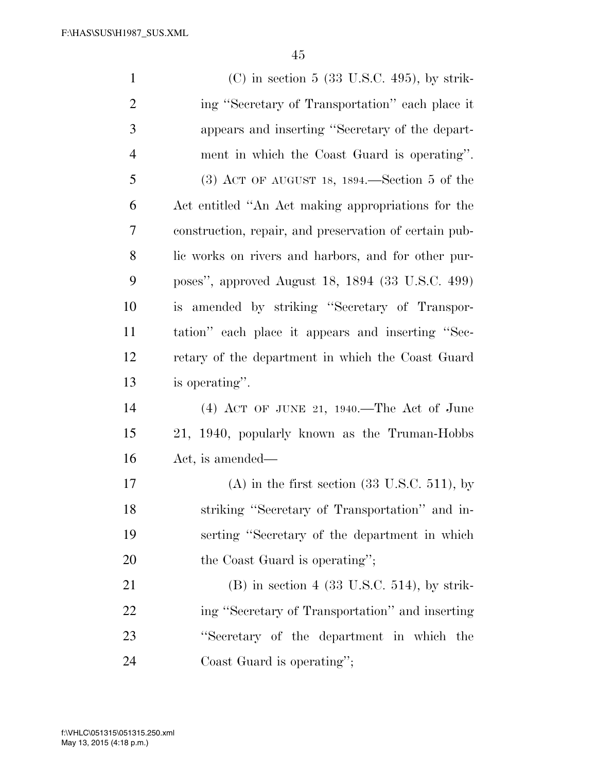(C) in section 5 (33 U.S.C. 495), by striking ''Secretary of Transportation'' each place it appears and inserting ''Secretary of the department in which the Coast Guard is operating''.

(3) ACT OF AUGUST 18, 1894.—Section 5 of the Act entitled ''An Act making appropriations for the construction, repair, and preservation of certain public works on rivers and harbors, and for other purposes'', approved August 18, 1894 (33 U.S.C. 499) is amended by striking ''Secretary of Transportation'' each place it appears and inserting ''Secretary of the department in which the Coast Guard is operating''.

(4) ACT OF JUNE 21, 1940.—The Act of June 21, 1940, popularly known as the Truman-Hobbs Act, is amended—

(A) in the first section (33 U.S.C. 511), by striking ''Secretary of Transportation'' and inserting ''Secretary of the department in which the Coast Guard is operating'';

(B) in section 4 (33 U.S.C. 514), by striking ''Secretary of Transportation'' and inserting ''Secretary of the department in which the Coast Guard is operating'';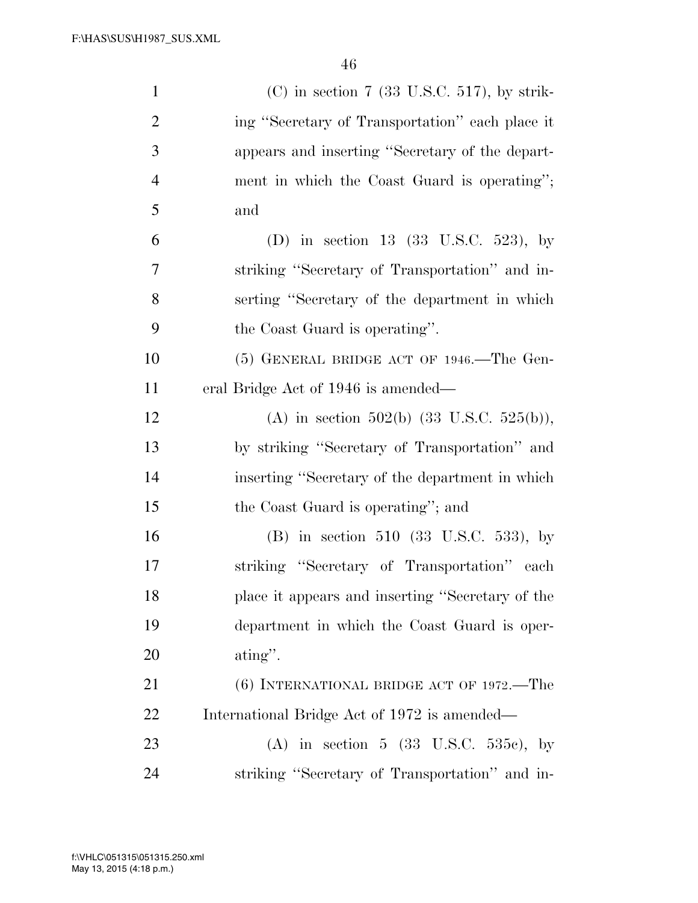(C) in section 7 (33 U.S.C. 517), by striking ''Secretary of Transportation'' each place it appears and inserting ''Secretary of the department in which the Coast Guard is operating''; and

(D) in section 13 (33 U.S.C. 523), by striking ''Secretary of Transportation'' and inserting ''Secretary of the department in which the Coast Guard is operating''.

(5) GENERAL BRIDGE ACT OF 1946.—The General Bridge Act of 1946 is amended—

(A) in section 502(b) (33 U.S.C. 525(b)), by striking ''Secretary of Transportation'' and inserting ''Secretary of the department in which the Coast Guard is operating''; and

(B) in section 510 (33 U.S.C. 533), by striking ''Secretary of Transportation'' each place it appears and inserting ''Secretary of the department in which the Coast Guard is operating''.

(6) INTERNATIONAL BRIDGE ACT OF 1972.—The International Bridge Act of 1972 is amended—

(A) in section 5 (33 U.S.C. 535c), by striking ''Secretary of Transportation'' and in-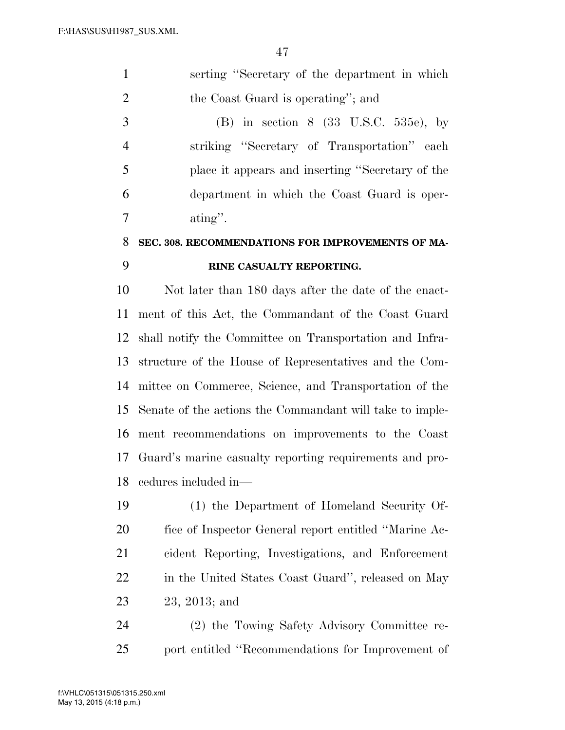serting "Secretary of the department in which the Coast Guard is operating"; and

(B) in section 8 (33 U.S.C. 535e), by striking "Secretary of Transportation" each place it appears and inserting "Secretary of the department in which the Coast Guard is operating".

## SEC. 308. RECOMMENDATIONS FOR IMPROVEMENTS OF MARINE CASUALTY REPORTING.

Not later than 180 days after the date of the enactment of this Act, the Commandant of the Coast Guard shall notify the Committee on Transportation and Infrastructure of the House of Representatives and the Committee on Commerce, Science, and Transportation of the Senate of the actions the Commandant will take to implement recommendations on improvements to the Coast Guard's marine casualty reporting requirements and procedures included in—

(1) the Department of Homeland Security Office of Inspector General report entitled "Marine Accident Reporting, Investigations, and Enforcement in the United States Coast Guard", released on May 23, 2013; and

(2) the Towing Safety Advisory Committee report entitled "Recommendations for Improvement of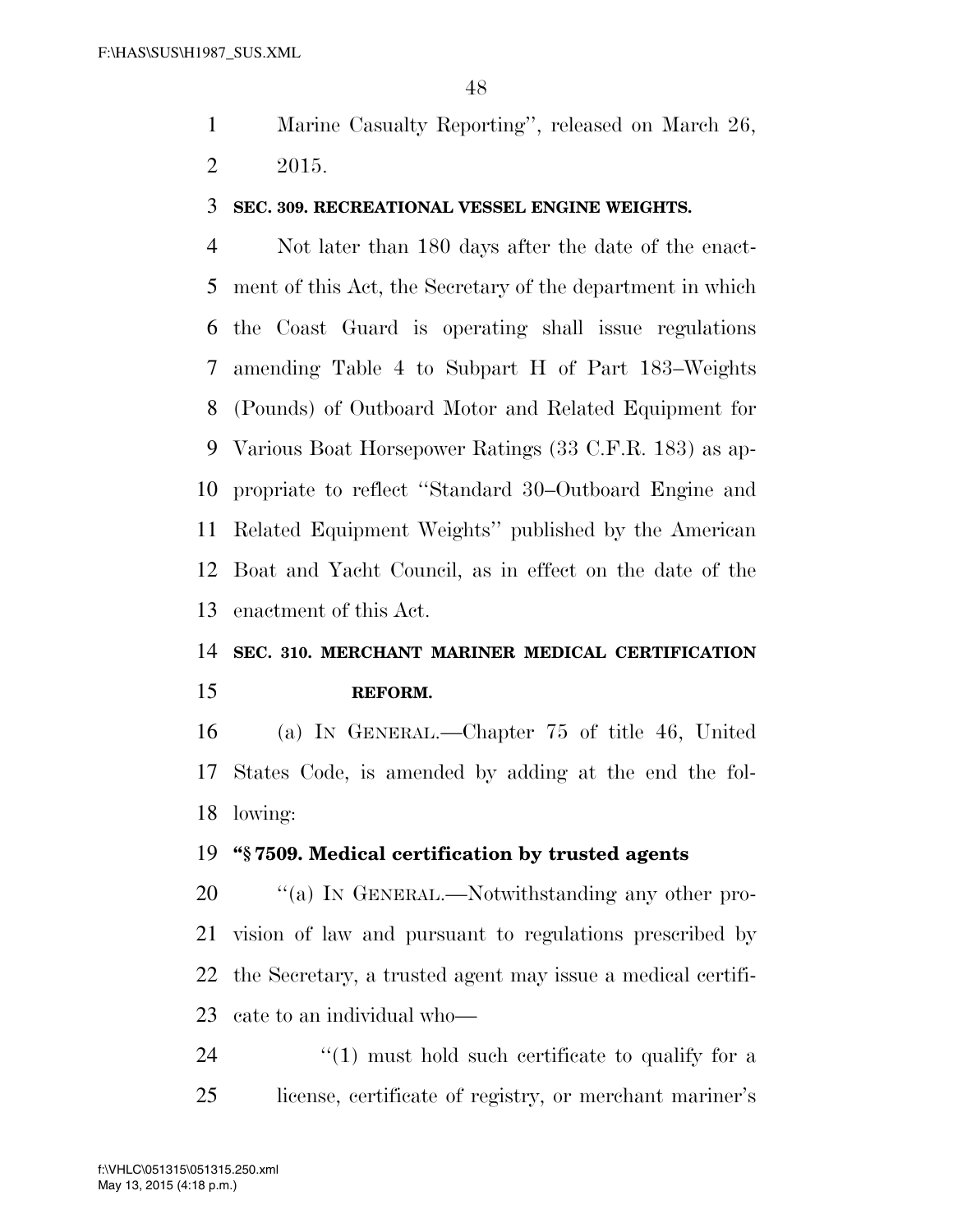Marine Casualty Reporting'', released on March 26, 2015.

**SEC. 309. RECREATIONAL VESSEL ENGINE WEIGHTS.**

Not later than 180 days after the date of the enactment of this Act, the Secretary of the department in which the Coast Guard is operating shall issue regulations amending Table 4 to Subpart H of Part 183–Weights (Pounds) of Outboard Motor and Related Equipment for Various Boat Horsepower Ratings (33 C.F.R. 183) as appropriate to reflect ''Standard 30–Outboard Engine and Related Equipment Weights'' published by the American Boat and Yacht Council, as in effect on the date of the enactment of this Act.

**SEC. 310. MERCHANT MARINER MEDICAL CERTIFICATION REFORM.**

(a) IN GENERAL.—Chapter 75 of title 46, United States Code, is amended by adding at the end the following:

**''§ 7509. Medical certification by trusted agents**

''(a) IN GENERAL.—Notwithstanding any other provision of law and pursuant to regulations prescribed by the Secretary, a trusted agent may issue a medical certificate to an individual who—

''(1) must hold such certificate to qualify for a license, certificate of registry, or merchant mariner's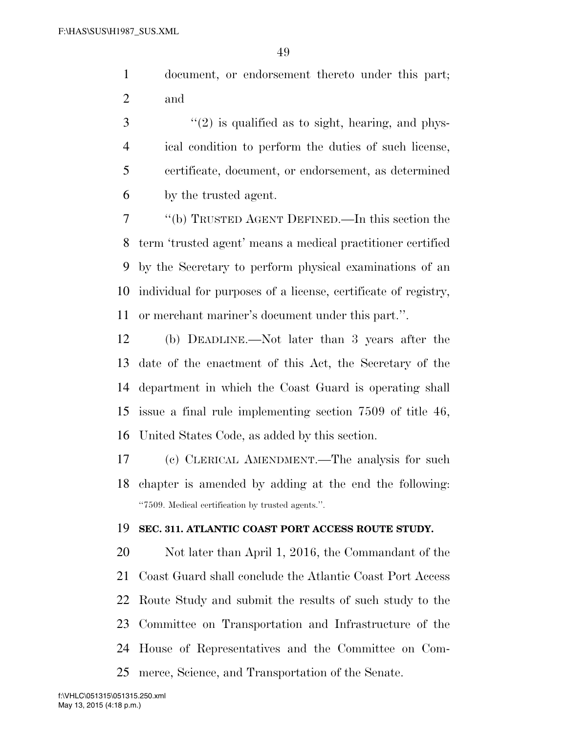document, or endorsement thereto under this part; and

"(2) is qualified as to sight, hearing, and physical condition to perform the duties of such license, certificate, document, or endorsement, as determined by the trusted agent.

"(b) TRUSTED AGENT DEFINED.—In this section the term 'trusted agent' means a medical practitioner certified by the Secretary to perform physical examinations of an individual for purposes of a license, certificate of registry, or merchant mariner's document under this part.".

(b) DEADLINE.—Not later than 3 years after the date of the enactment of this Act, the Secretary of the department in which the Coast Guard is operating shall issue a final rule implementing section 7509 of title 46, United States Code, as added by this section.

(c) CLERICAL AMENDMENT.—The analysis for such chapter is amended by adding at the end the following:

"7509. Medical certification by trusted agents.".

**SEC. 311. ATLANTIC COAST PORT ACCESS ROUTE STUDY.**

Not later than April 1, 2016, the Commandant of the Coast Guard shall conclude the Atlantic Coast Port Access Route Study and submit the results of such study to the Committee on Transportation and Infrastructure of the House of Representatives and the Committee on Commerce, Science, and Transportation of the Senate.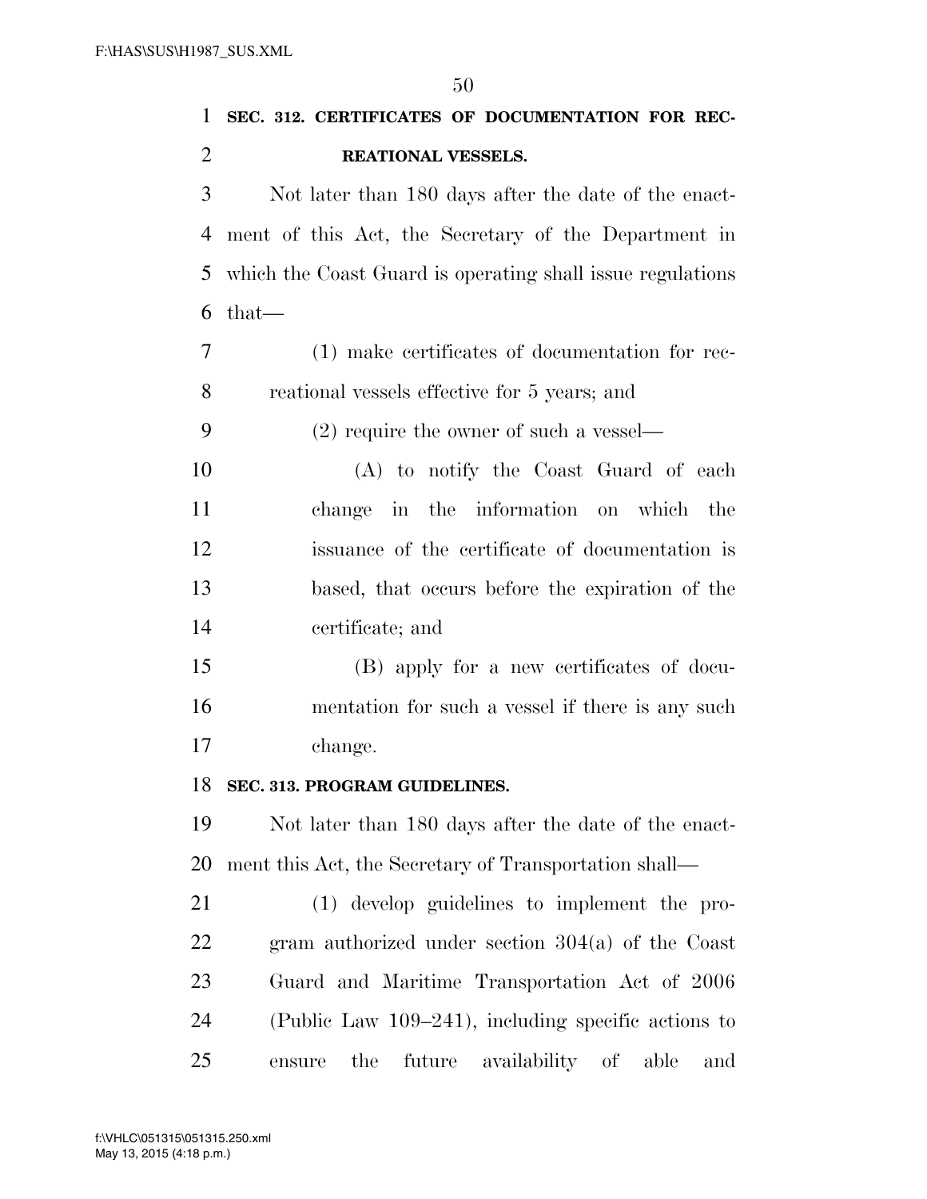**SEC. 312. CERTIFICATES OF DOCUMENTATION FOR RECREATIONAL VESSELS.**

Not later than 180 days after the date of the enactment of this Act, the Secretary of the Department in which the Coast Guard is operating shall issue regulations that—

(1) make certificates of documentation for recreational vessels effective for 5 years; and

(2) require the owner of such a vessel—

(A) to notify the Coast Guard of each change in the information on which the issuance of the certificate of documentation is based, that occurs before the expiration of the certificate; and

(B) apply for a new certificates of documentation for such a vessel if there is any such change.

**SEC. 313. PROGRAM GUIDELINES.**

Not later than 180 days after the date of the enactment this Act, the Secretary of Transportation shall—

(1) develop guidelines to implement the program authorized under section 304(a) of the Coast Guard and Maritime Transportation Act of 2006 (Public Law 109–241), including specific actions to ensure the future availability of able and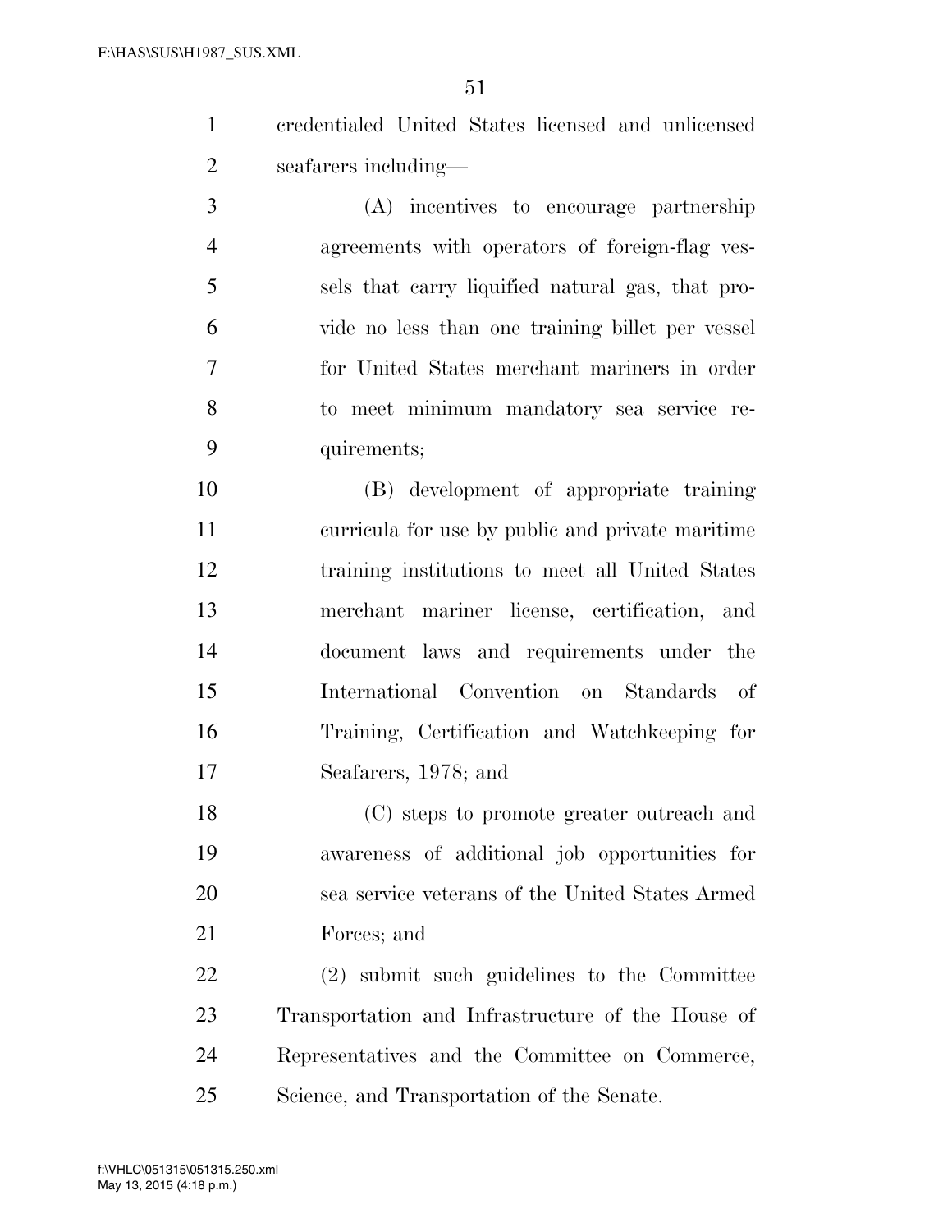credentialed United States licensed and unlicensed seafarers including—

(A) incentives to encourage partnership agreements with operators of foreign-flag vessels that carry liquified natural gas, that provide no less than one training billet per vessel for United States merchant mariners in order to meet minimum mandatory sea service requirements;

(B) development of appropriate training curricula for use by public and private maritime training institutions to meet all United States merchant mariner license, certification, and document laws and requirements under the International Convention on Standards of Training, Certification and Watchkeeping for Seafarers, 1978; and

(C) steps to promote greater outreach and awareness of additional job opportunities for sea service veterans of the United States Armed Forces; and

(2) submit such guidelines to the Committee Transportation and Infrastructure of the House of Representatives and the Committee on Commerce, Science, and Transportation of the Senate.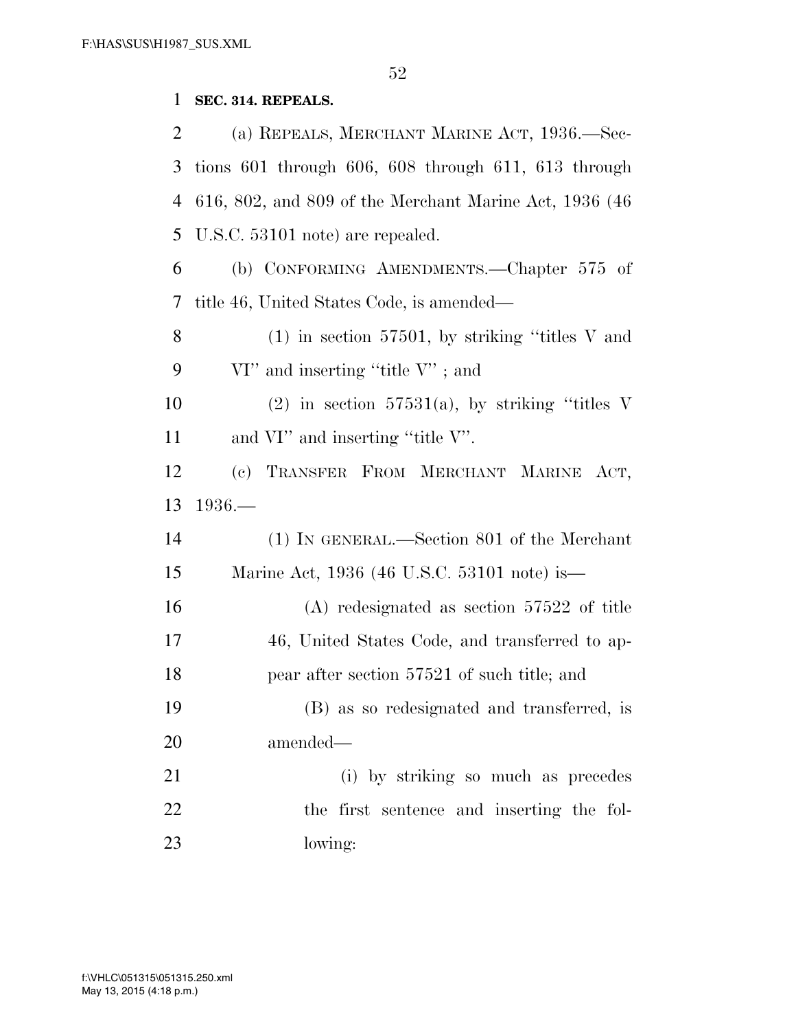**SEC. 314. REPEALS.**

(a) REPEALS, MERCHANT MARINE ACT, 1936.—Sections 601 through 606, 608 through 611, 613 through 616, 802, and 809 of the Merchant Marine Act, 1936 (46 U.S.C. 53101 note) are repealed.

(b) CONFORMING AMENDMENTS.—Chapter 575 of title 46, United States Code, is amended—

(1) in section 57501, by striking "titles V and VI" and inserting "title V" ; and

(2) in section 57531(a), by striking "titles V and VI" and inserting "title V".

(c) TRANSFER FROM MERCHANT MARINE ACT, 1936.—

(1) IN GENERAL.—Section 801 of the Merchant Marine Act, 1936 (46 U.S.C. 53101 note) is—

(A) redesignated as section 57522 of title 46, United States Code, and transferred to appear after section 57521 of such title; and

(B) as so redesignated and transferred, is amended—

(i) by striking so much as precedes the first sentence and inserting the following: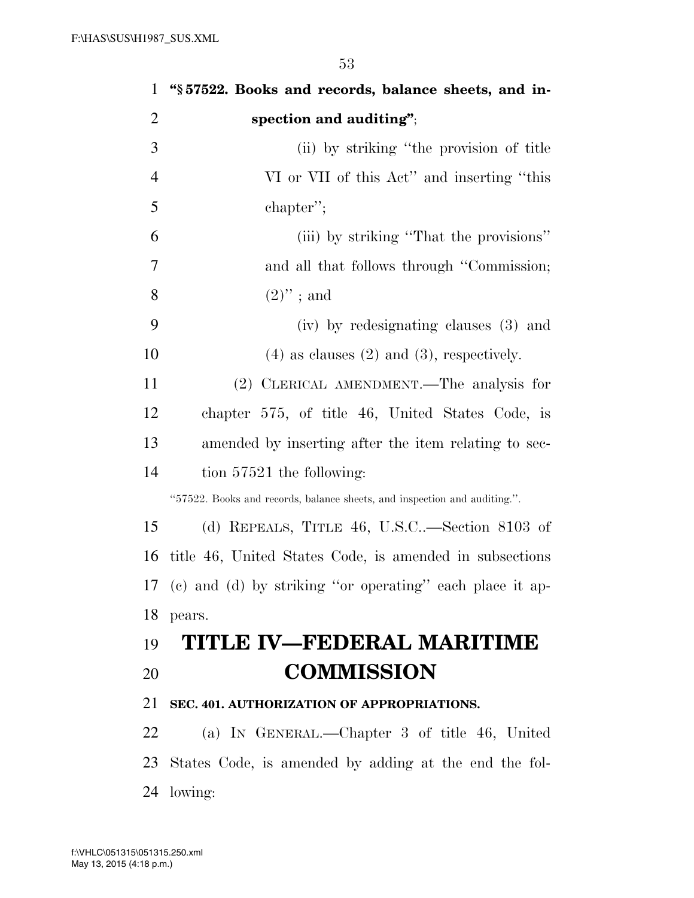**"§ 57522. Books and records, balance sheets, and inspection and auditing"**;

(ii) by striking "the provision of title VI or VII of this Act" and inserting "this chapter";

(iii) by striking "That the provisions" and all that follows through "Commission; (2)" ; and

(iv) by redesignating clauses (3) and (4) as clauses (2) and (3), respectively.

(2) CLERICAL AMENDMENT.—The analysis for chapter 575, of title 46, United States Code, is amended by inserting after the item relating to section 57521 the following:

"57522. Books and records, balance sheets, and inspection and auditing.".

(d) REPEALS, TITLE 46, U.S.C..—Section 8103 of title 46, United States Code, is amended in subsections (c) and (d) by striking "or operating" each place it appears.

# TITLE IV—FEDERAL MARITIME COMMISSION

## SEC. 401. AUTHORIZATION OF APPROPRIATIONS.

(a) IN GENERAL.—Chapter 3 of title 46, United States Code, is amended by adding at the end the following: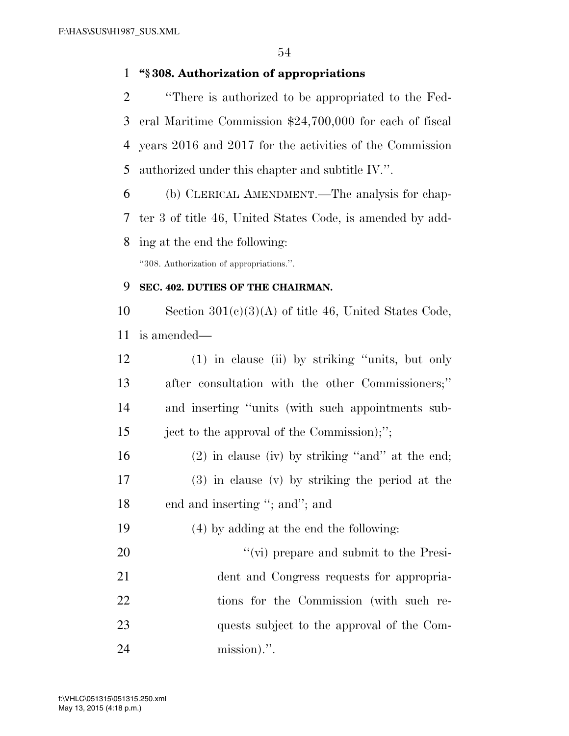**"§ 308. Authorization of appropriations**

"There is authorized to be appropriated to the Federal Maritime Commission $24,700,000 for each of fiscal years 2016 and 2017 for the activities of the Commission authorized under this chapter and subtitle IV.".

(b) CLERICAL AMENDMENT.—The analysis for chapter 3 of title 46, United States Code, is amended by adding at the end the following:

"308. Authorization of appropriations.".

**SEC. 402. DUTIES OF THE CHAIRMAN.**

Section 301(c)(3)(A) of title 46, United States Code, is amended—

(1) in clause (ii) by striking "units, but only after consultation with the other Commissioners;" and inserting "units (with such appointments subject to the approval of the Commission);";

(2) in clause (iv) by striking "and" at the end;

(3) in clause (v) by striking the period at the end and inserting "; and"; and

(4) by adding at the end the following:

"(vi) prepare and submit to the President and Congress requests for appropriations for the Commission (with such requests subject to the approval of the Commission).".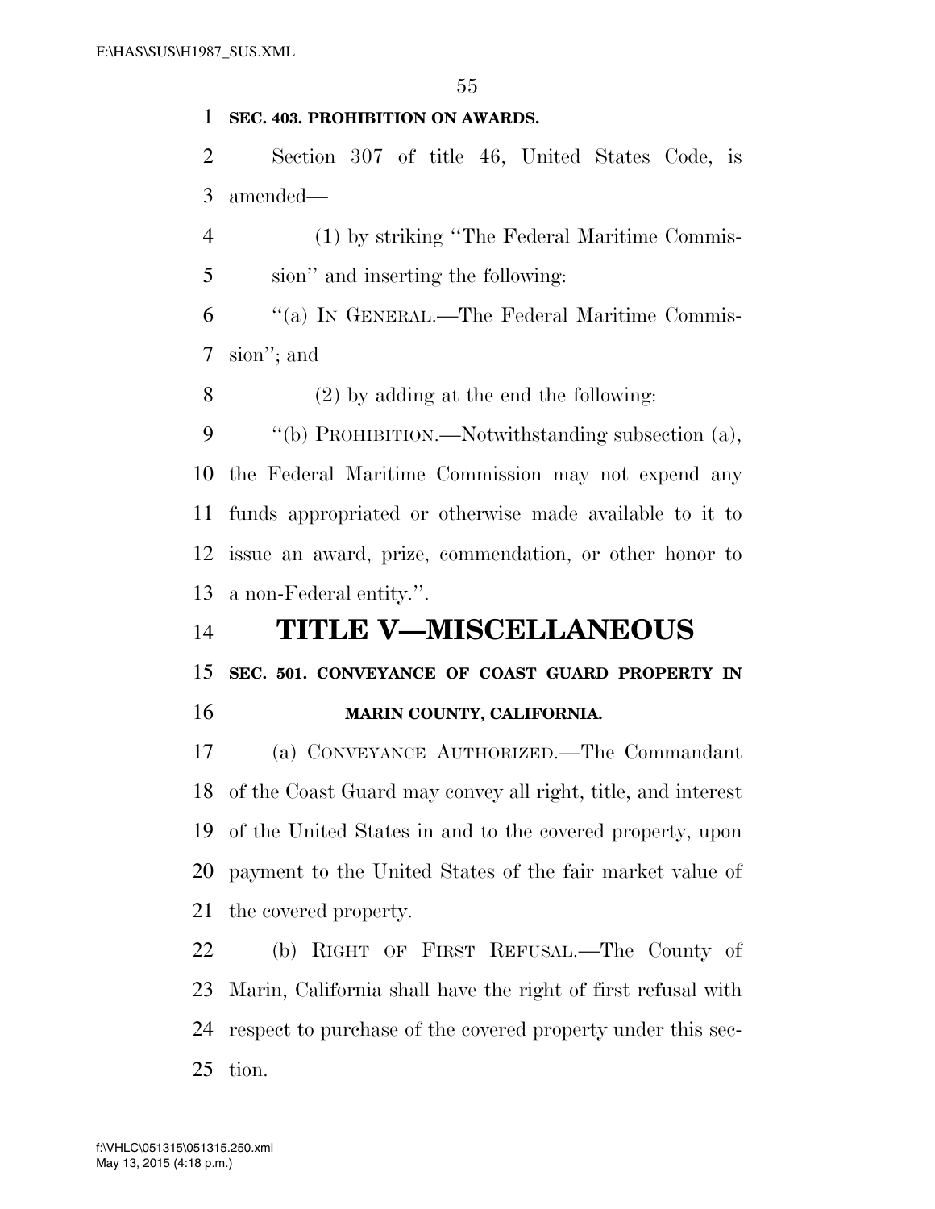**SEC. 403. PROHIBITION ON AWARDS.**

Section 307 of title 46, United States Code, is amended—

(1) by striking "The Federal Maritime Commission" and inserting the following:

"(a) IN GENERAL.—The Federal Maritime Commission"; and

(2) by adding at the end the following:

"(b) PROHIBITION.—Notwithstanding subsection (a), the Federal Maritime Commission may not expend any funds appropriated or otherwise made available to it to issue an award, prize, commendation, or other honor to a non-Federal entity.".

# TITLE V—MISCELLANEOUS

**SEC. 501. CONVEYANCE OF COAST GUARD PROPERTY IN MARIN COUNTY, CALIFORNIA.**

(a) CONVEYANCE AUTHORIZED.—The Commandant of the Coast Guard may convey all right, title, and interest of the United States in and to the covered property, upon payment to the United States of the fair market value of the covered property.

(b) RIGHT OF FIRST REFUSAL.—The County of Marin, California shall have the right of first refusal with respect to purchase of the covered property under this section.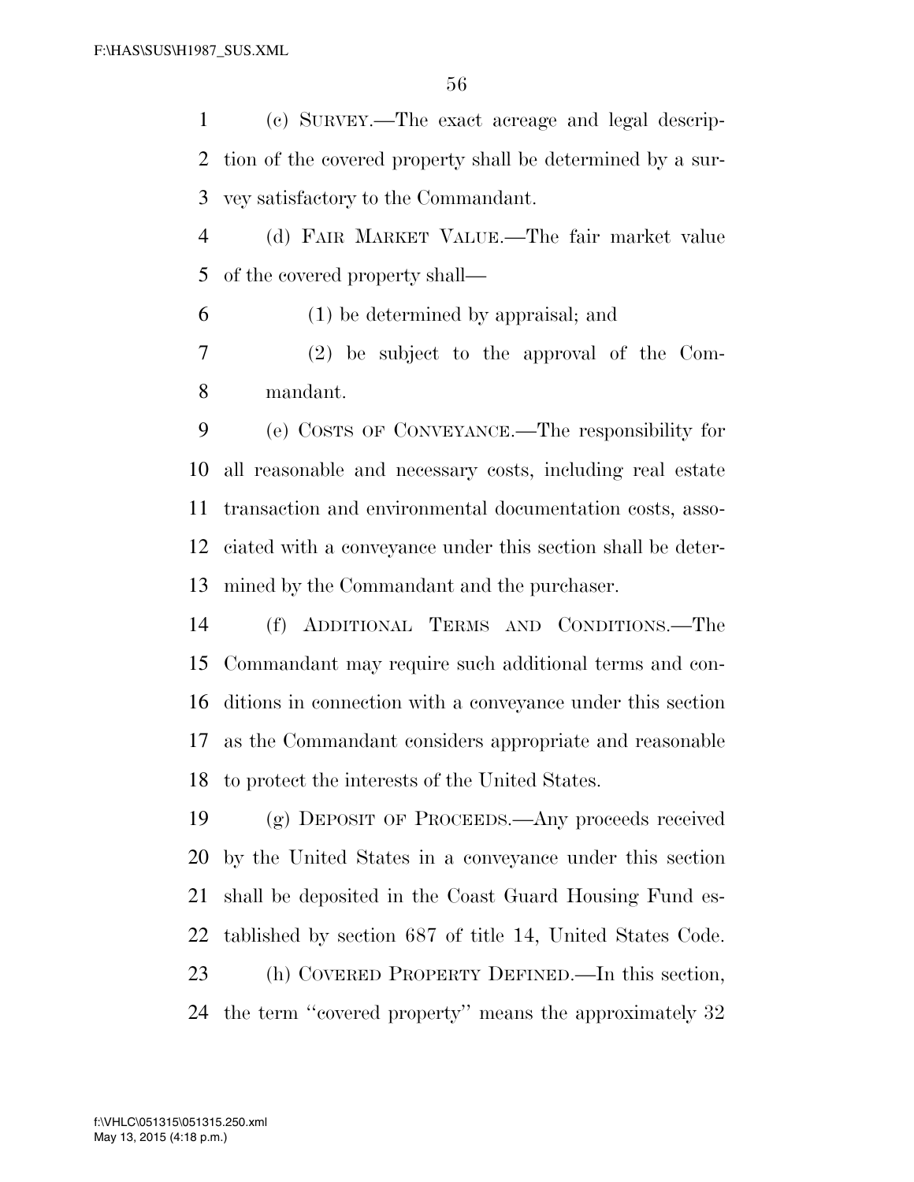(c) SURVEY.—The exact acreage and legal description of the covered property shall be determined by a survey satisfactory to the Commandant.

(d) FAIR MARKET VALUE.—The fair market value of the covered property shall—

(1) be determined by appraisal; and

(2) be subject to the approval of the Commandant.

(e) COSTS OF CONVEYANCE.—The responsibility for all reasonable and necessary costs, including real estate transaction and environmental documentation costs, associated with a conveyance under this section shall be determined by the Commandant and the purchaser.

(f) ADDITIONAL TERMS AND CONDITIONS.—The Commandant may require such additional terms and conditions in connection with a conveyance under this section as the Commandant considers appropriate and reasonable to protect the interests of the United States.

(g) DEPOSIT OF PROCEEDS.—Any proceeds received by the United States in a conveyance under this section shall be deposited in the Coast Guard Housing Fund established by section 687 of title 14, United States Code.

(h) COVERED PROPERTY DEFINED.—In this section, the term ''covered property'' means the approximately 32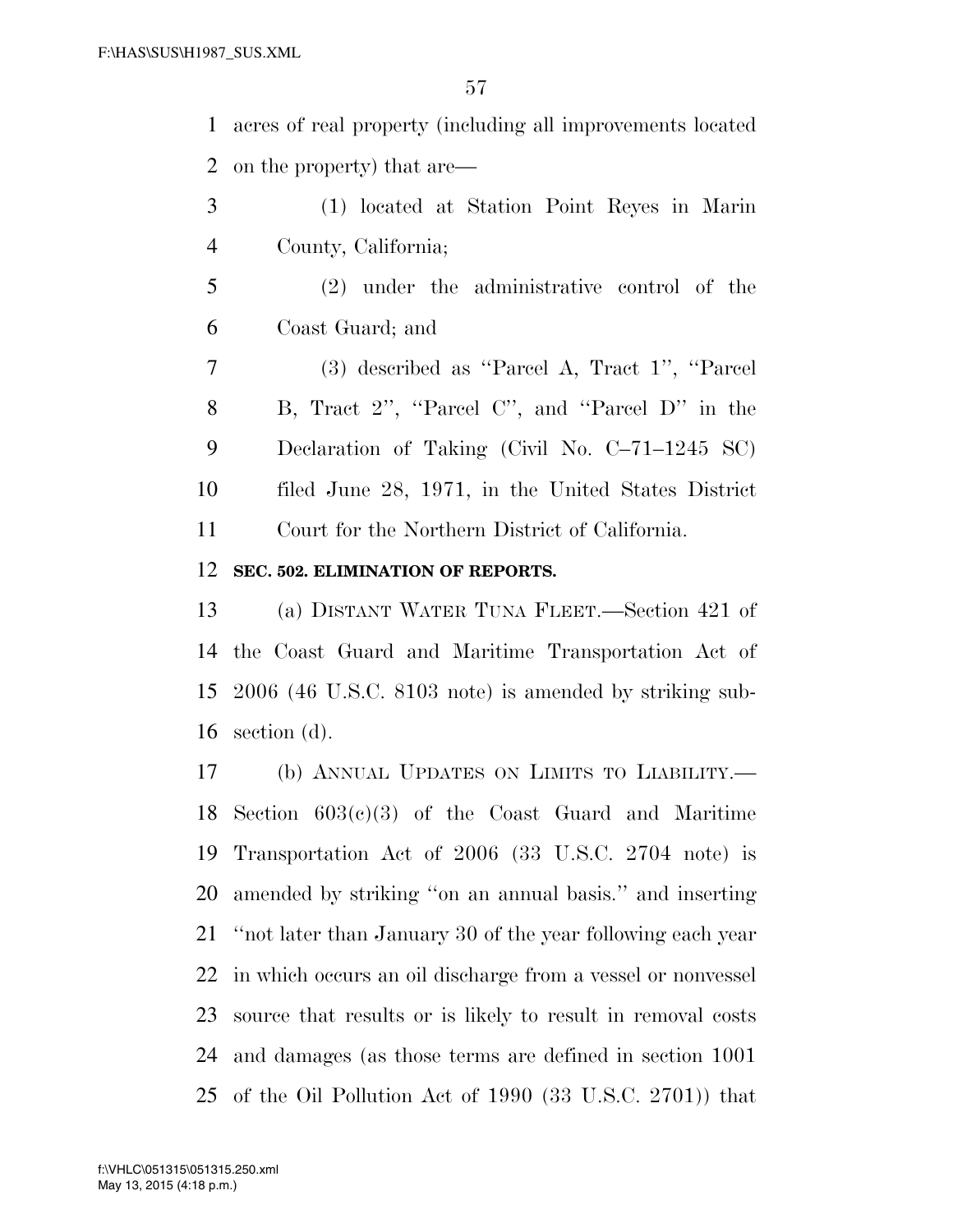acres of real property (including all improvements located on the property) that are—

(1) located at Station Point Reyes in Marin County, California;

(2) under the administrative control of the Coast Guard; and

(3) described as ''Parcel A, Tract 1'', ''Parcel B, Tract 2'', ''Parcel C'', and ''Parcel D'' in the Declaration of Taking (Civil No. C–71–1245 SC) filed June 28, 1971, in the United States District Court for the Northern District of California.

**SEC. 502. ELIMINATION OF REPORTS.**

(a) DISTANT WATER TUNA FLEET.—Section 421 of the Coast Guard and Maritime Transportation Act of 2006 (46 U.S.C. 8103 note) is amended by striking subsection (d).

(b) ANNUAL UPDATES ON LIMITS TO LIABILITY.—Section 603(c)(3) of the Coast Guard and Maritime Transportation Act of 2006 (33 U.S.C. 2704 note) is amended by striking ''on an annual basis.'' and inserting ''not later than January 30 of the year following each year in which occurs an oil discharge from a vessel or nonvessel source that results or is likely to result in removal costs and damages (as those terms are defined in section 1001 of the Oil Pollution Act of 1990 (33 U.S.C. 2701)) that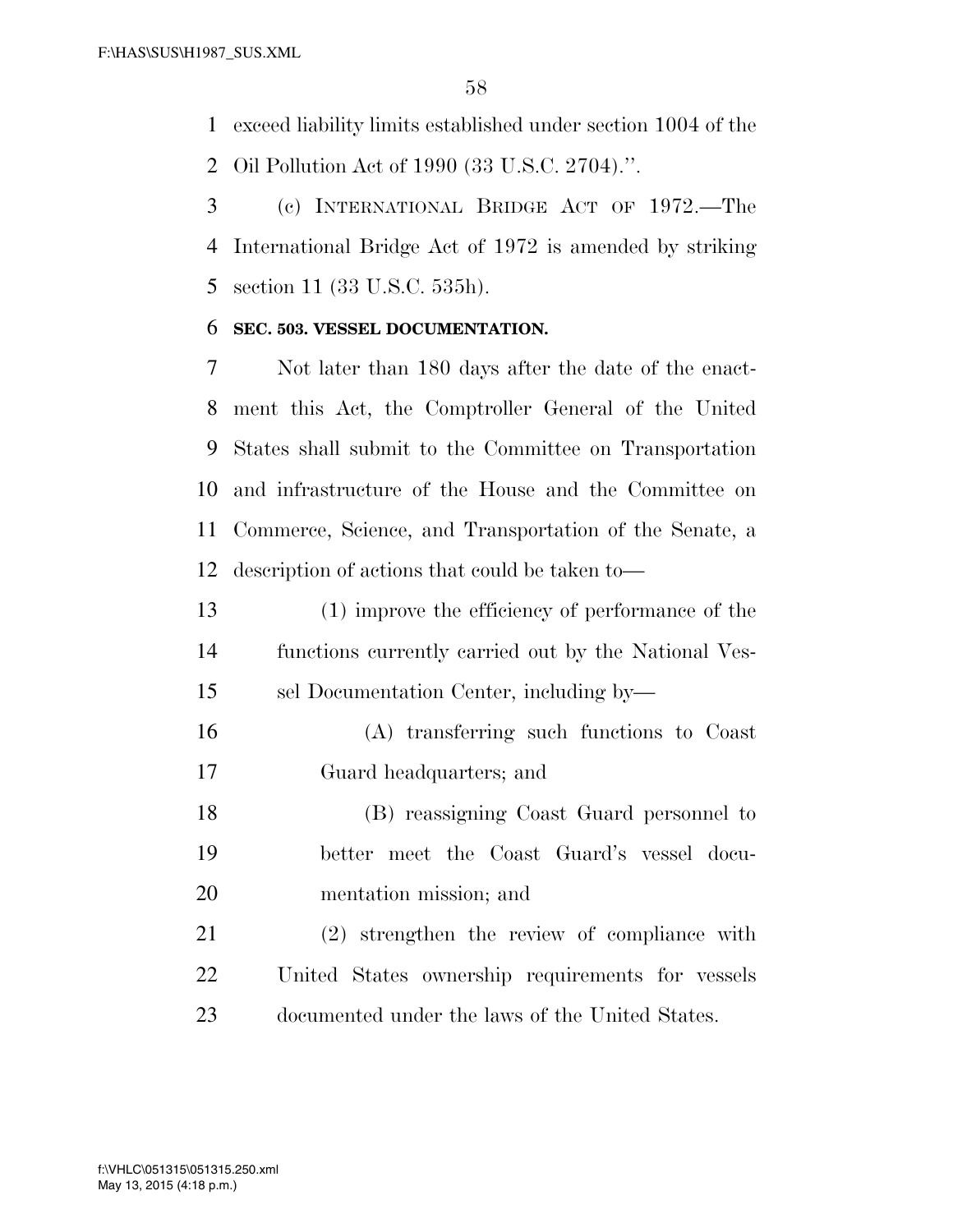exceed liability limits established under section 1004 of the Oil Pollution Act of 1990 (33 U.S.C. 2704).''.

(c) INTERNATIONAL BRIDGE ACT OF 1972.—The International Bridge Act of 1972 is amended by striking section 11 (33 U.S.C. 535h).

**SEC. 503. VESSEL DOCUMENTATION.**

Not later than 180 days after the date of the enactment this Act, the Comptroller General of the United States shall submit to the Committee on Transportation and infrastructure of the House and the Committee on Commerce, Science, and Transportation of the Senate, a description of actions that could be taken to—

(1) improve the efficiency of performance of the functions currently carried out by the National Vessel Documentation Center, including by—

(A) transferring such functions to Coast Guard headquarters; and

(B) reassigning Coast Guard personnel to better meet the Coast Guard's vessel documentation mission; and

(2) strengthen the review of compliance with United States ownership requirements for vessels documented under the laws of the United States.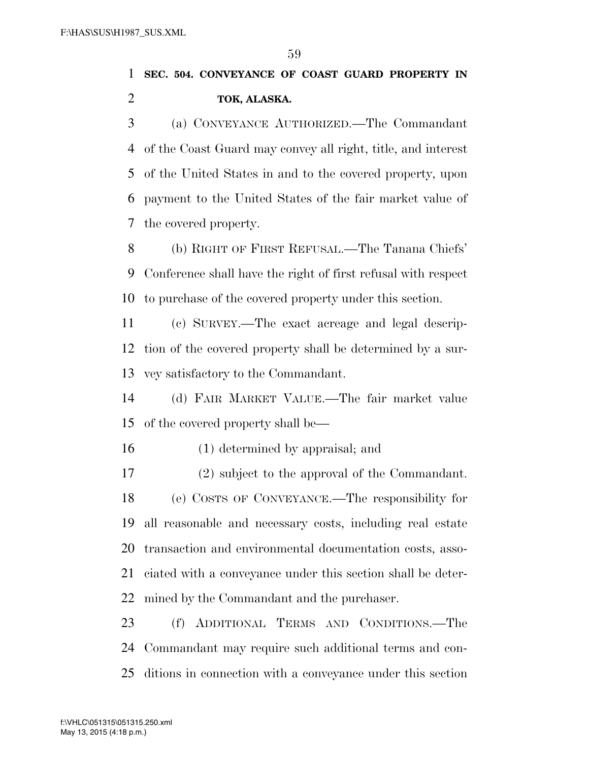**SEC. 504. CONVEYANCE OF COAST GUARD PROPERTY IN TOK, ALASKA.**

(a) CONVEYANCE AUTHORIZED.—The Commandant of the Coast Guard may convey all right, title, and interest of the United States in and to the covered property, upon payment to the United States of the fair market value of the covered property.

(b) RIGHT OF FIRST REFUSAL.—The Tanana Chiefs' Conference shall have the right of first refusal with respect to purchase of the covered property under this section.

(c) SURVEY.—The exact acreage and legal description of the covered property shall be determined by a survey satisfactory to the Commandant.

(d) FAIR MARKET VALUE.—The fair market value of the covered property shall be—

(1) determined by appraisal; and

(2) subject to the approval of the Commandant.

(e) COSTS OF CONVEYANCE.—The responsibility for all reasonable and necessary costs, including real estate transaction and environmental documentation costs, associated with a conveyance under this section shall be determined by the Commandant and the purchaser.

(f) ADDITIONAL TERMS AND CONDITIONS.—The Commandant may require such additional terms and conditions in connection with a conveyance under this section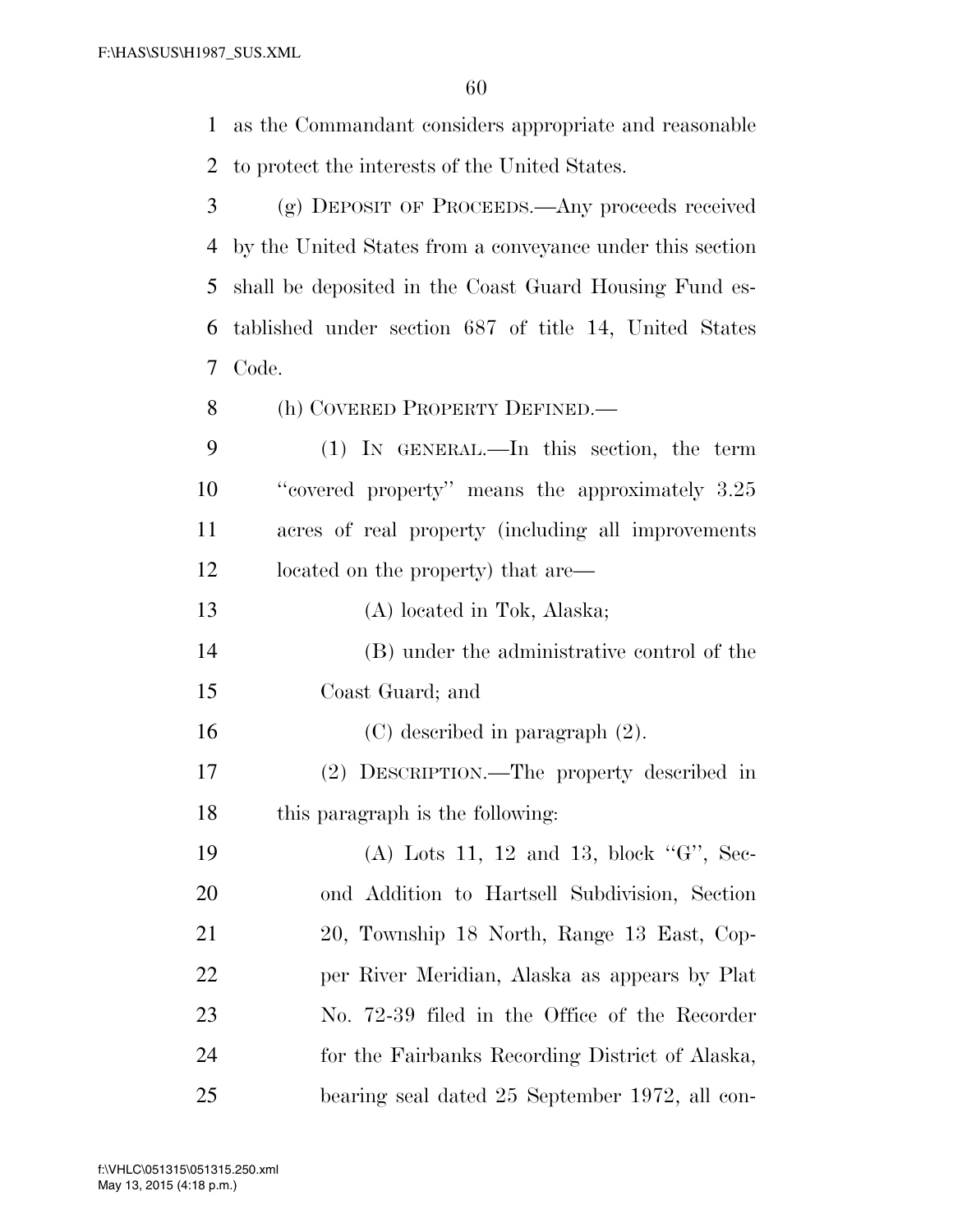as the Commandant considers appropriate and reasonable to protect the interests of the United States.

(g) DEPOSIT OF PROCEEDS.—Any proceeds received by the United States from a conveyance under this section shall be deposited in the Coast Guard Housing Fund established under section 687 of title 14, United States Code.

(h) COVERED PROPERTY DEFINED.—

(1) IN GENERAL.—In this section, the term ''covered property'' means the approximately 3.25 acres of real property (including all improvements located on the property) that are—

(A) located in Tok, Alaska;

(B) under the administrative control of the Coast Guard; and

(C) described in paragraph (2).

(2) DESCRIPTION.—The property described in this paragraph is the following:

(A) Lots 11, 12 and 13, block ''G'', Second Addition to Hartsell Subdivision, Section 20, Township 18 North, Range 13 East, Copper River Meridian, Alaska as appears by Plat No. 72-39 filed in the Office of the Recorder for the Fairbanks Recording District of Alaska, bearing seal dated 25 September 1972, all con-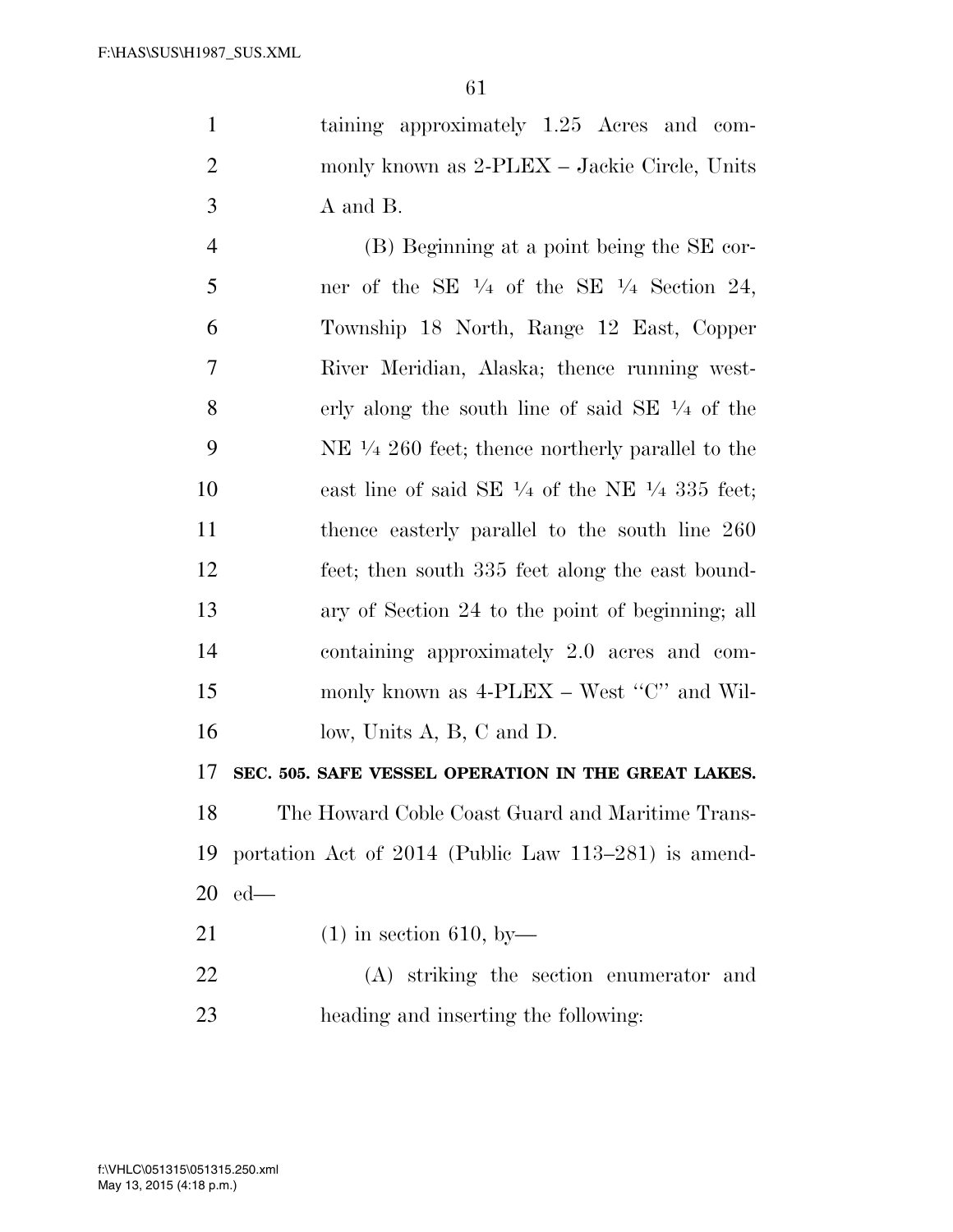taining approximately 1.25 Acres and commonly known as 2-PLEX – Jackie Circle, Units A and B.

(B) Beginning at a point being the SE corner of the SE ¼ of the SE ¼ Section 24, Township 18 North, Range 12 East, Copper River Meridian, Alaska; thence running westerly along the south line of said SE ¼ of the NE ¼ 260 feet; thence northerly parallel to the east line of said SE ¼ of the NE ¼ 335 feet; thence easterly parallel to the south line 260 feet; then south 335 feet along the east boundary of Section 24 to the point of beginning; all containing approximately 2.0 acres and commonly known as 4-PLEX – West "C" and Willow, Units A, B, C and D.

**SEC. 505. SAFE VESSEL OPERATION IN THE GREAT LAKES.**

The Howard Coble Coast Guard and Maritime Transportation Act of 2014 (Public Law 113–281) is amended—

(1) in section 610, by—

(A) striking the section enumerator and heading and inserting the following: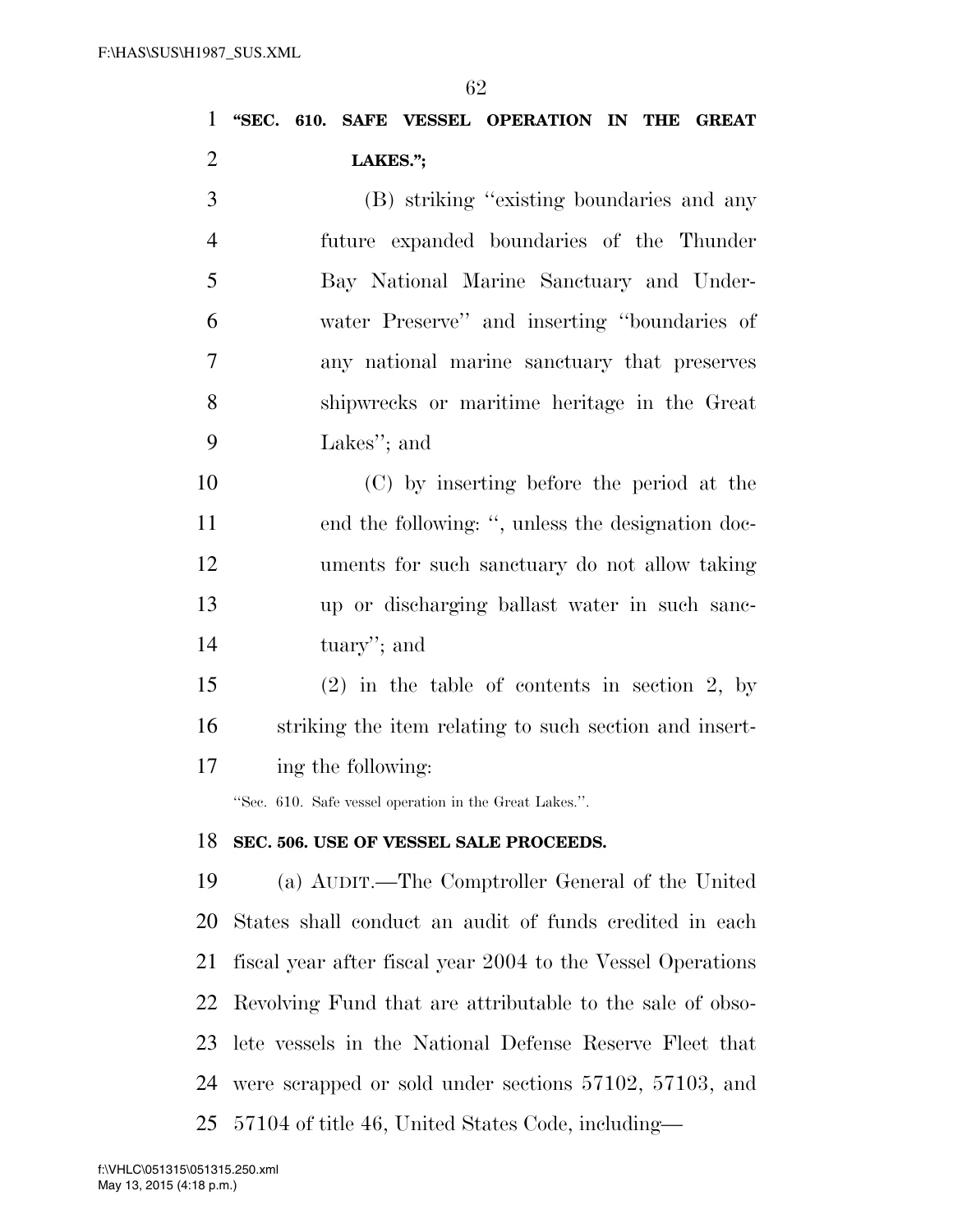**"SEC. 610. SAFE VESSEL OPERATION IN THE GREAT LAKES.";**

(B) striking "existing boundaries and any future expanded boundaries of the Thunder Bay National Marine Sanctuary and Underwater Preserve" and inserting "boundaries of any national marine sanctuary that preserves shipwrecks or maritime heritage in the Great Lakes"; and

(C) by inserting before the period at the end the following: ", unless the designation documents for such sanctuary do not allow taking up or discharging ballast water in such sanctuary"; and

(2) in the table of contents in section 2, by striking the item relating to such section and inserting the following:

"Sec. 610. Safe vessel operation in the Great Lakes.".

**SEC. 506. USE OF VESSEL SALE PROCEEDS.**

(a) AUDIT.—The Comptroller General of the United States shall conduct an audit of funds credited in each fiscal year after fiscal year 2004 to the Vessel Operations Revolving Fund that are attributable to the sale of obsolete vessels in the National Defense Reserve Fleet that were scrapped or sold under sections 57102, 57103, and 57104 of title 46, United States Code, including—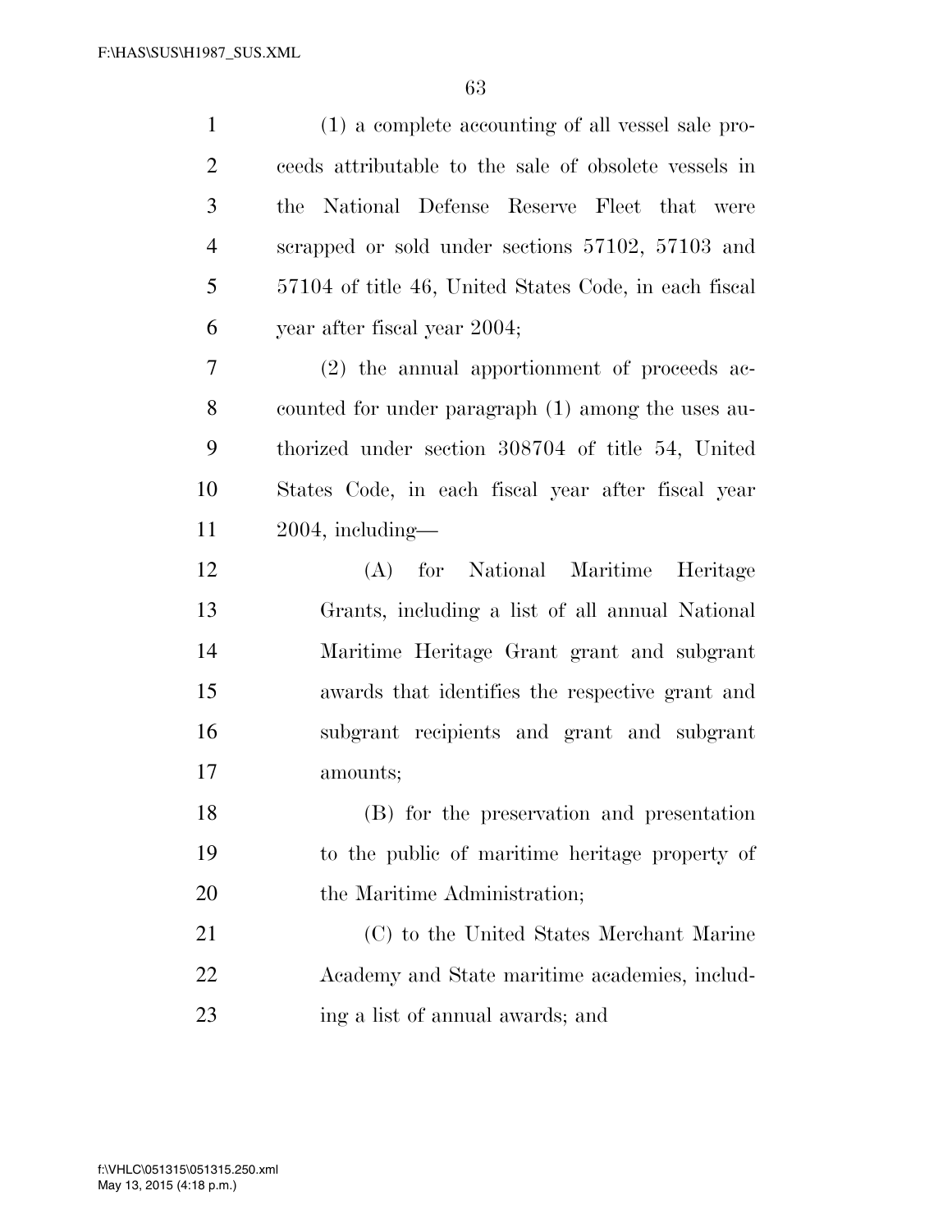(1) a complete accounting of all vessel sale proceeds attributable to the sale of obsolete vessels in the National Defense Reserve Fleet that were scrapped or sold under sections 57102, 57103 and 57104 of title 46, United States Code, in each fiscal year after fiscal year 2004;

(2) the annual apportionment of proceeds accounted for under paragraph (1) among the uses authorized under section 308704 of title 54, United States Code, in each fiscal year after fiscal year 2004, including—

(A) for National Maritime Heritage Grants, including a list of all annual National Maritime Heritage Grant grant and subgrant awards that identifies the respective grant and subgrant recipients and grant and subgrant amounts;

(B) for the preservation and presentation to the public of maritime heritage property of the Maritime Administration;

(C) to the United States Merchant Marine Academy and State maritime academies, including a list of annual awards; and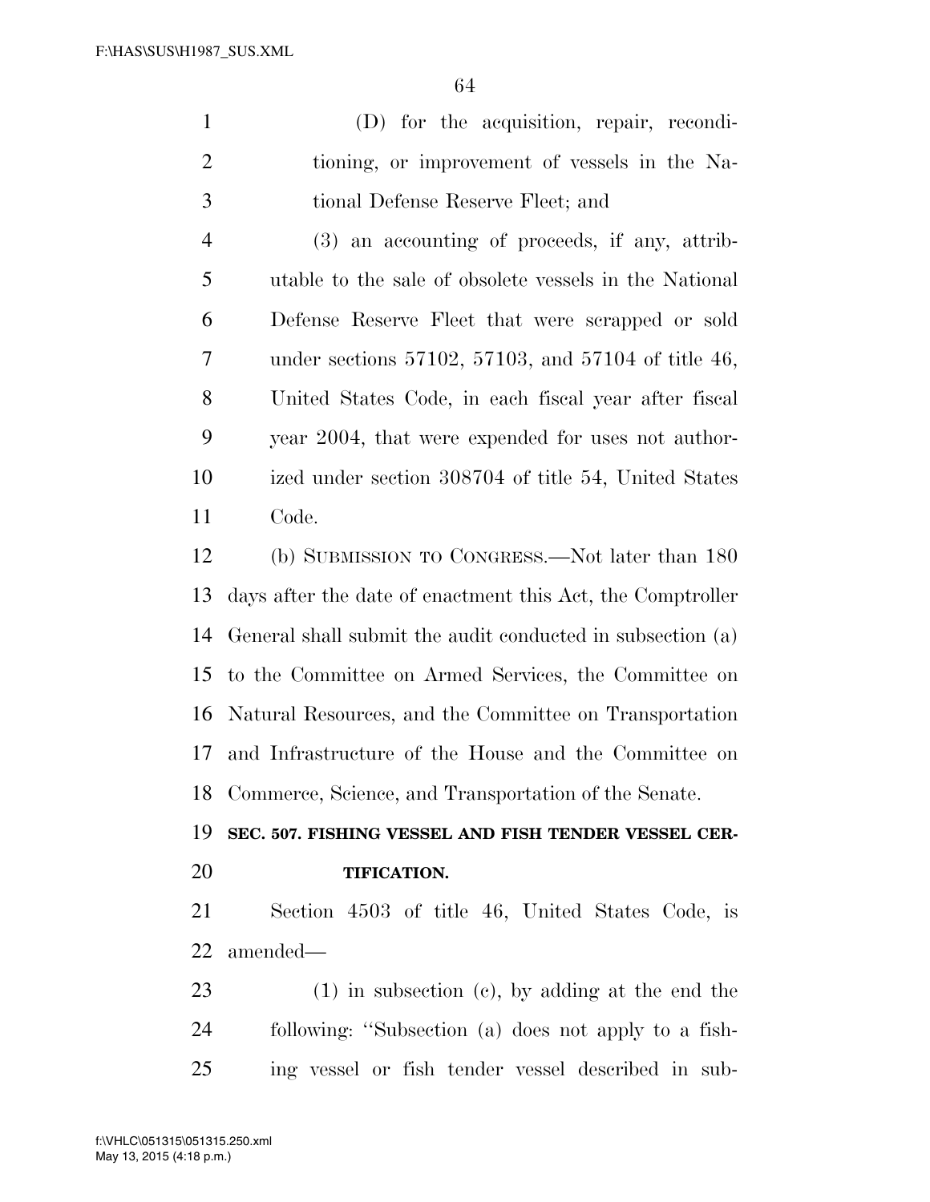(D) for the acquisition, repair, reconditioning, or improvement of vessels in the National Defense Reserve Fleet; and

(3) an accounting of proceeds, if any, attributable to the sale of obsolete vessels in the National Defense Reserve Fleet that were scrapped or sold under sections 57102, 57103, and 57104 of title 46, United States Code, in each fiscal year after fiscal year 2004, that were expended for uses not authorized under section 308704 of title 54, United States Code.

(b) SUBMISSION TO CONGRESS.—Not later than 180 days after the date of enactment this Act, the Comptroller General shall submit the audit conducted in subsection (a) to the Committee on Armed Services, the Committee on Natural Resources, and the Committee on Transportation and Infrastructure of the House and the Committee on Commerce, Science, and Transportation of the Senate.

**SEC. 507. FISHING VESSEL AND FISH TENDER VESSEL CERTIFICATION.**

Section 4503 of title 46, United States Code, is amended—

(1) in subsection (c), by adding at the end the following: ''Subsection (a) does not apply to a fishing vessel or fish tender vessel described in sub-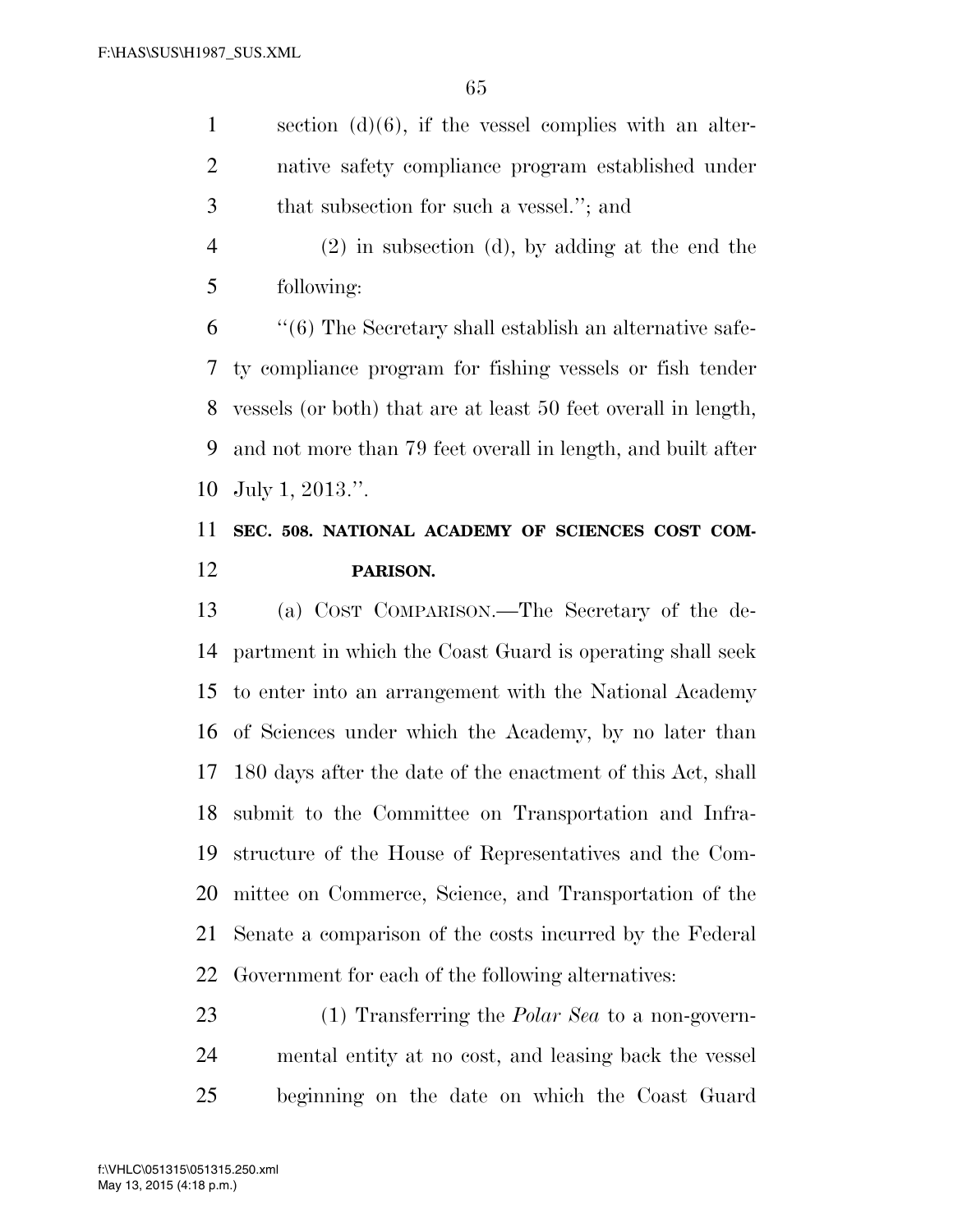section (d)(6), if the vessel complies with an alternative safety compliance program established under that subsection for such a vessel.''; and

(2) in subsection (d), by adding at the end the following:

''(6) The Secretary shall establish an alternative safety compliance program for fishing vessels or fish tender vessels (or both) that are at least 50 feet overall in length, and not more than 79 feet overall in length, and built after July 1, 2013.''.

**SEC. 508. NATIONAL ACADEMY OF SCIENCES COST COMPARISON.**

(a) COST COMPARISON.—The Secretary of the department in which the Coast Guard is operating shall seek to enter into an arrangement with the National Academy of Sciences under which the Academy, by no later than 180 days after the date of the enactment of this Act, shall submit to the Committee on Transportation and Infrastructure of the House of Representatives and the Committee on Commerce, Science, and Transportation of the Senate a comparison of the costs incurred by the Federal Government for each of the following alternatives:

(1) Transferring the *Polar Sea* to a non-governmental entity at no cost, and leasing back the vessel beginning on the date on which the Coast Guard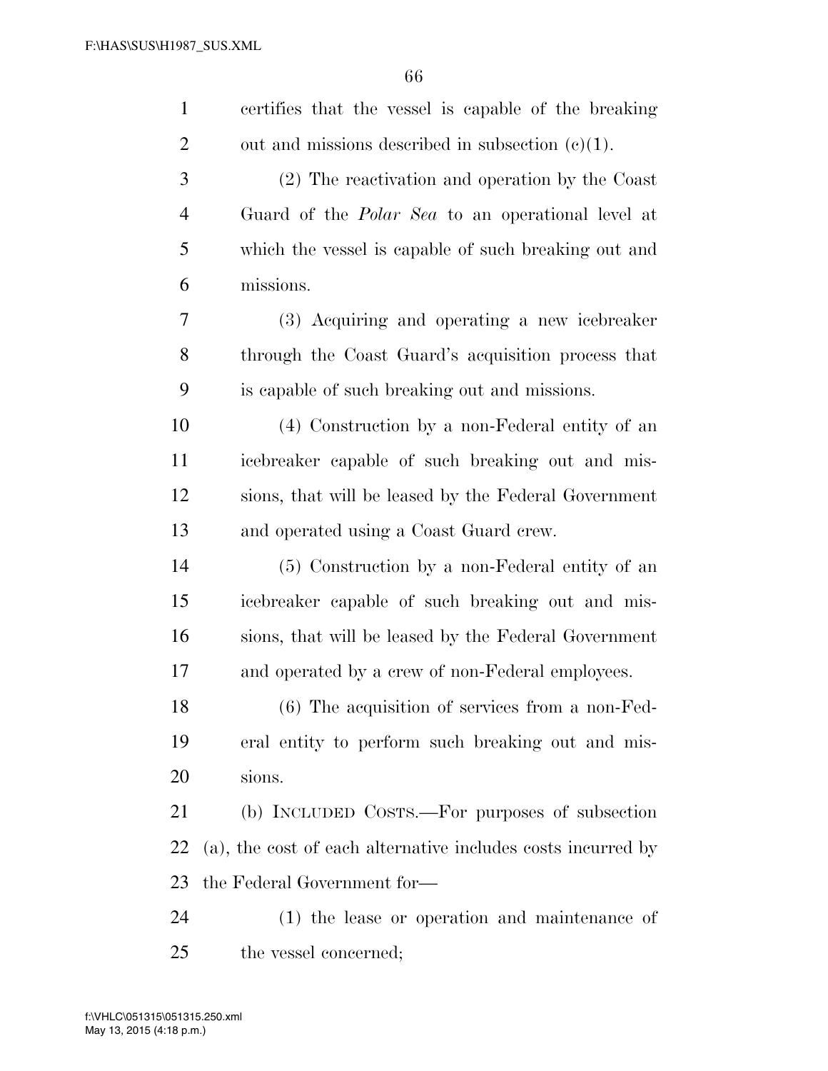certifies that the vessel is capable of the breaking out and missions described in subsection (c)(1).

(2) The reactivation and operation by the Coast Guard of the *Polar Sea* to an operational level at which the vessel is capable of such breaking out and missions.

(3) Acquiring and operating a new icebreaker through the Coast Guard's acquisition process that is capable of such breaking out and missions.

(4) Construction by a non-Federal entity of an icebreaker capable of such breaking out and missions, that will be leased by the Federal Government and operated using a Coast Guard crew.

(5) Construction by a non-Federal entity of an icebreaker capable of such breaking out and missions, that will be leased by the Federal Government and operated by a crew of non-Federal employees.

(6) The acquisition of services from a non-Federal entity to perform such breaking out and missions.

(b) INCLUDED COSTS.—For purposes of subsection (a), the cost of each alternative includes costs incurred by the Federal Government for—

(1) the lease or operation and maintenance of the vessel concerned;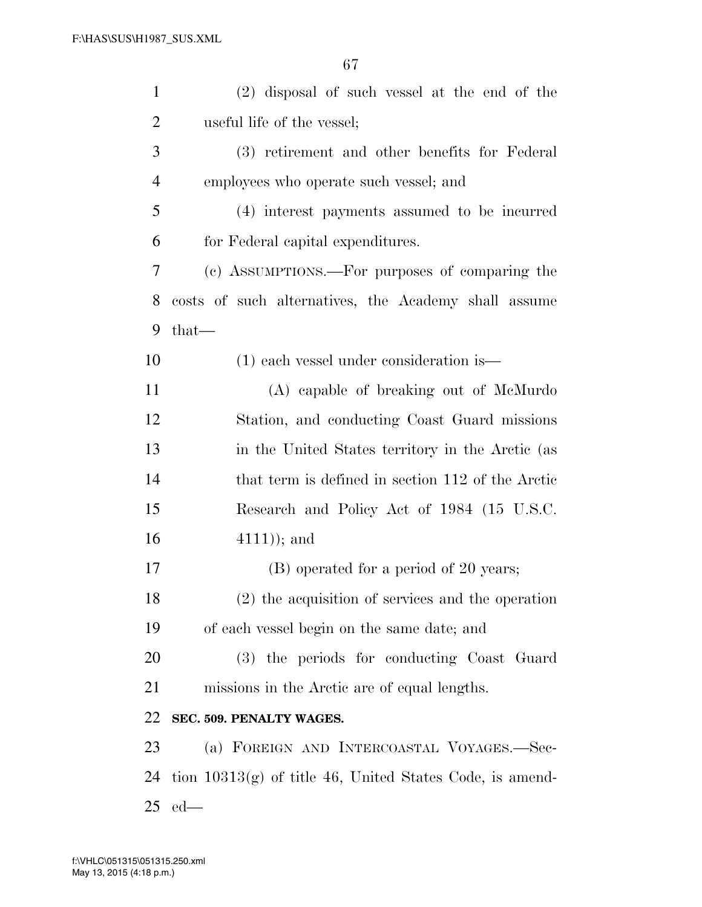(2) disposal of such vessel at the end of the useful life of the vessel;

(3) retirement and other benefits for Federal employees who operate such vessel; and

(4) interest payments assumed to be incurred for Federal capital expenditures.

(c) ASSUMPTIONS.—For purposes of comparing the costs of such alternatives, the Academy shall assume that—

(1) each vessel under consideration is—

(A) capable of breaking out of McMurdo Station, and conducting Coast Guard missions in the United States territory in the Arctic (as that term is defined in section 112 of the Arctic Research and Policy Act of 1984 (15 U.S.C. 4111)); and

(B) operated for a period of 20 years;

(2) the acquisition of services and the operation of each vessel begin on the same date; and

(3) the periods for conducting Coast Guard missions in the Arctic are of equal lengths.

**SEC. 509. PENALTY WAGES.**

(a) FOREIGN AND INTERCOASTAL VOYAGES.—Section 10313(g) of title 46, United States Code, is amended—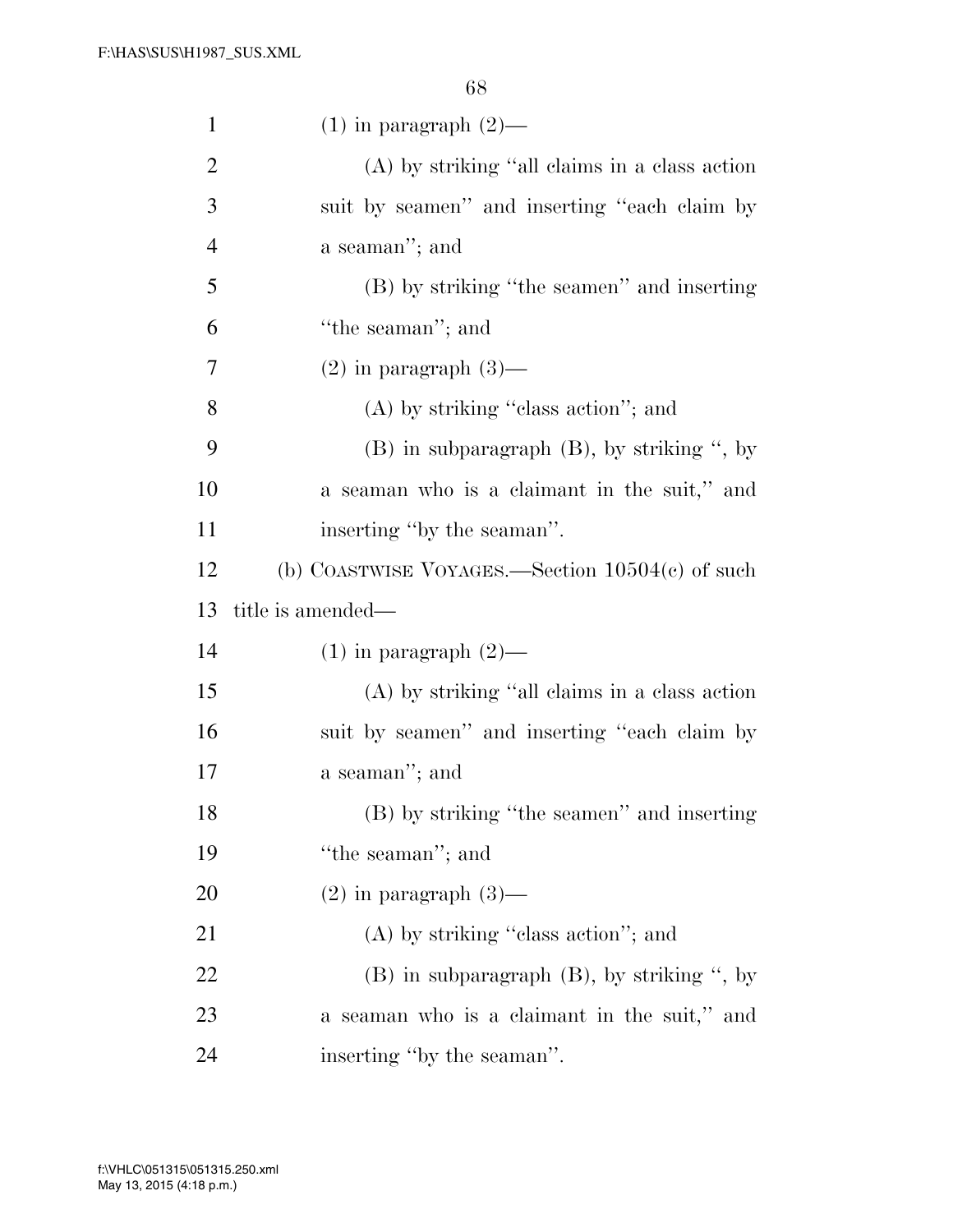(1) in paragraph (2)—

(A) by striking ''all claims in a class action suit by seamen'' and inserting ''each claim by a seaman''; and

(B) by striking ''the seamen'' and inserting ''the seaman''; and

(2) in paragraph (3)—

(A) by striking ''class action''; and

(B) in subparagraph (B), by striking '', by a seaman who is a claimant in the suit,'' and inserting ''by the seaman''.

(b) COASTWISE VOYAGES.—Section 10504(c) of such title is amended—

(1) in paragraph (2)—

(A) by striking ''all claims in a class action suit by seamen'' and inserting ''each claim by a seaman''; and

(B) by striking ''the seamen'' and inserting ''the seaman''; and

(2) in paragraph (3)—

(A) by striking ''class action''; and

(B) in subparagraph (B), by striking '', by a seaman who is a claimant in the suit,'' and inserting ''by the seaman''.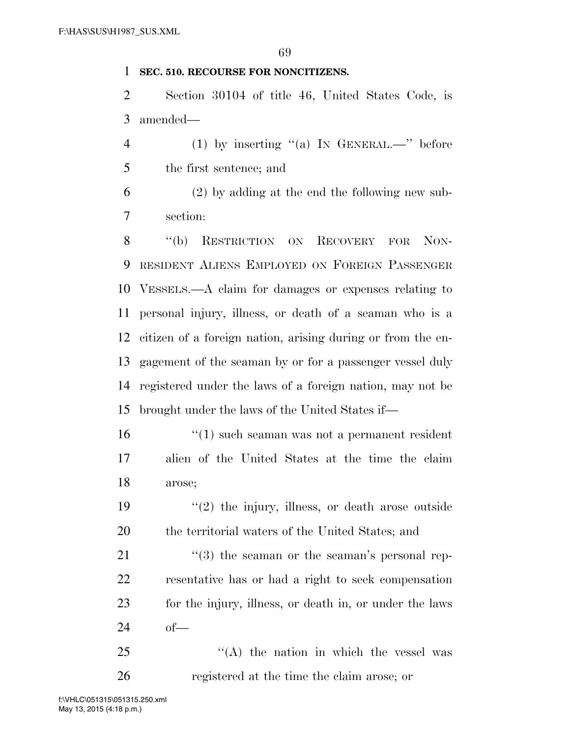**SEC. 510. RECOURSE FOR NONCITIZENS.**

Section 30104 of title 46, United States Code, is amended—

(1) by inserting "(a) IN GENERAL.—" before the first sentence; and

(2) by adding at the end the following new subsection:

"(b) RESTRICTION ON RECOVERY FOR NONRESIDENT ALIENS EMPLOYED ON FOREIGN PASSENGER VESSELS.—A claim for damages or expenses relating to personal injury, illness, or death of a seaman who is a citizen of a foreign nation, arising during or from the engagement of the seaman by or for a passenger vessel duly registered under the laws of a foreign nation, may not be brought under the laws of the United States if—

"(1) such seaman was not a permanent resident alien of the United States at the time the claim arose;

"(2) the injury, illness, or death arose outside the territorial waters of the United States; and

"(3) the seaman or the seaman's personal representative has or had a right to seek compensation for the injury, illness, or death in, or under the laws of—

"(A) the nation in which the vessel was registered at the time the claim arose; or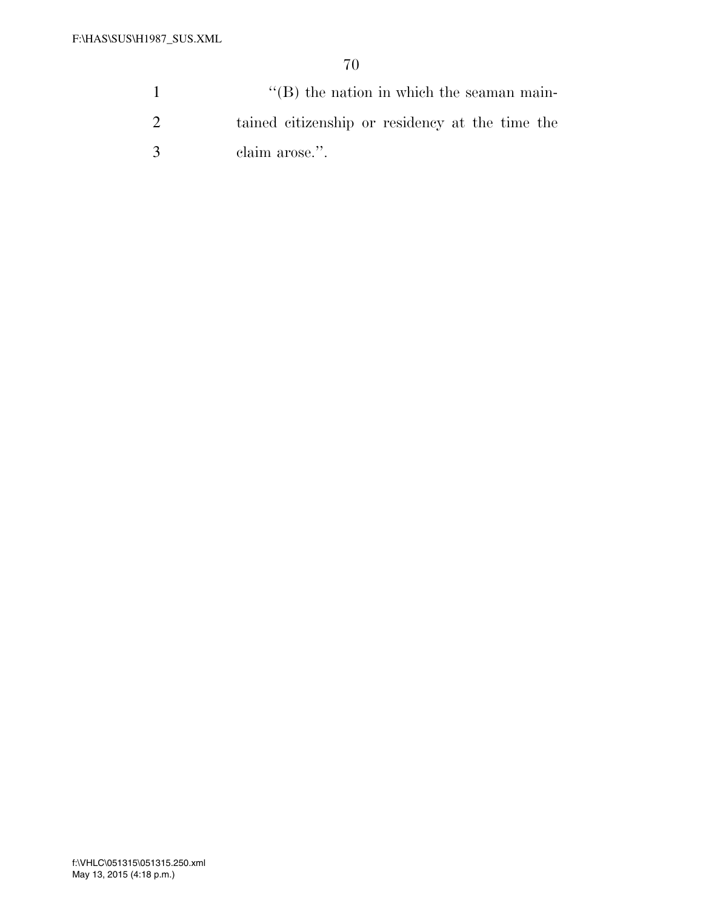"(B) the nation in which the seaman maintained citizenship or residency at the time the claim arose.".